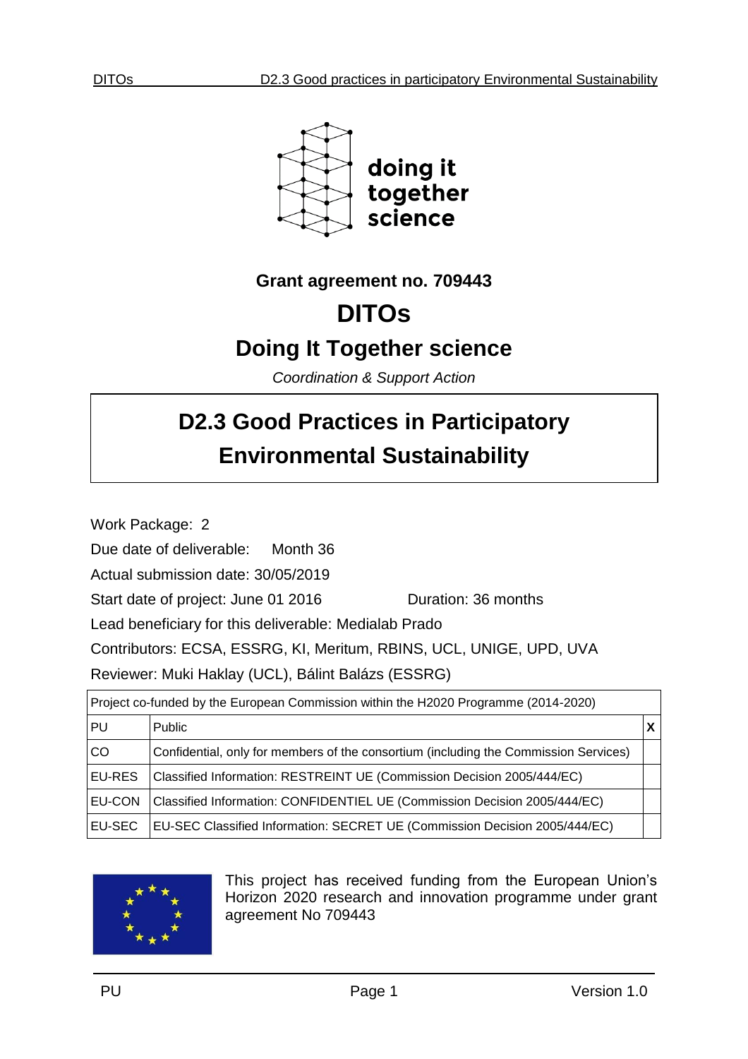doing it together science

**Grant agreement no. 709443**

# DITOs

## Doing It Together science

*Coordination & Support Action*

# D2.3 Good Practices in Participatory Environmental Sustainability

Work Package: 2

Due date of deliverable: Month 36

Actual submission date: 30/05/2019

Start date of project: June 01 2016 Duration: 36 months

Lead beneficiary for this deliverable: Medialab Prado

Contributors: ECSA, ESSRG, KI, Meritum, RBINS, UCL, UNIGE, UPD, UVA

Reviewer: Muki Haklay (UCL), Bálint Balázs (ESSRG)

| Project co-funded by the European Commission within the H2020 Programme (2014-2020) | | |
|---|---|---|
| PU | Public | X |
| CO | Confidential, only for members of the consortium (including the Commission Services) | |
| EU-RES | Classified Information: RESTREINT UE (Commission Decision 2005/444/EC) | |
| EU-CON | Classified Information: CONFIDENTIEL UE (Commission Decision 2005/444/EC) | |
| EU-SEC | EU-SEC Classified Information: SECRET UE (Commission Decision 2005/444/EC) | |

This project has received funding from the European Union's Horizon 2020 research and innovation programme under grant agreement No 709443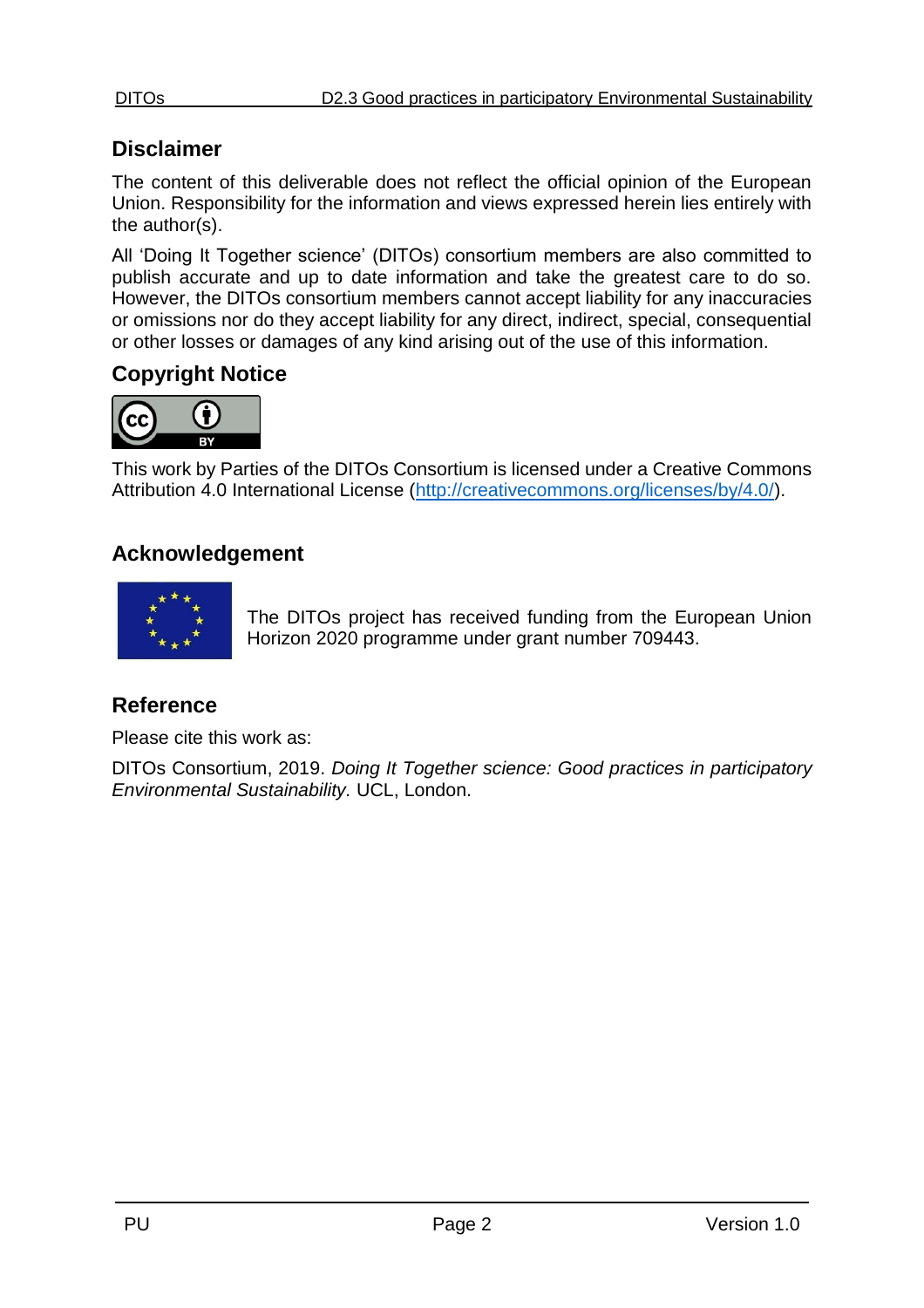## Disclaimer

The content of this deliverable does not reflect the official opinion of the European Union. Responsibility for the information and views expressed herein lies entirely with the author(s).

All 'Doing It Together science' (DITOs) consortium members are also committed to publish accurate and up to date information and take the greatest care to do so. However, the DITOs consortium members cannot accept liability for any inaccuracies or omissions nor do they accept liability for any direct, indirect, special, consequential or other losses or damages of any kind arising out of the use of this information.

## Copyright Notice

This work by Parties of the DITOs Consortium is licensed under a Creative Commons Attribution 4.0 International License (http://creativecommons.org/licenses/by/4.0/).

## Acknowledgement

The DITOs project has received funding from the European Union Horizon 2020 programme under grant number 709443.

## Reference

Please cite this work as:

DITOs Consortium, 2019. *Doing It Together science: Good practices in participatory Environmental Sustainability.* UCL, London.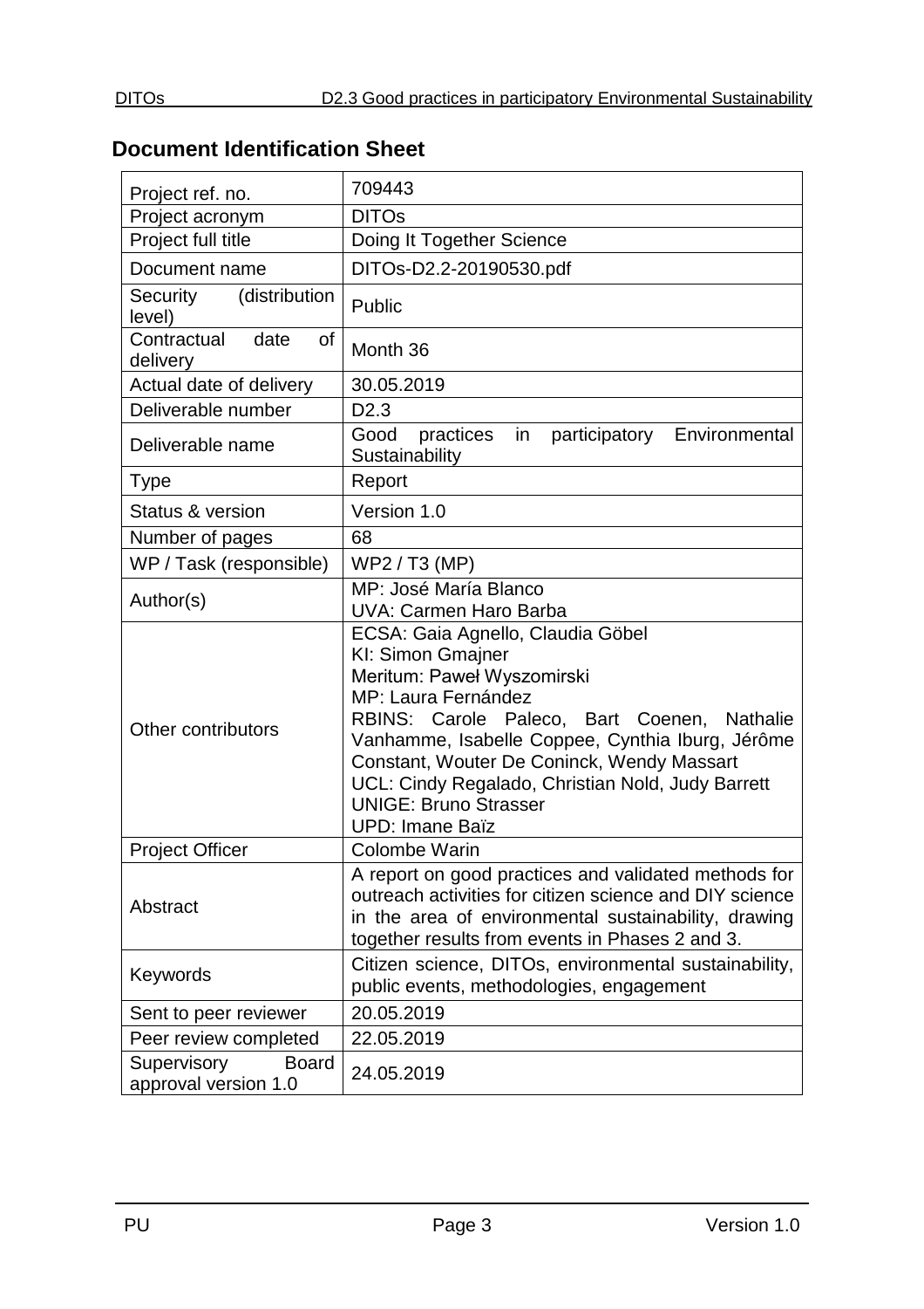## Document Identification Sheet

| | |
|---|---|
| Project ref. no. | 709443 |
| Project acronym | DITOs |
| Project full title | Doing It Together Science |
| Document name | DITOs-D2.2-20190530.pdf |
| Security (distribution level) | Public |
| Contractual date of delivery | Month 36 |
| Actual date of delivery | 30.05.2019 |
| Deliverable number | D2.3 |
| Deliverable name | Good practices in participatory Environmental Sustainability |
| Type | Report |
| Status & version | Version 1.0 |
| Number of pages | 68 |
| WP / Task (responsible) | WP2 / T3 (MP) |
| Author(s) | MP: José María Blanco<br>UVA: Carmen Haro Barba |
| Other contributors | ECSA: Gaia Agnello, Claudia Göbel<br>KI: Simon Gmajner<br>Meritum: Paweł Wyszomirski<br>MP: Laura Fernández<br>RBINS: Carole Paleco, Bart Coenen, Nathalie Vanhamme, Isabelle Coppee, Cynthia Iburg, Jérôme Constant, Wouter De Coninck, Wendy Massart<br>UCL: Cindy Regalado, Christian Nold, Judy Barrett<br>UNIGE: Bruno Strasser<br>UPD: Imane Baïz |
| Project Officer | Colombe Warin |
| Abstract | A report on good practices and validated methods for outreach activities for citizen science and DIY science in the area of environmental sustainability, drawing together results from events in Phases 2 and 3. |
| Keywords | Citizen science, DITOs, environmental sustainability, public events, methodologies, engagement |
| Sent to peer reviewer | 20.05.2019 |
| Peer review completed | 22.05.2019 |
| Supervisory Board approval version 1.0 | 24.05.2019 |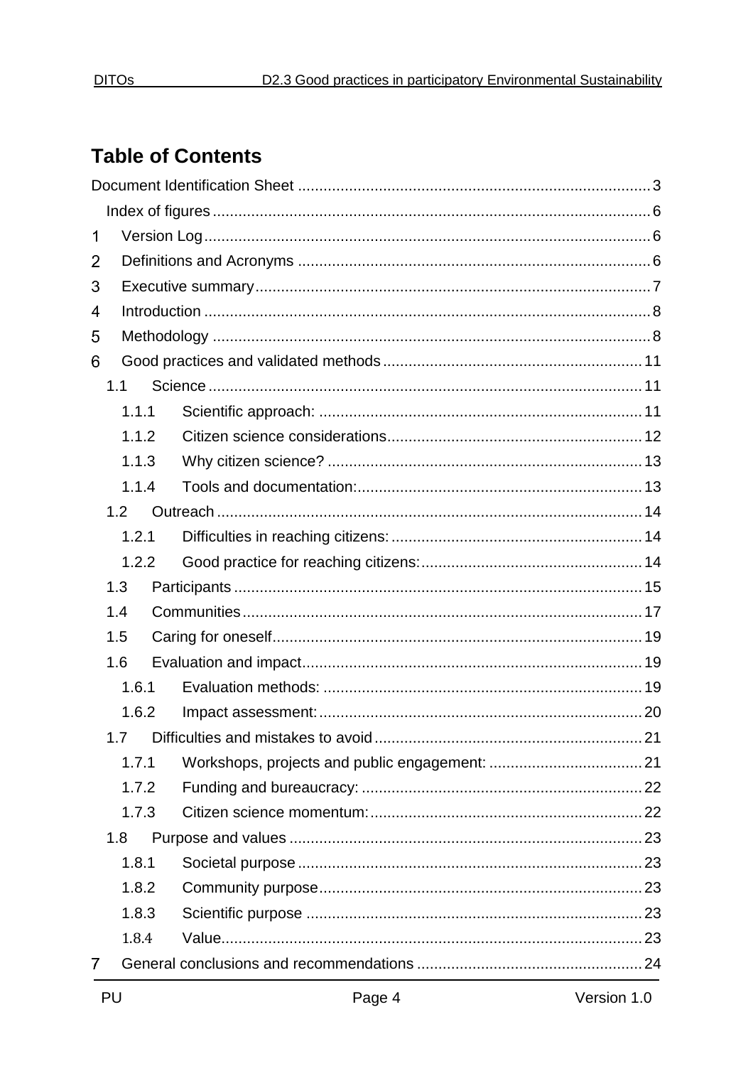## Table of Contents

Document Identification Sheet .................................................................................. 3

Index of figures ...................................................................................................... 6

1 Version Log ........................................................................................................ 6

2 Definitions and Acronyms .................................................................................. 6

3 Executive summary ............................................................................................ 7

4 Introduction ........................................................................................................ 8

5 Methodology ...................................................................................................... 8

6 Good practices and validated methods ............................................................. 11

1.1 Science ...................................................................................................... 11

1.1.1 Scientific approach: ............................................................................ 11

1.1.2 Citizen science considerations ............................................................ 12

1.1.3 Why citizen science? .......................................................................... 13

1.1.4 Tools and documentation: ................................................................... 13

1.2 Outreach .................................................................................................... 14

1.2.1 Difficulties in reaching citizens: ........................................................... 14

1.2.2 Good practice for reaching citizens: .................................................... 14

1.3 Participants ................................................................................................ 15

1.4 Communities .............................................................................................. 17

1.5 Caring for oneself ....................................................................................... 19

1.6 Evaluation and impact ................................................................................ 19

1.6.1 Evaluation methods: ........................................................................... 19

1.6.2 Impact assessment: ............................................................................ 20

1.7 Difficulties and mistakes to avoid ............................................................... 21

1.7.1 Workshops, projects and public engagement: .................................... 21

1.7.2 Funding and bureaucracy: .................................................................. 22

1.7.3 Citizen science momentum: ................................................................ 22

1.8 Purpose and values ................................................................................... 23

1.8.1 Societal purpose ................................................................................. 23

1.8.2 Community purpose ............................................................................ 23

1.8.3 Scientific purpose ............................................................................... 23

1.8.4 Value .................................................................................................. 23

7 General conclusions and recommendations ..................................................... 24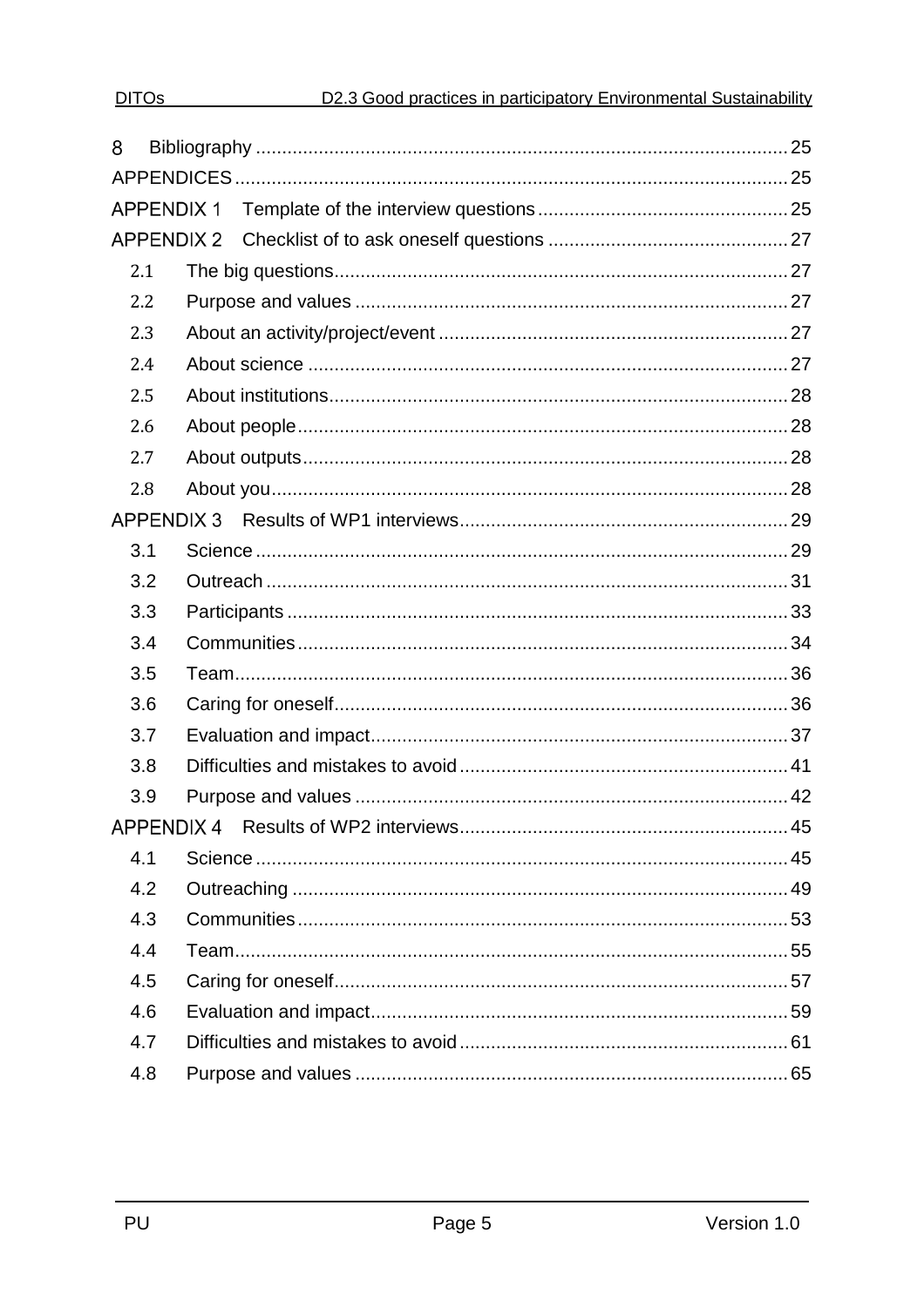8 Bibliography ..... 25

APPENDICES ..... 25

APPENDIX 1 Template of the interview questions ..... 25

APPENDIX 2 Checklist of to ask oneself questions ..... 27

- 2.1 The big questions ..... 27
- 2.2 Purpose and values ..... 27
- 2.3 About an activity/project/event ..... 27
- 2.4 About science ..... 27
- 2.5 About institutions ..... 28
- 2.6 About people ..... 28
- 2.7 About outputs ..... 28
- 2.8 About you ..... 28

APPENDIX 3 Results of WP1 interviews ..... 29

- 3.1 Science ..... 29
- 3.2 Outreach ..... 31
- 3.3 Participants ..... 33
- 3.4 Communities ..... 34
- 3.5 Team ..... 36
- 3.6 Caring for oneself ..... 36
- 3.7 Evaluation and impact ..... 37
- 3.8 Difficulties and mistakes to avoid ..... 41
- 3.9 Purpose and values ..... 42

APPENDIX 4 Results of WP2 interviews ..... 45

- 4.1 Science ..... 45
- 4.2 Outreaching ..... 49
- 4.3 Communities ..... 53
- 4.4 Team ..... 55
- 4.5 Caring for oneself ..... 57
- 4.6 Evaluation and impact ..... 59
- 4.7 Difficulties and mistakes to avoid ..... 61
- 4.8 Purpose and values ..... 65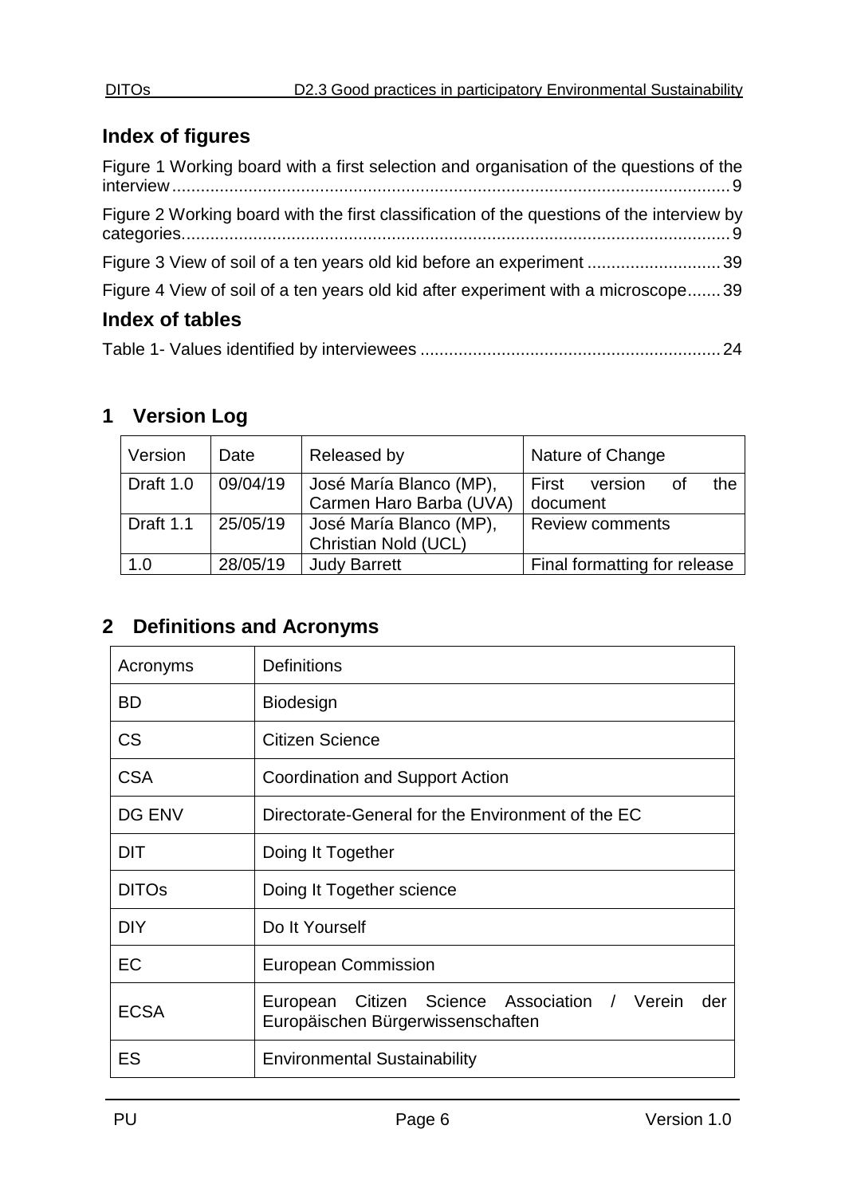## Index of figures

Figure 1 Working board with a first selection and organisation of the questions of the interview....................................................................................................................9

Figure 2 Working board with the first classification of the questions of the interview by categories..................................................................................................................9

Figure 3 View of soil of a ten years old kid before an experiment ............................39

Figure 4 View of soil of a ten years old kid after experiment with a microscope.......39

## Index of tables

Table 1- Values identified by interviewees ..............................................................24

# 1 Version Log

| Version | Date | Released by | Nature of Change |
|---|---|---|---|
| Draft 1.0 | 09/04/19 | José María Blanco (MP), Carmen Haro Barba (UVA) | First version of the document |
| Draft 1.1 | 25/05/19 | José María Blanco (MP), Christian Nold (UCL) | Review comments |
| 1.0 | 28/05/19 | Judy Barrett | Final formatting for release |

# 2 Definitions and Acronyms

| Acronyms | Definitions |
|---|---|
| BD | Biodesign |
| CS | Citizen Science |
| CSA | Coordination and Support Action |
| DG ENV | Directorate-General for the Environment of the EC |
| DIT | Doing It Together |
| DITOs | Doing It Together science |
| DIY | Do It Yourself |
| EC | European Commission |
| ECSA | European Citizen Science Association / Verein der Europäischen Bürgerwissenschaften |
| ES | Environmental Sustainability |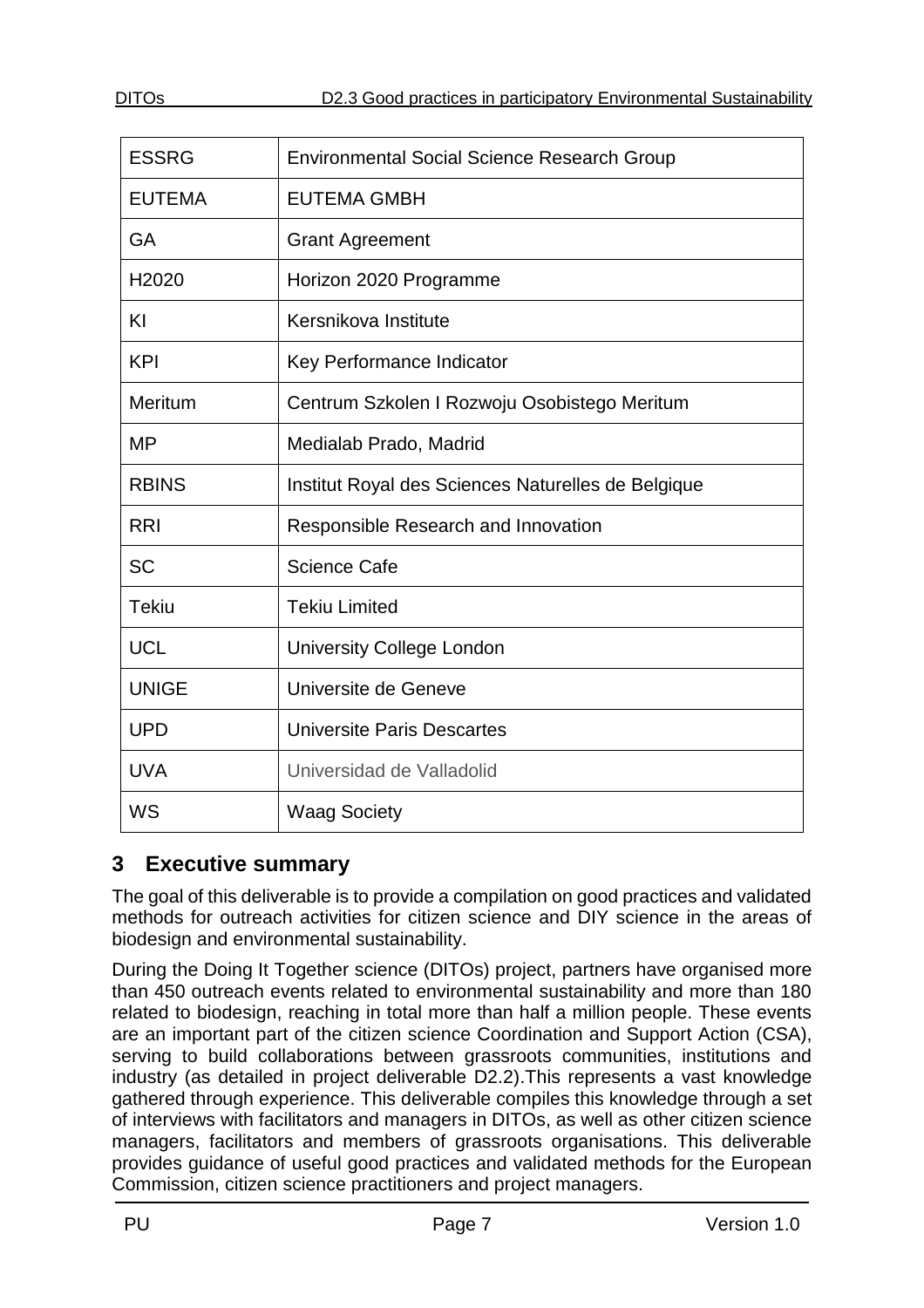| ESSRG | Environmental Social Science Research Group |
|---|---|
| EUTEMA | EUTEMA GMBH |
| GA | Grant Agreement |
| H2020 | Horizon 2020 Programme |
| KI | Kersnikova Institute |
| KPI | Key Performance Indicator |
| Meritum | Centrum Szkolen I Rozwoju Osobistego Meritum |
| MP | Medialab Prado, Madrid |
| RBINS | Institut Royal des Sciences Naturelles de Belgique |
| RRI | Responsible Research and Innovation |
| SC | Science Cafe |
| Tekiu | Tekiu Limited |
| UCL | University College London |
| UNIGE | Universite de Geneve |
| UPD | Universite Paris Descartes |
| UVA | Universidad de Valladolid |
| WS | Waag Society |

## 3 Executive summary

The goal of this deliverable is to provide a compilation on good practices and validated methods for outreach activities for citizen science and DIY science in the areas of biodesign and environmental sustainability.

During the Doing It Together science (DITOs) project, partners have organised more than 450 outreach events related to environmental sustainability and more than 180 related to biodesign, reaching in total more than half a million people. These events are an important part of the citizen science Coordination and Support Action (CSA), serving to build collaborations between grassroots communities, institutions and industry (as detailed in project deliverable D2.2).This represents a vast knowledge gathered through experience. This deliverable compiles this knowledge through a set of interviews with facilitators and managers in DITOs, as well as other citizen science managers, facilitators and members of grassroots organisations. This deliverable provides guidance of useful good practices and validated methods for the European Commission, citizen science practitioners and project managers.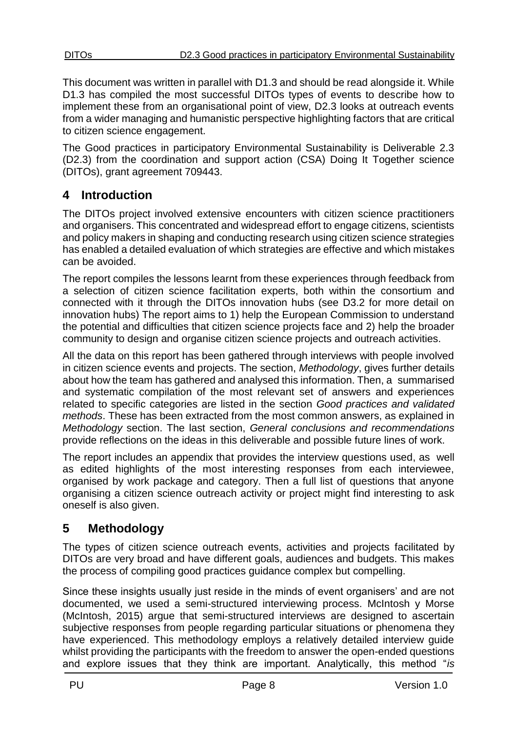This document was written in parallel with D1.3 and should be read alongside it. While D1.3 has compiled the most successful DITOs types of events to describe how to implement these from an organisational point of view, D2.3 looks at outreach events from a wider managing and humanistic perspective highlighting factors that are critical to citizen science engagement.

The Good practices in participatory Environmental Sustainability is Deliverable 2.3 (D2.3) from the coordination and support action (CSA) Doing It Together science (DITOs), grant agreement 709443.

# 4 Introduction

The DITOs project involved extensive encounters with citizen science practitioners and organisers. This concentrated and widespread effort to engage citizens, scientists and policy makers in shaping and conducting research using citizen science strategies has enabled a detailed evaluation of which strategies are effective and which mistakes can be avoided.

The report compiles the lessons learnt from these experiences through feedback from a selection of citizen science facilitation experts, both within the consortium and connected with it through the DITOs innovation hubs (see D3.2 for more detail on innovation hubs) The report aims to 1) help the European Commission to understand the potential and difficulties that citizen science projects face and 2) help the broader community to design and organise citizen science projects and outreach activities.

All the data on this report has been gathered through interviews with people involved in citizen science events and projects. The section, *Methodology*, gives further details about how the team has gathered and analysed this information. Then, a summarised and systematic compilation of the most relevant set of answers and experiences related to specific categories are listed in the section *Good practices and validated methods*. These has been extracted from the most common answers, as explained in *Methodology* section. The last section, *General conclusions and recommendations* provide reflections on the ideas in this deliverable and possible future lines of work.

The report includes an appendix that provides the interview questions used, as well as edited highlights of the most interesting responses from each interviewee, organised by work package and category. Then a full list of questions that anyone organising a citizen science outreach activity or project might find interesting to ask oneself is also given.

# 5 Methodology

The types of citizen science outreach events, activities and projects facilitated by DITOs are very broad and have different goals, audiences and budgets. This makes the process of compiling good practices guidance complex but compelling.

Since these insights usually just reside in the minds of event organisers' and are not documented, we used a semi-structured interviewing process. McIntosh y Morse (McIntosh, 2015) argue that semi-structured interviews are designed to ascertain subjective responses from people regarding particular situations or phenomena they have experienced. This methodology employs a relatively detailed interview guide whilst providing the participants with the freedom to answer the open-ended questions and explore issues that they think are important. Analytically, this method "*is*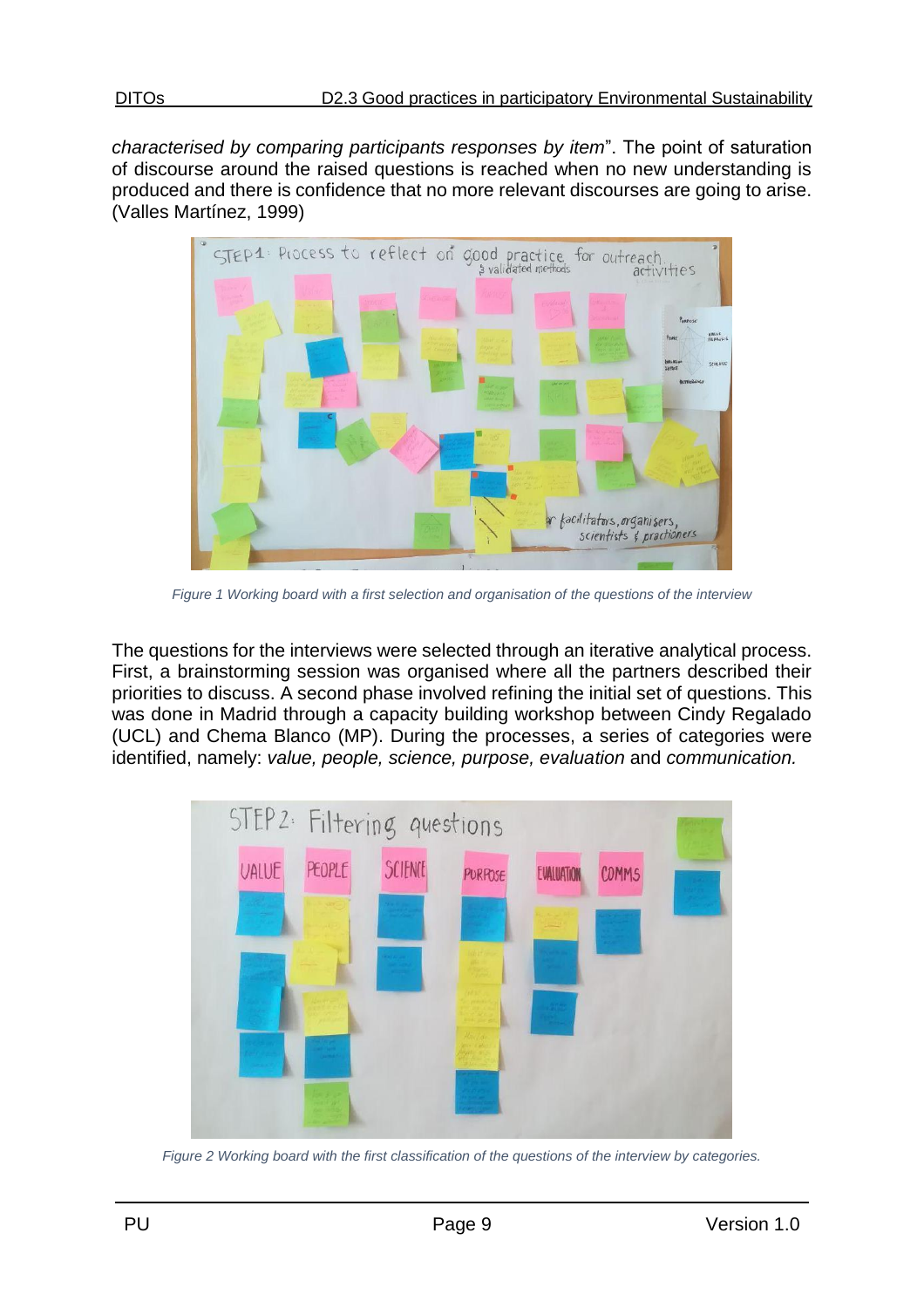*characterised by comparing participants responses by item*". The point of saturation of discourse around the raised questions is reached when no new understanding is produced and there is confidence that no more relevant discourses are going to arise. (Valles Martínez, 1999)

*Figure 1 Working board with a first selection and organisation of the questions of the interview*

The questions for the interviews were selected through an iterative analytical process. First, a brainstorming session was organised where all the partners described their priorities to discuss. A second phase involved refining the initial set of questions. This was done in Madrid through a capacity building workshop between Cindy Regalado (UCL) and Chema Blanco (MP). During the processes, a series of categories were identified, namely: *value, people, science, purpose, evaluation* and *communication.*

*Figure 2 Working board with the first classification of the questions of the interview by categories.*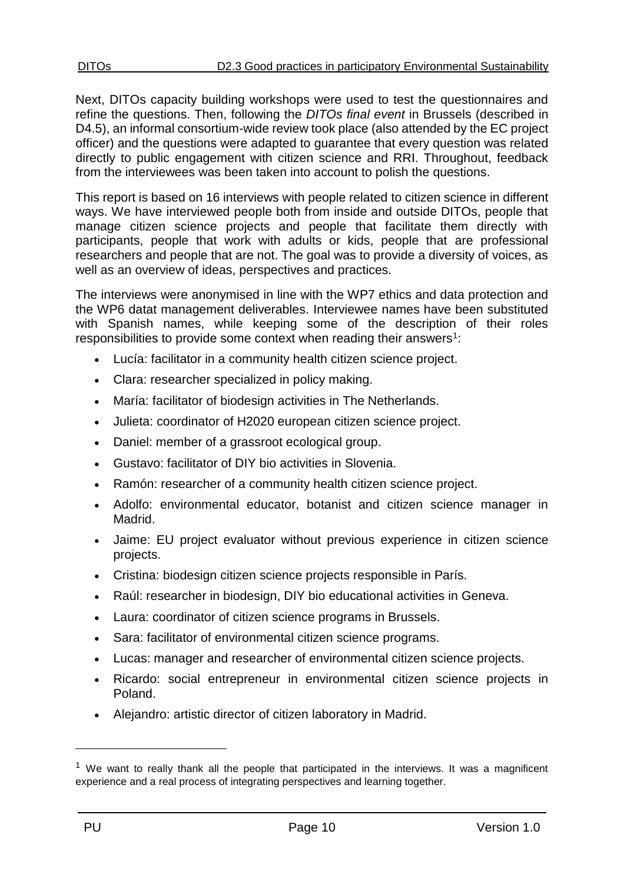Next, DITOs capacity building workshops were used to test the questionnaires and refine the questions. Then, following the *DITOs final event* in Brussels (described in D4.5), an informal consortium-wide review took place (also attended by the EC project officer) and the questions were adapted to guarantee that every question was related directly to public engagement with citizen science and RRI. Throughout, feedback from the interviewees was been taken into account to polish the questions.

This report is based on 16 interviews with people related to citizen science in different ways. We have interviewed people both from inside and outside DITOs, people that manage citizen science projects and people that facilitate them directly with participants, people that work with adults or kids, people that are professional researchers and people that are not. The goal was to provide a diversity of voices, as well as an overview of ideas, perspectives and practices.

The interviews were anonymised in line with the WP7 ethics and data protection and the WP6 datat management deliverables. Interviewee names have been substituted with Spanish names, while keeping some of the description of their roles responsibilities to provide some context when reading their answers[1]:

- Lucía: facilitator in a community health citizen science project.
- Clara: researcher specialized in policy making.
- María: facilitator of biodesign activities in The Netherlands.
- Julieta: coordinator of H2020 european citizen science project.
- Daniel: member of a grassroot ecological group.
- Gustavo: facilitator of DIY bio activities in Slovenia.
- Ramón: researcher of a community health citizen science project.
- Adolfo: environmental educator, botanist and citizen science manager in Madrid.
- Jaime: EU project evaluator without previous experience in citizen science projects.
- Cristina: biodesign citizen science projects responsible in París.
- Raúl: researcher in biodesign, DIY bio educational activities in Geneva.
- Laura: coordinator of citizen science programs in Brussels.
- Sara: facilitator of environmental citizen science programs.
- Lucas: manager and researcher of environmental citizen science projects.
- Ricardo: social entrepreneur in environmental citizen science projects in Poland.
- Alejandro: artistic director of citizen laboratory in Madrid.

[1] We want to really thank all the people that participated in the interviews. It was a magnificent experience and a real process of integrating perspectives and learning together.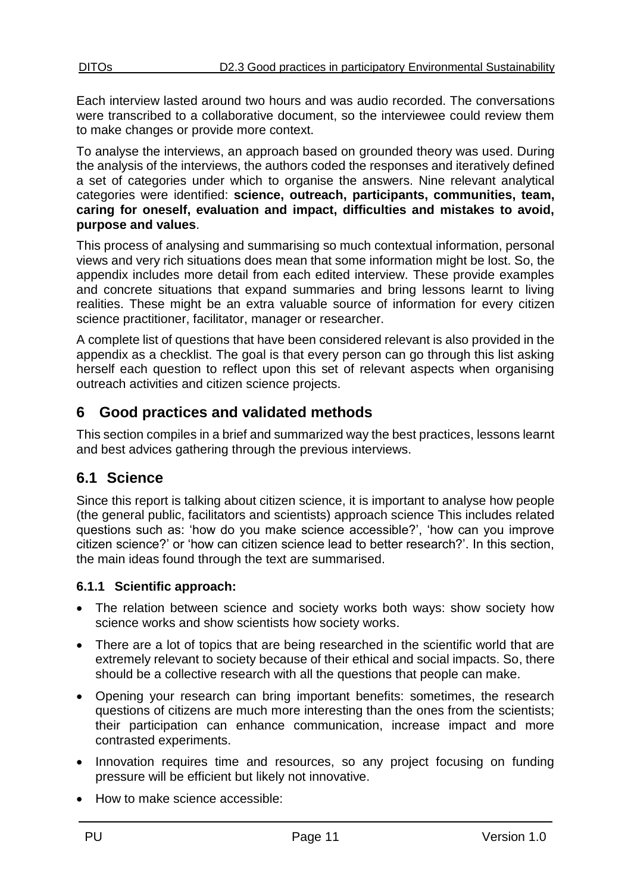Each interview lasted around two hours and was audio recorded. The conversations were transcribed to a collaborative document, so the interviewee could review them to make changes or provide more context.

To analyse the interviews, an approach based on grounded theory was used. During the analysis of the interviews, the authors coded the responses and iteratively defined a set of categories under which to organise the answers. Nine relevant analytical categories were identified: **science, outreach, participants, communities, team, caring for oneself, evaluation and impact, difficulties and mistakes to avoid, purpose and values**.

This process of analysing and summarising so much contextual information, personal views and very rich situations does mean that some information might be lost. So, the appendix includes more detail from each edited interview. These provide examples and concrete situations that expand summaries and bring lessons learnt to living realities. These might be an extra valuable source of information for every citizen science practitioner, facilitator, manager or researcher.

A complete list of questions that have been considered relevant is also provided in the appendix as a checklist. The goal is that every person can go through this list asking herself each question to reflect upon this set of relevant aspects when organising outreach activities and citizen science projects.

# 6 Good practices and validated methods

This section compiles in a brief and summarized way the best practices, lessons learnt and best advices gathering through the previous interviews.

## 6.1 Science

Since this report is talking about citizen science, it is important to analyse how people (the general public, facilitators and scientists) approach science This includes related questions such as: 'how do you make science accessible?', 'how can you improve citizen science?' or 'how can citizen science lead to better research?'. In this section, the main ideas found through the text are summarised.

### 6.1.1 Scientific approach:

- The relation between science and society works both ways: show society how science works and show scientists how society works.
- There are a lot of topics that are being researched in the scientific world that are extremely relevant to society because of their ethical and social impacts. So, there should be a collective research with all the questions that people can make.
- Opening your research can bring important benefits: sometimes, the research questions of citizens are much more interesting than the ones from the scientists; their participation can enhance communication, increase impact and more contrasted experiments.
- Innovation requires time and resources, so any project focusing on funding pressure will be efficient but likely not innovative.
- How to make science accessible: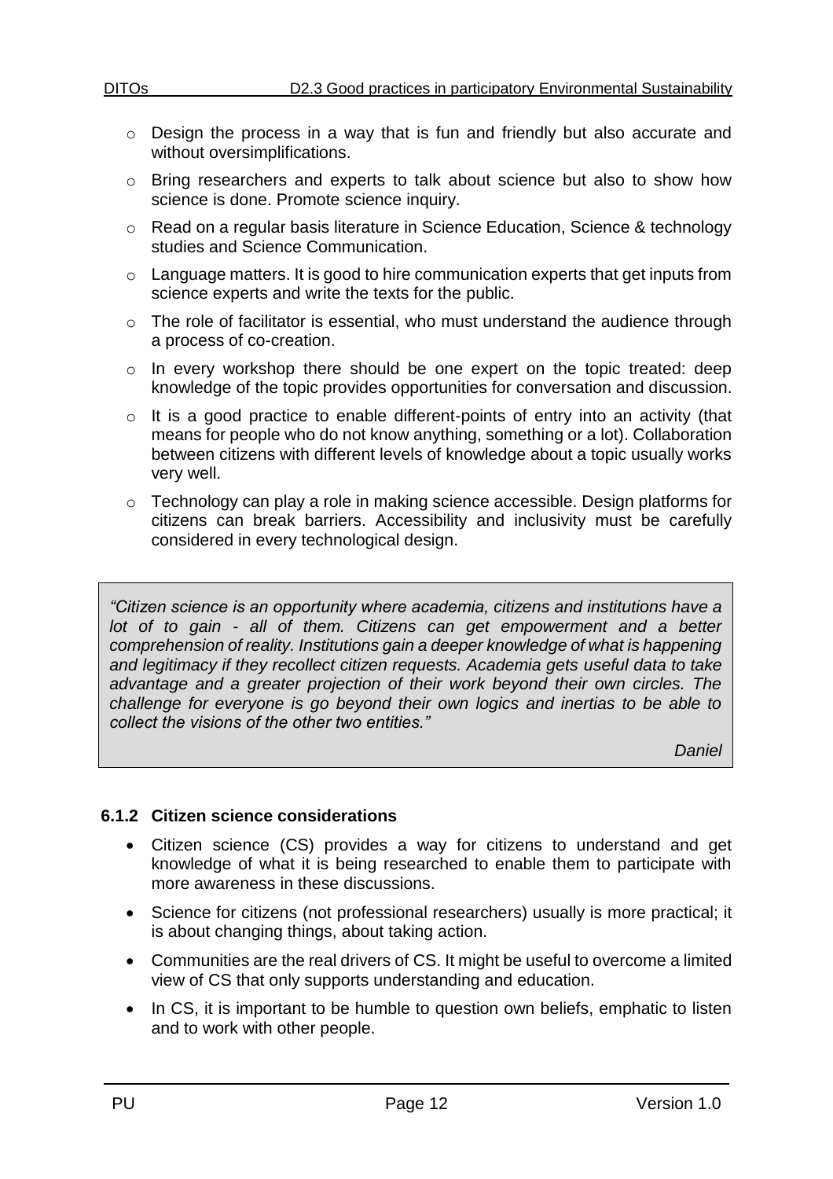- Design the process in a way that is fun and friendly but also accurate and without oversimplifications.
- Bring researchers and experts to talk about science but also to show how science is done. Promote science inquiry.
- Read on a regular basis literature in Science Education, Science & technology studies and Science Communication.
- Language matters. It is good to hire communication experts that get inputs from science experts and write the texts for the public.
- The role of facilitator is essential, who must understand the audience through a process of co-creation.
- In every workshop there should be one expert on the topic treated: deep knowledge of the topic provides opportunities for conversation and discussion.
- It is a good practice to enable different-points of entry into an activity (that means for people who do not know anything, something or a lot). Collaboration between citizens with different levels of knowledge about a topic usually works very well.
- Technology can play a role in making science accessible. Design platforms for citizens can break barriers. Accessibility and inclusivity must be carefully considered in every technological design.

> *"Citizen science is an opportunity where academia, citizens and institutions have a lot of to gain - all of them. Citizens can get empowerment and a better comprehension of reality. Institutions gain a deeper knowledge of what is happening and legitimacy if they recollect citizen requests. Academia gets useful data to take advantage and a greater projection of their work beyond their own circles. The challenge for everyone is go beyond their own logics and inertias to be able to collect the visions of the other two entities."*
>
> *Daniel*

### 6.1.2 Citizen science considerations

- Citizen science (CS) provides a way for citizens to understand and get knowledge of what it is being researched to enable them to participate with more awareness in these discussions.
- Science for citizens (not professional researchers) usually is more practical; it is about changing things, about taking action.
- Communities are the real drivers of CS. It might be useful to overcome a limited view of CS that only supports understanding and education.
- In CS, it is important to be humble to question own beliefs, emphatic to listen and to work with other people.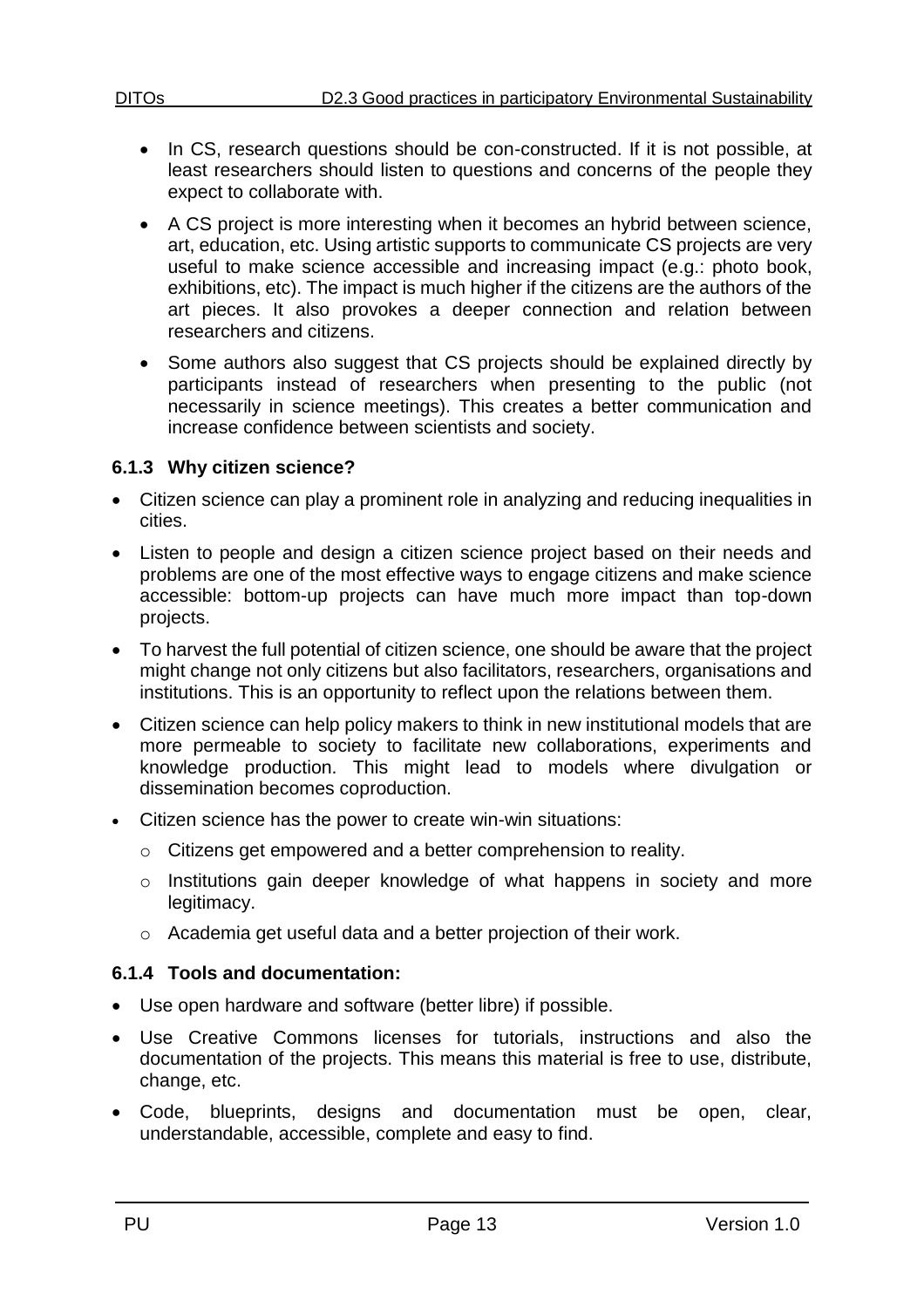- In CS, research questions should be con-constructed. If it is not possible, at least researchers should listen to questions and concerns of the people they expect to collaborate with.
- A CS project is more interesting when it becomes an hybrid between science, art, education, etc. Using artistic supports to communicate CS projects are very useful to make science accessible and increasing impact (e.g.: photo book, exhibitions, etc). The impact is much higher if the citizens are the authors of the art pieces. It also provokes a deeper connection and relation between researchers and citizens.
- Some authors also suggest that CS projects should be explained directly by participants instead of researchers when presenting to the public (not necessarily in science meetings). This creates a better communication and increase confidence between scientists and society.

### 6.1.3 Why citizen science?

- Citizen science can play a prominent role in analyzing and reducing inequalities in cities.
- Listen to people and design a citizen science project based on their needs and problems are one of the most effective ways to engage citizens and make science accessible: bottom-up projects can have much more impact than top-down projects.
- To harvest the full potential of citizen science, one should be aware that the project might change not only citizens but also facilitators, researchers, organisations and institutions. This is an opportunity to reflect upon the relations between them.
- Citizen science can help policy makers to think in new institutional models that are more permeable to society to facilitate new collaborations, experiments and knowledge production. This might lead to models where divulgation or dissemination becomes coproduction.
- Citizen science has the power to create win-win situations:
  - Citizens get empowered and a better comprehension to reality.
  - Institutions gain deeper knowledge of what happens in society and more legitimacy.
  - Academia get useful data and a better projection of their work.

### 6.1.4 Tools and documentation:

- Use open hardware and software (better libre) if possible.
- Use Creative Commons licenses for tutorials, instructions and also the documentation of the projects. This means this material is free to use, distribute, change, etc.
- Code, blueprints, designs and documentation must be open, clear, understandable, accessible, complete and easy to find.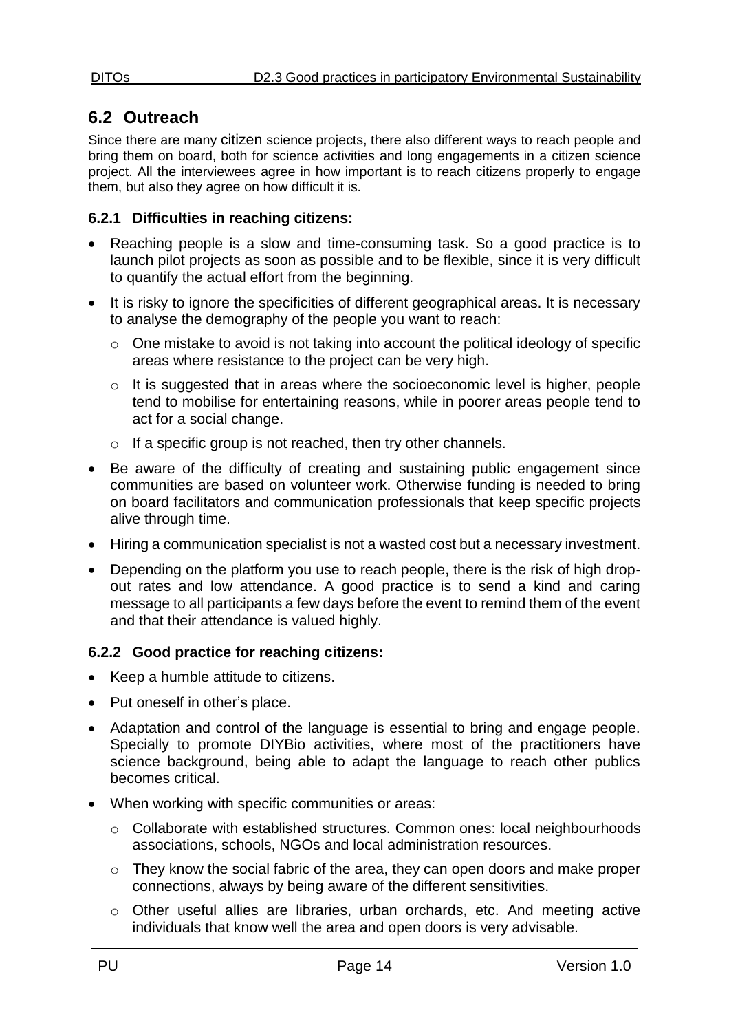## 6.2 Outreach

Since there are many citizen science projects, there also different ways to reach people and bring them on board, both for science activities and long engagements in a citizen science project. All the interviewees agree in how important is to reach citizens properly to engage them, but also they agree on how difficult it is.

### 6.2.1 Difficulties in reaching citizens:

- Reaching people is a slow and time-consuming task. So a good practice is to launch pilot projects as soon as possible and to be flexible, since it is very difficult to quantify the actual effort from the beginning.
- It is risky to ignore the specificities of different geographical areas. It is necessary to analyse the demography of the people you want to reach:
  - One mistake to avoid is not taking into account the political ideology of specific areas where resistance to the project can be very high.
  - It is suggested that in areas where the socioeconomic level is higher, people tend to mobilise for entertaining reasons, while in poorer areas people tend to act for a social change.
  - If a specific group is not reached, then try other channels.
- Be aware of the difficulty of creating and sustaining public engagement since communities are based on volunteer work. Otherwise funding is needed to bring on board facilitators and communication professionals that keep specific projects alive through time.
- Hiring a communication specialist is not a wasted cost but a necessary investment.
- Depending on the platform you use to reach people, there is the risk of high drop-out rates and low attendance. A good practice is to send a kind and caring message to all participants a few days before the event to remind them of the event and that their attendance is valued highly.

### 6.2.2 Good practice for reaching citizens:

- Keep a humble attitude to citizens.
- Put oneself in other's place.
- Adaptation and control of the language is essential to bring and engage people. Specially to promote DIYBio activities, where most of the practitioners have science background, being able to adapt the language to reach other publics becomes critical.
- When working with specific communities or areas:
  - Collaborate with established structures. Common ones: local neighbourhoods associations, schools, NGOs and local administration resources.
  - They know the social fabric of the area, they can open doors and make proper connections, always by being aware of the different sensitivities.
  - Other useful allies are libraries, urban orchards, etc. And meeting active individuals that know well the area and open doors is very advisable.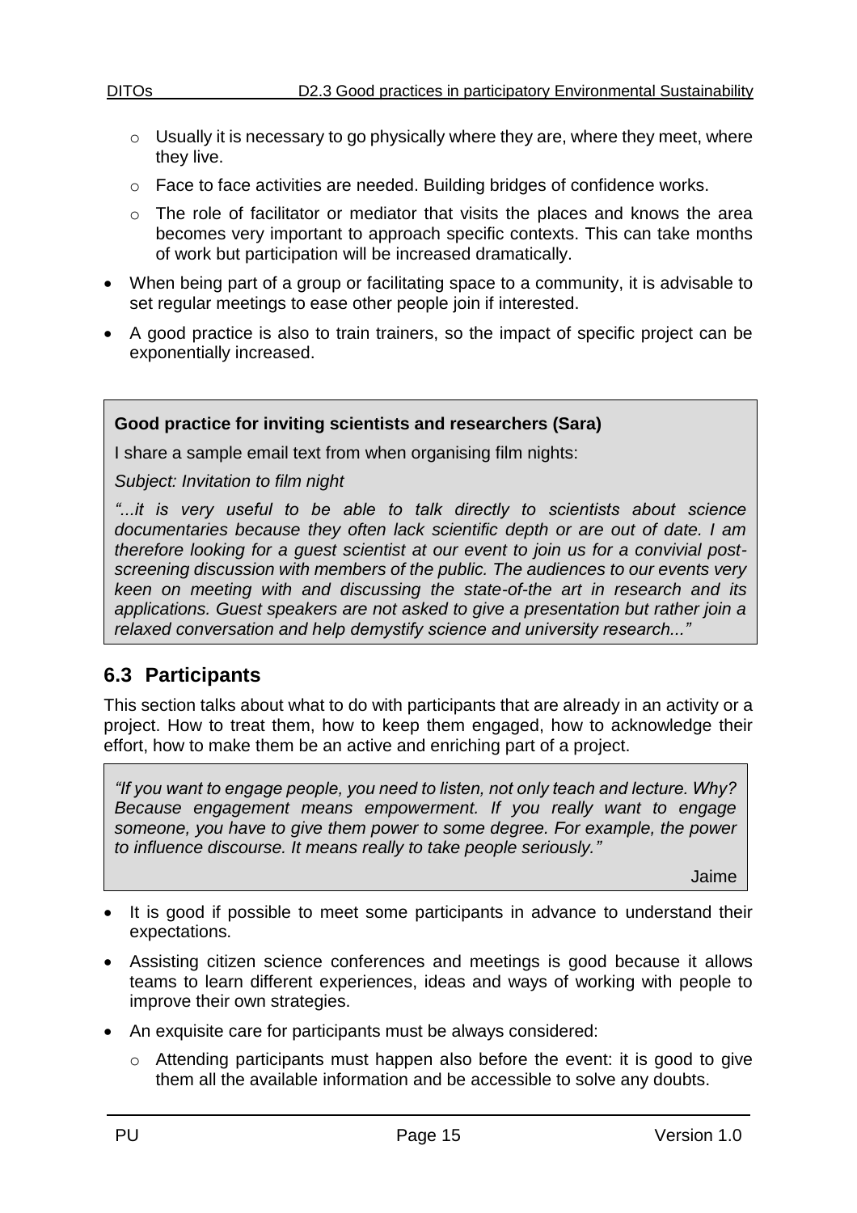- Usually it is necessary to go physically where they are, where they meet, where they live.
  - Face to face activities are needed. Building bridges of confidence works.
  - The role of facilitator or mediator that visits the places and knows the area becomes very important to approach specific contexts. This can take months of work but participation will be increased dramatically.
- When being part of a group or facilitating space to a community, it is advisable to set regular meetings to ease other people join if interested.
- A good practice is also to train trainers, so the impact of specific project can be exponentially increased.

> **Good practice for inviting scientists and researchers (Sara)**
>
> I share a sample email text from when organising film nights:
>
> *Subject: Invitation to film night*
>
> *"...it is very useful to be able to talk directly to scientists about science documentaries because they often lack scientific depth or are out of date. I am therefore looking for a guest scientist at our event to join us for a convivial post-screening discussion with members of the public. The audiences to our events very keen on meeting with and discussing the state-of-the art in research and its applications. Guest speakers are not asked to give a presentation but rather join a relaxed conversation and help demystify science and university research..."*

## 6.3 Participants

This section talks about what to do with participants that are already in an activity or a project. How to treat them, how to keep them engaged, how to acknowledge their effort, how to make them be an active and enriching part of a project.

> *"If you want to engage people, you need to listen, not only teach and lecture. Why? Because engagement means empowerment. If you really want to engage someone, you have to give them power to some degree. For example, the power to influence discourse. It means really to take people seriously."*
>
> Jaime

- It is good if possible to meet some participants in advance to understand their expectations.
- Assisting citizen science conferences and meetings is good because it allows teams to learn different experiences, ideas and ways of working with people to improve their own strategies.
- An exquisite care for participants must be always considered:
  - Attending participants must happen also before the event: it is good to give them all the available information and be accessible to solve any doubts.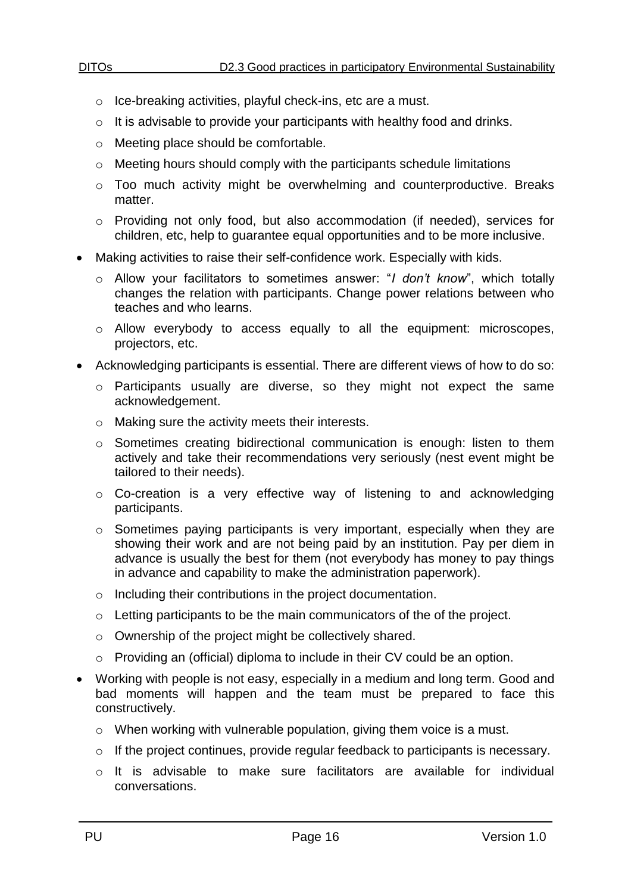- Ice-breaking activities, playful check-ins, etc are a must.
  - It is advisable to provide your participants with healthy food and drinks.
  - Meeting place should be comfortable.
  - Meeting hours should comply with the participants schedule limitations
  - Too much activity might be overwhelming and counterproductive. Breaks matter.
  - Providing not only food, but also accommodation (if needed), services for children, etc, help to guarantee equal opportunities and to be more inclusive.
- Making activities to raise their self-confidence work. Especially with kids.
  - Allow your facilitators to sometimes answer: "*I don't know*", which totally changes the relation with participants. Change power relations between who teaches and who learns.
  - Allow everybody to access equally to all the equipment: microscopes, projectors, etc.
- Acknowledging participants is essential. There are different views of how to do so:
  - Participants usually are diverse, so they might not expect the same acknowledgement.
  - Making sure the activity meets their interests.
  - Sometimes creating bidirectional communication is enough: listen to them actively and take their recommendations very seriously (nest event might be tailored to their needs).
  - Co-creation is a very effective way of listening to and acknowledging participants.
  - Sometimes paying participants is very important, especially when they are showing their work and are not being paid by an institution. Pay per diem in advance is usually the best for them (not everybody has money to pay things in advance and capability to make the administration paperwork).
  - Including their contributions in the project documentation.
  - Letting participants to be the main communicators of the of the project.
  - Ownership of the project might be collectively shared.
  - Providing an (official) diploma to include in their CV could be an option.
- Working with people is not easy, especially in a medium and long term. Good and bad moments will happen and the team must be prepared to face this constructively.
  - When working with vulnerable population, giving them voice is a must.
  - If the project continues, provide regular feedback to participants is necessary.
  - It is advisable to make sure facilitators are available for individual conversations.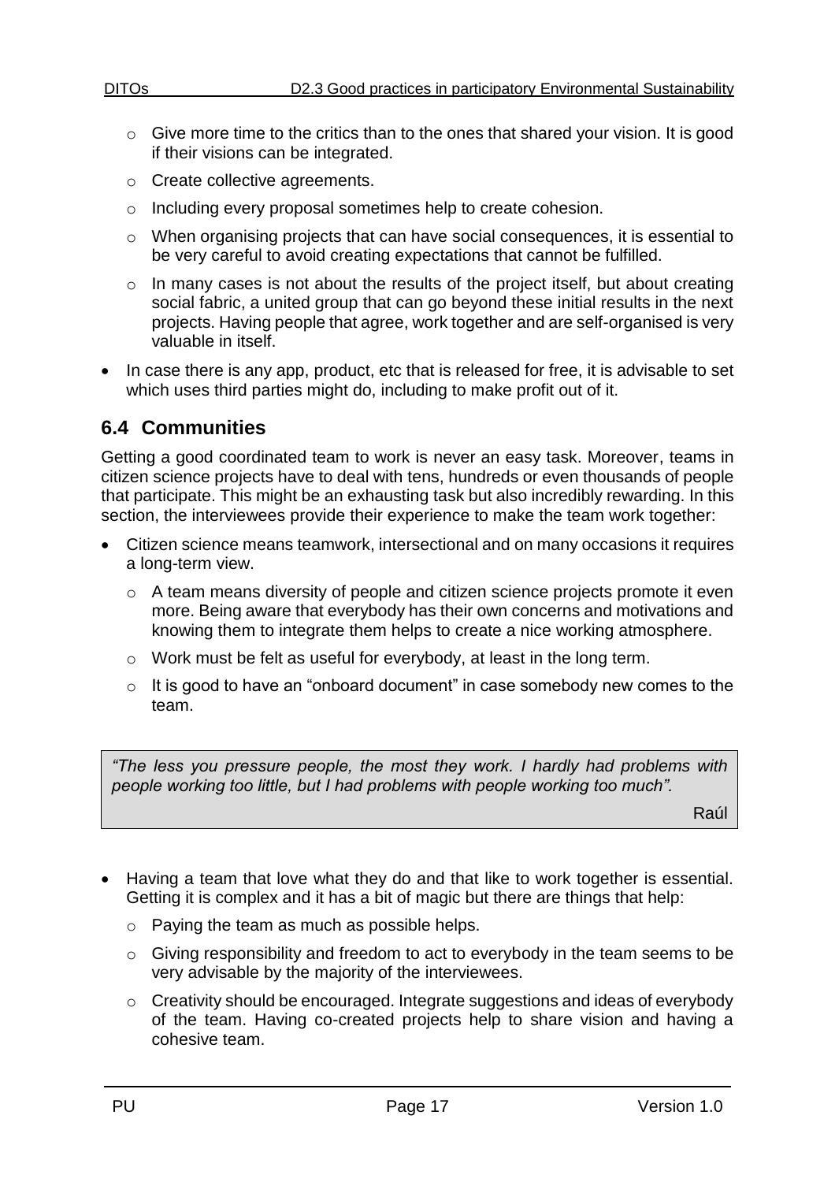- Give more time to the critics than to the ones that shared your vision. It is good if their visions can be integrated.
  - Create collective agreements.
  - Including every proposal sometimes help to create cohesion.
  - When organising projects that can have social consequences, it is essential to be very careful to avoid creating expectations that cannot be fulfilled.
  - In many cases is not about the results of the project itself, but about creating social fabric, a united group that can go beyond these initial results in the next projects. Having people that agree, work together and are self-organised is very valuable in itself.
- In case there is any app, product, etc that is released for free, it is advisable to set which uses third parties might do, including to make profit out of it.

## 6.4 Communities

Getting a good coordinated team to work is never an easy task. Moreover, teams in citizen science projects have to deal with tens, hundreds or even thousands of people that participate. This might be an exhausting task but also incredibly rewarding. In this section, the interviewees provide their experience to make the team work together:

- Citizen science means teamwork, intersectional and on many occasions it requires a long-term view.
  - A team means diversity of people and citizen science projects promote it even more. Being aware that everybody has their own concerns and motivations and knowing them to integrate them helps to create a nice working atmosphere.
  - Work must be felt as useful for everybody, at least in the long term.
  - It is good to have an "onboard document" in case somebody new comes to the team.

> *"The less you pressure people, the most they work. I hardly had problems with people working too little, but I had problems with people working too much".*
>
> Raúl

- Having a team that love what they do and that like to work together is essential. Getting it is complex and it has a bit of magic but there are things that help:
  - Paying the team as much as possible helps.
  - Giving responsibility and freedom to act to everybody in the team seems to be very advisable by the majority of the interviewees.
  - Creativity should be encouraged. Integrate suggestions and ideas of everybody of the team. Having co-created projects help to share vision and having a cohesive team.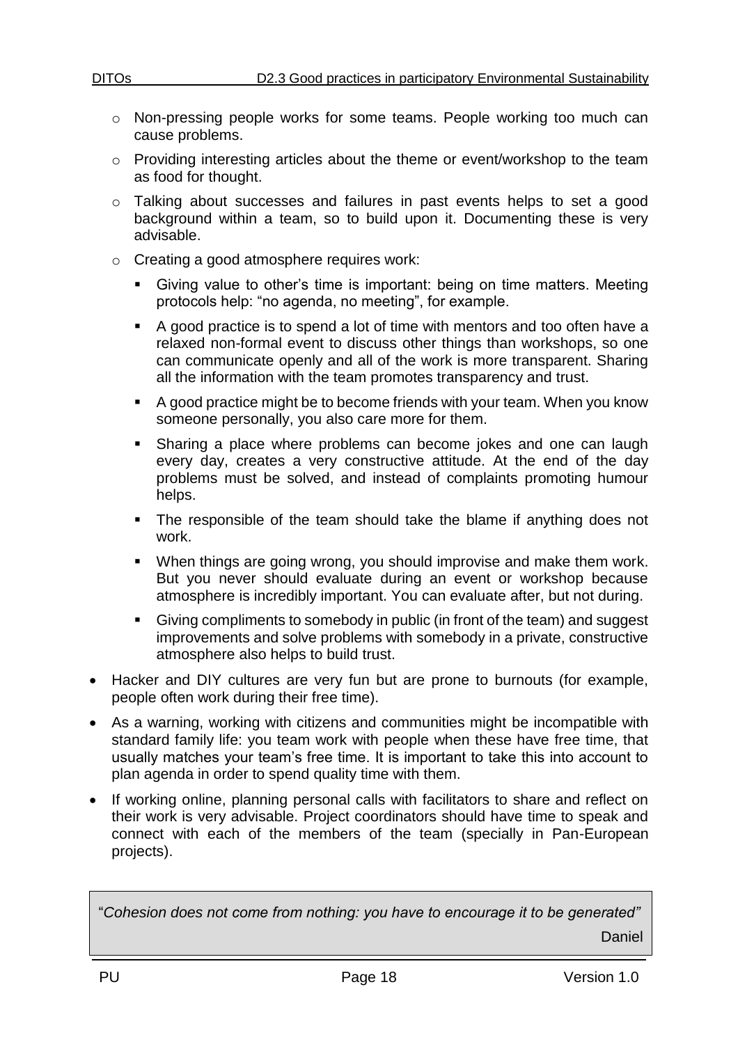- Non-pressing people works for some teams. People working too much can cause problems.
  - Providing interesting articles about the theme or event/workshop to the team as food for thought.
  - Talking about successes and failures in past events helps to set a good background within a team, so to build upon it. Documenting these is very advisable.
  - Creating a good atmosphere requires work:
    - Giving value to other's time is important: being on time matters. Meeting protocols help: "no agenda, no meeting", for example.
    - A good practice is to spend a lot of time with mentors and too often have a relaxed non-formal event to discuss other things than workshops, so one can communicate openly and all of the work is more transparent. Sharing all the information with the team promotes transparency and trust.
    - A good practice might be to become friends with your team. When you know someone personally, you also care more for them.
    - Sharing a place where problems can become jokes and one can laugh every day, creates a very constructive attitude. At the end of the day problems must be solved, and instead of complaints promoting humour helps.
    - The responsible of the team should take the blame if anything does not work.
    - When things are going wrong, you should improvise and make them work. But you never should evaluate during an event or workshop because atmosphere is incredibly important. You can evaluate after, but not during.
    - Giving compliments to somebody in public (in front of the team) and suggest improvements and solve problems with somebody in a private, constructive atmosphere also helps to build trust.
- Hacker and DIY cultures are very fun but are prone to burnouts (for example, people often work during their free time).
- As a warning, working with citizens and communities might be incompatible with standard family life: you team work with people when these have free time, that usually matches your team's free time. It is important to take this into account to plan agenda in order to spend quality time with them.
- If working online, planning personal calls with facilitators to share and reflect on their work is very advisable. Project coordinators should have time to speak and connect with each of the members of the team (specially in Pan-European projects).

> "*Cohesion does not come from nothing: you have to encourage it to be generated"*
>
> Daniel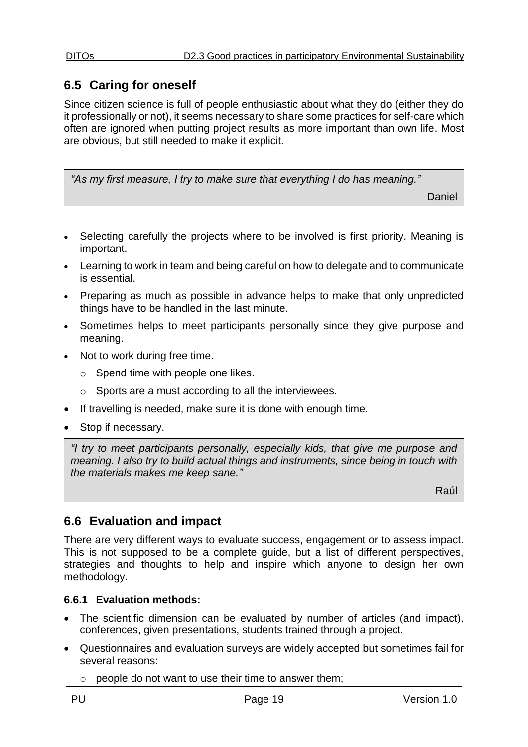## 6.5 Caring for oneself

Since citizen science is full of people enthusiastic about what they do (either they do it professionally or not), it seems necessary to share some practices for self-care which often are ignored when putting project results as more important than own life. Most are obvious, but still needed to make it explicit.

> *"As my first measure, I try to make sure that everything I do has meaning."*
>
> Daniel

- Selecting carefully the projects where to be involved is first priority. Meaning is important.
- Learning to work in team and being careful on how to delegate and to communicate is essential.
- Preparing as much as possible in advance helps to make that only unpredicted things have to be handled in the last minute.
- Sometimes helps to meet participants personally since they give purpose and meaning.
- Not to work during free time.
  - Spend time with people one likes.
  - Sports are a must according to all the interviewees.
- If travelling is needed, make sure it is done with enough time.
- Stop if necessary.

> *"I try to meet participants personally, especially kids, that give me purpose and meaning. I also try to build actual things and instruments, since being in touch with the materials makes me keep sane."*
>
> Raúl

## 6.6 Evaluation and impact

There are very different ways to evaluate success, engagement or to assess impact. This is not supposed to be a complete guide, but a list of different perspectives, strategies and thoughts to help and inspire which anyone to design her own methodology.

### 6.6.1 Evaluation methods:

- The scientific dimension can be evaluated by number of articles (and impact), conferences, given presentations, students trained through a project.
- Questionnaires and evaluation surveys are widely accepted but sometimes fail for several reasons:
  - people do not want to use their time to answer them;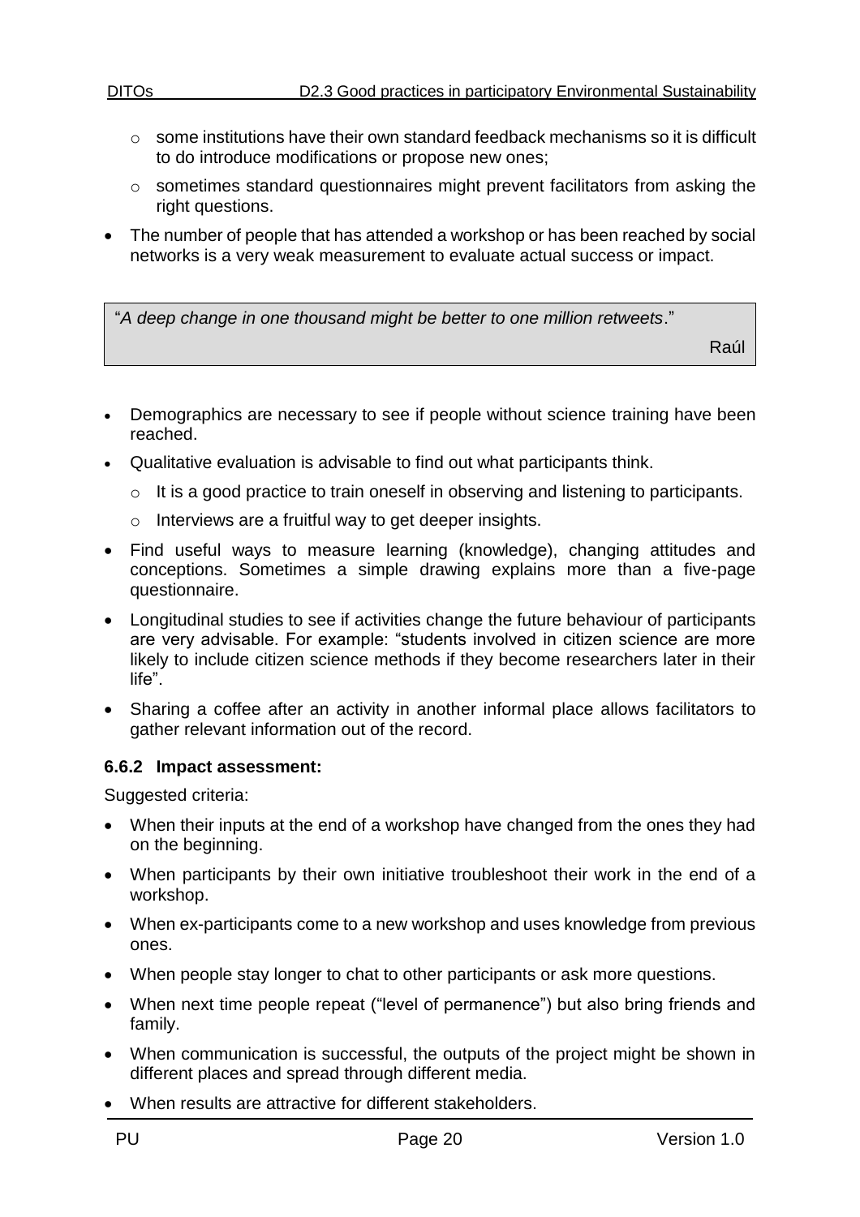- some institutions have their own standard feedback mechanisms so it is difficult to do introduce modifications or propose new ones;
  - sometimes standard questionnaires might prevent facilitators from asking the right questions.
- The number of people that has attended a workshop or has been reached by social networks is a very weak measurement to evaluate actual success or impact.

> "*A deep change in one thousand might be better to one million retweets*."
>
> Raúl

- Demographics are necessary to see if people without science training have been reached.
- Qualitative evaluation is advisable to find out what participants think.
  - It is a good practice to train oneself in observing and listening to participants.
  - Interviews are a fruitful way to get deeper insights.
- Find useful ways to measure learning (knowledge), changing attitudes and conceptions. Sometimes a simple drawing explains more than a five-page questionnaire.
- Longitudinal studies to see if activities change the future behaviour of participants are very advisable. For example: "students involved in citizen science are more likely to include citizen science methods if they become researchers later in their life".
- Sharing a coffee after an activity in another informal place allows facilitators to gather relevant information out of the record.

### 6.6.2 Impact assessment:

Suggested criteria:

- When their inputs at the end of a workshop have changed from the ones they had on the beginning.
- When participants by their own initiative troubleshoot their work in the end of a workshop.
- When ex-participants come to a new workshop and uses knowledge from previous ones.
- When people stay longer to chat to other participants or ask more questions.
- When next time people repeat ("level of permanence") but also bring friends and family.
- When communication is successful, the outputs of the project might be shown in different places and spread through different media.
- When results are attractive for different stakeholders.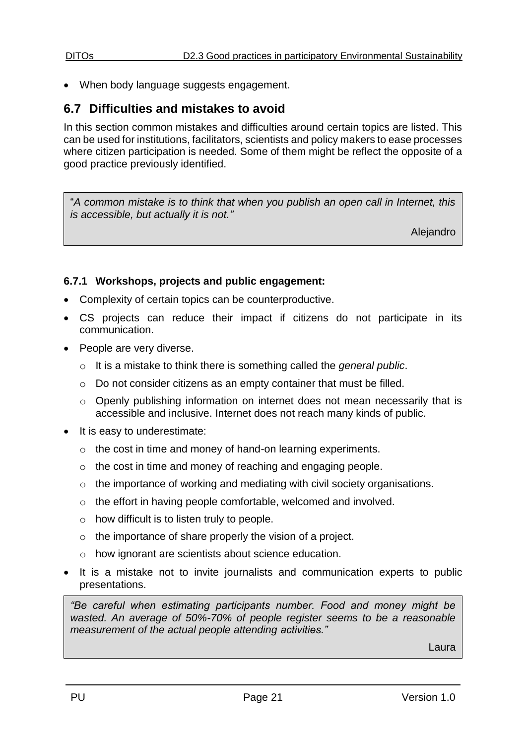- When body language suggests engagement.

## 6.7 Difficulties and mistakes to avoid

In this section common mistakes and difficulties around certain topics are listed. This can be used for institutions, facilitators, scientists and policy makers to ease processes where citizen participation is needed. Some of them might be reflect the opposite of a good practice previously identified.

> "*A common mistake is to think that when you publish an open call in Internet, this is accessible, but actually it is not.*"
>
> Alejandro

### 6.7.1 Workshops, projects and public engagement:

- Complexity of certain topics can be counterproductive.
- CS projects can reduce their impact if citizens do not participate in its communication.
- People are very diverse.
  - It is a mistake to think there is something called the *general public*.
  - Do not consider citizens as an empty container that must be filled.
  - Openly publishing information on internet does not mean necessarily that is accessible and inclusive. Internet does not reach many kinds of public.
- It is easy to underestimate:
  - the cost in time and money of hand-on learning experiments.
  - the cost in time and money of reaching and engaging people.
  - the importance of working and mediating with civil society organisations.
  - the effort in having people comfortable, welcomed and involved.
  - how difficult is to listen truly to people.
  - the importance of share properly the vision of a project.
  - how ignorant are scientists about science education.
- It is a mistake not to invite journalists and communication experts to public presentations.

> *"Be careful when estimating participants number. Food and money might be wasted. An average of 50%-70% of people register seems to be a reasonable measurement of the actual people attending activities."*
>
> Laura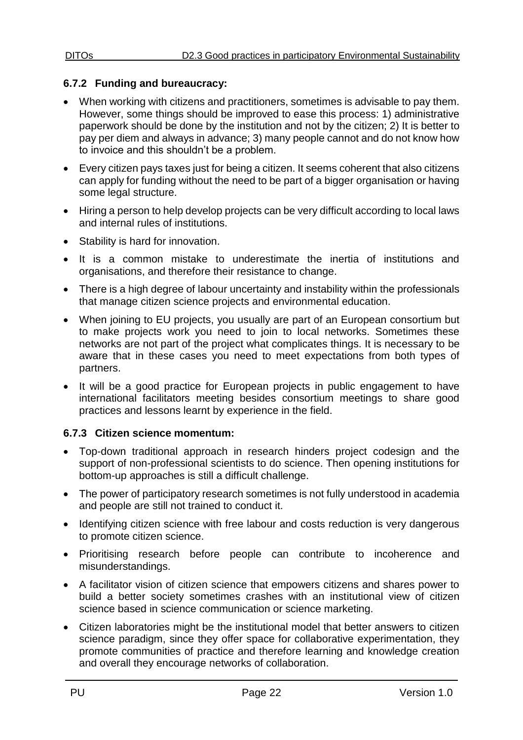### 6.7.2 Funding and bureaucracy:

- When working with citizens and practitioners, sometimes is advisable to pay them. However, some things should be improved to ease this process: 1) administrative paperwork should be done by the institution and not by the citizen; 2) It is better to pay per diem and always in advance; 3) many people cannot and do not know how to invoice and this shouldn't be a problem.
- Every citizen pays taxes just for being a citizen. It seems coherent that also citizens can apply for funding without the need to be part of a bigger organisation or having some legal structure.
- Hiring a person to help develop projects can be very difficult according to local laws and internal rules of institutions.
- Stability is hard for innovation.
- It is a common mistake to underestimate the inertia of institutions and organisations, and therefore their resistance to change.
- There is a high degree of labour uncertainty and instability within the professionals that manage citizen science projects and environmental education.
- When joining to EU projects, you usually are part of an European consortium but to make projects work you need to join to local networks. Sometimes these networks are not part of the project what complicates things. It is necessary to be aware that in these cases you need to meet expectations from both types of partners.
- It will be a good practice for European projects in public engagement to have international facilitators meeting besides consortium meetings to share good practices and lessons learnt by experience in the field.

### 6.7.3 Citizen science momentum:

- Top-down traditional approach in research hinders project codesign and the support of non-professional scientists to do science. Then opening institutions for bottom-up approaches is still a difficult challenge.
- The power of participatory research sometimes is not fully understood in academia and people are still not trained to conduct it.
- Identifying citizen science with free labour and costs reduction is very dangerous to promote citizen science.
- Prioritising research before people can contribute to incoherence and misunderstandings.
- A facilitator vision of citizen science that empowers citizens and shares power to build a better society sometimes crashes with an institutional view of citizen science based in science communication or science marketing.
- Citizen laboratories might be the institutional model that better answers to citizen science paradigm, since they offer space for collaborative experimentation, they promote communities of practice and therefore learning and knowledge creation and overall they encourage networks of collaboration.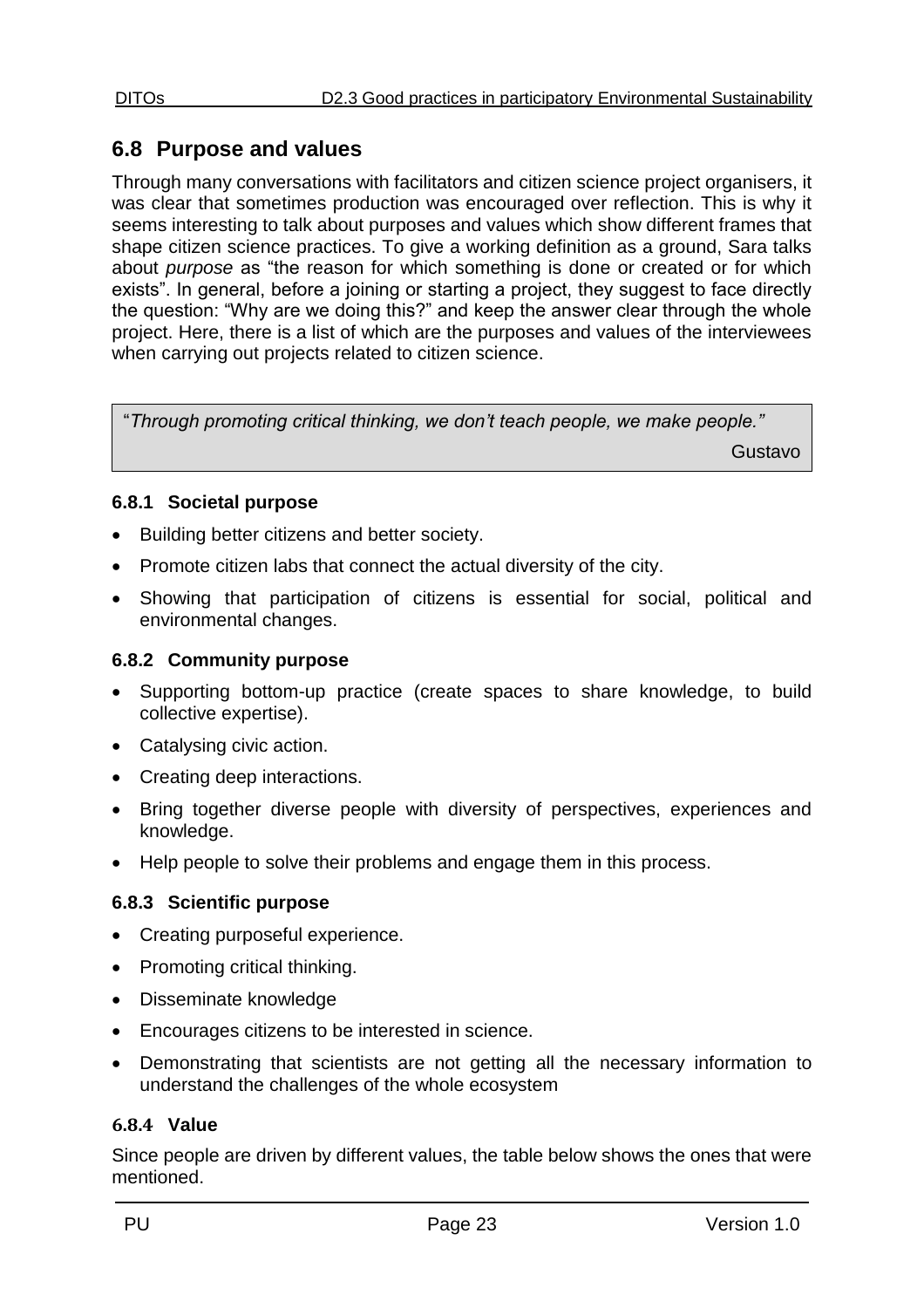## 6.8 Purpose and values

Through many conversations with facilitators and citizen science project organisers, it was clear that sometimes production was encouraged over reflection. This is why it seems interesting to talk about purposes and values which show different frames that shape citizen science practices. To give a working definition as a ground, Sara talks about *purpose* as "the reason for which something is done or created or for which exists". In general, before a joining or starting a project, they suggest to face directly the question: "Why are we doing this?" and keep the answer clear through the whole project. Here, there is a list of which are the purposes and values of the interviewees when carrying out projects related to citizen science.

> "*Through promoting critical thinking, we don't teach people, we make people.*"
>
> Gustavo

### 6.8.1 Societal purpose

- Building better citizens and better society.
- Promote citizen labs that connect the actual diversity of the city.
- Showing that participation of citizens is essential for social, political and environmental changes.

### 6.8.2 Community purpose

- Supporting bottom-up practice (create spaces to share knowledge, to build collective expertise).
- Catalysing civic action.
- Creating deep interactions.
- Bring together diverse people with diversity of perspectives, experiences and knowledge.
- Help people to solve their problems and engage them in this process.

### 6.8.3 Scientific purpose

- Creating purposeful experience.
- Promoting critical thinking.
- Disseminate knowledge
- Encourages citizens to be interested in science.
- Demonstrating that scientists are not getting all the necessary information to understand the challenges of the whole ecosystem

### 6.8.4 Value

Since people are driven by different values, the table below shows the ones that were mentioned.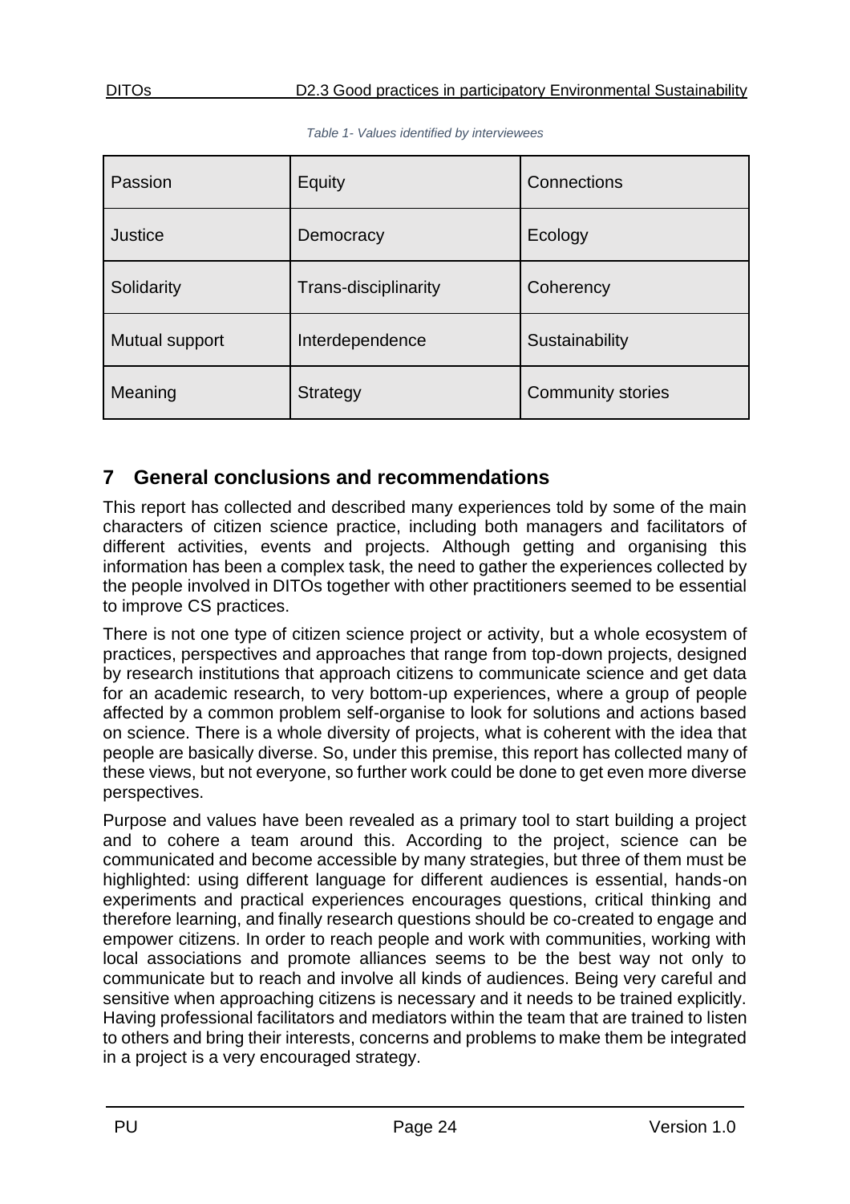*Table 1- Values identified by interviewees*

| Passion | Equity | Connections |
| --- | --- | --- |
| Justice | Democracy | Ecology |
| Solidarity | Trans-disciplinarity | Coherency |
| Mutual support | Interdependence | Sustainability |
| Meaning | Strategy | Community stories |

# 7 General conclusions and recommendations

This report has collected and described many experiences told by some of the main characters of citizen science practice, including both managers and facilitators of different activities, events and projects. Although getting and organising this information has been a complex task, the need to gather the experiences collected by the people involved in DITOs together with other practitioners seemed to be essential to improve CS practices.

There is not one type of citizen science project or activity, but a whole ecosystem of practices, perspectives and approaches that range from top-down projects, designed by research institutions that approach citizens to communicate science and get data for an academic research, to very bottom-up experiences, where a group of people affected by a common problem self-organise to look for solutions and actions based on science. There is a whole diversity of projects, what is coherent with the idea that people are basically diverse. So, under this premise, this report has collected many of these views, but not everyone, so further work could be done to get even more diverse perspectives.

Purpose and values have been revealed as a primary tool to start building a project and to cohere a team around this. According to the project, science can be communicated and become accessible by many strategies, but three of them must be highlighted: using different language for different audiences is essential, hands-on experiments and practical experiences encourages questions, critical thinking and therefore learning, and finally research questions should be co-created to engage and empower citizens. In order to reach people and work with communities, working with local associations and promote alliances seems to be the best way not only to communicate but to reach and involve all kinds of audiences. Being very careful and sensitive when approaching citizens is necessary and it needs to be trained explicitly. Having professional facilitators and mediators within the team that are trained to listen to others and bring their interests, concerns and problems to make them be integrated in a project is a very encouraged strategy.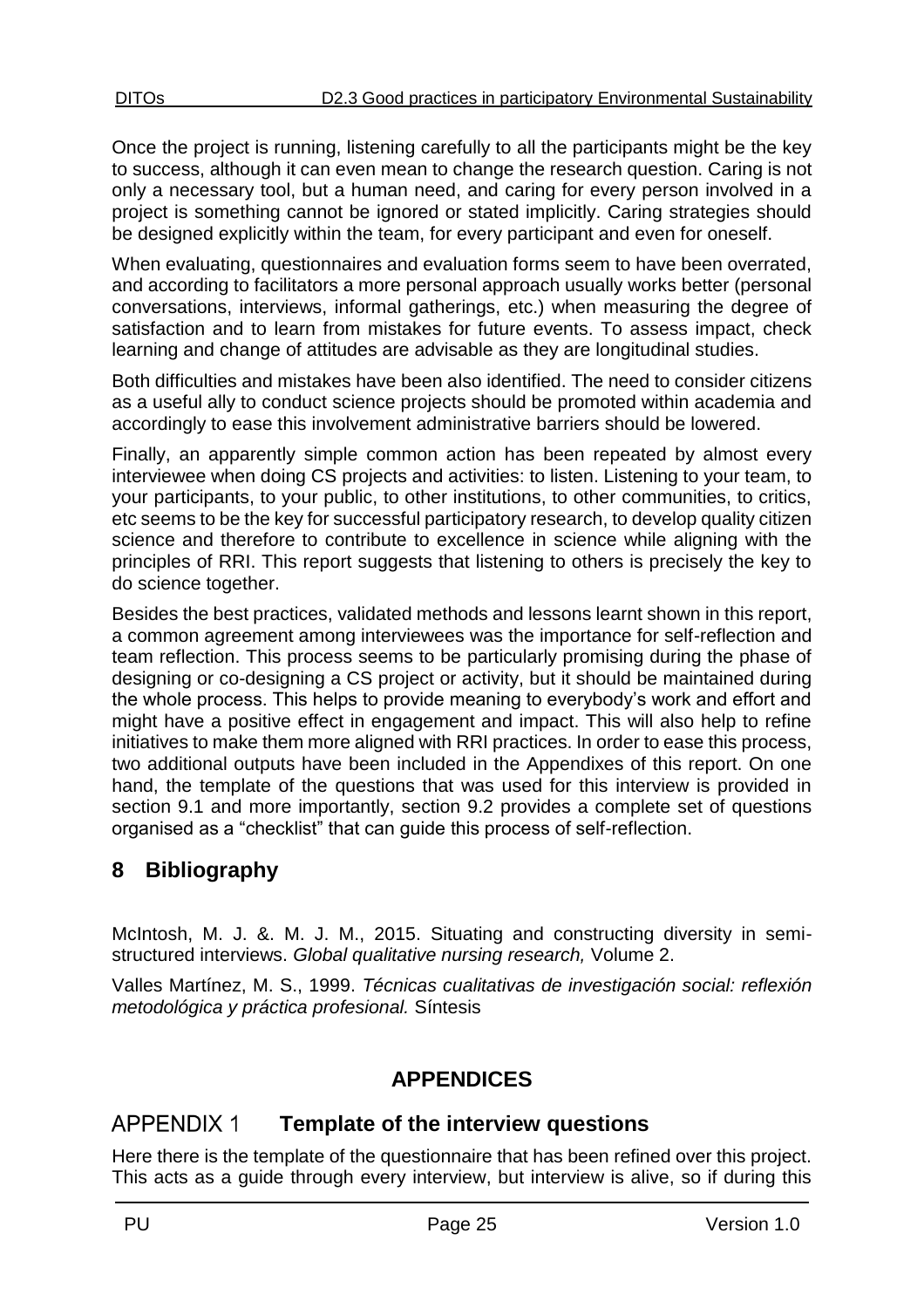Once the project is running, listening carefully to all the participants might be the key to success, although it can even mean to change the research question. Caring is not only a necessary tool, but a human need, and caring for every person involved in a project is something cannot be ignored or stated implicitly. Caring strategies should be designed explicitly within the team, for every participant and even for oneself.

When evaluating, questionnaires and evaluation forms seem to have been overrated, and according to facilitators a more personal approach usually works better (personal conversations, interviews, informal gatherings, etc.) when measuring the degree of satisfaction and to learn from mistakes for future events. To assess impact, check learning and change of attitudes are advisable as they are longitudinal studies.

Both difficulties and mistakes have been also identified. The need to consider citizens as a useful ally to conduct science projects should be promoted within academia and accordingly to ease this involvement administrative barriers should be lowered.

Finally, an apparently simple common action has been repeated by almost every interviewee when doing CS projects and activities: to listen. Listening to your team, to your participants, to your public, to other institutions, to other communities, to critics, etc seems to be the key for successful participatory research, to develop quality citizen science and therefore to contribute to excellence in science while aligning with the principles of RRI. This report suggests that listening to others is precisely the key to do science together.

Besides the best practices, validated methods and lessons learnt shown in this report, a common agreement among interviewees was the importance for self-reflection and team reflection. This process seems to be particularly promising during the phase of designing or co-designing a CS project or activity, but it should be maintained during the whole process. This helps to provide meaning to everybody's work and effort and might have a positive effect in engagement and impact. This will also help to refine initiatives to make them more aligned with RRI practices. In order to ease this process, two additional outputs have been included in the Appendixes of this report. On one hand, the template of the questions that was used for this interview is provided in section 9.1 and more importantly, section 9.2 provides a complete set of questions organised as a "checklist" that can guide this process of self-reflection.

# 8 Bibliography

McIntosh, M. J. &. M. J. M., 2015. Situating and constructing diversity in semi-structured interviews. *Global qualitative nursing research,* Volume 2.

Valles Martínez, M. S., 1999. *Técnicas cualitativas de investigación social: reflexión metodológica y práctica profesional.* Síntesis

# APPENDICES

## APPENDIX 1 Template of the interview questions

Here there is the template of the questionnaire that has been refined over this project. This acts as a guide through every interview, but interview is alive, so if during this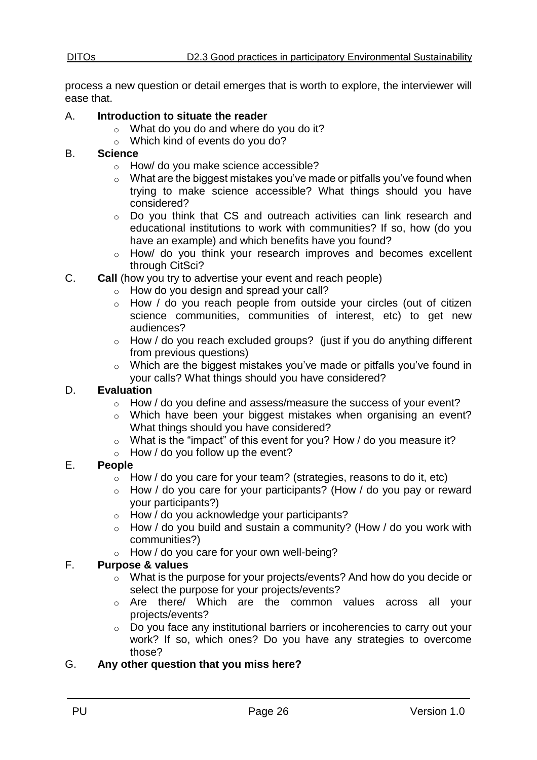process a new question or detail emerges that is worth to explore, the interviewer will ease that.

A. **Introduction to situate the reader**
   - What do you do and where do you do it?
   - Which kind of events do you do?

B. **Science**
   - How/ do you make science accessible?
   - What are the biggest mistakes you've made or pitfalls you've found when trying to make science accessible? What things should you have considered?
   - Do you think that CS and outreach activities can link research and educational institutions to work with communities? If so, how (do you have an example) and which benefits have you found?
   - How/ do you think your research improves and becomes excellent through CitSci?

C. **Call** (how you try to advertise your event and reach people)
   - How do you design and spread your call?
   - How / do you reach people from outside your circles (out of citizen science communities, communities of interest, etc) to get new audiences?
   - How / do you reach excluded groups? (just if you do anything different from previous questions)
   - Which are the biggest mistakes you've made or pitfalls you've found in your calls? What things should you have considered?

D. **Evaluation**
   - How / do you define and assess/measure the success of your event?
   - Which have been your biggest mistakes when organising an event? What things should you have considered?
   - What is the "impact" of this event for you? How / do you measure it?
   - How / do you follow up the event?

E. **People**
   - How / do you care for your team? (strategies, reasons to do it, etc)
   - How / do you care for your participants? (How / do you pay or reward your participants?)
   - How / do you acknowledge your participants?
   - How / do you build and sustain a community? (How / do you work with communities?)
   - How / do you care for your own well-being?

F. **Purpose & values**
   - What is the purpose for your projects/events? And how do you decide or select the purpose for your projects/events?
   - Are there/ Which are the common values across all your projects/events?
   - Do you face any institutional barriers or incoherencies to carry out your work? If so, which ones? Do you have any strategies to overcome those?

G. **Any other question that you miss here?**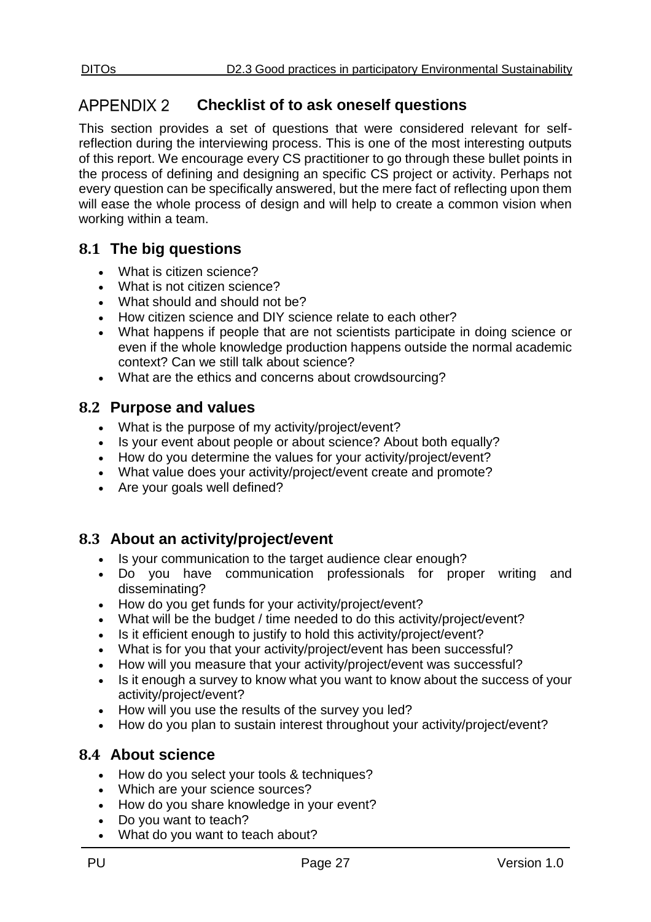# APPENDIX 2 Checklist of to ask oneself questions

This section provides a set of questions that were considered relevant for self-reflection during the interviewing process. This is one of the most interesting outputs of this report. We encourage every CS practitioner to go through these bullet points in the process of defining and designing an specific CS project or activity. Perhaps not every question can be specifically answered, but the mere fact of reflecting upon them will ease the whole process of design and will help to create a common vision when working within a team.

## 8.1 The big questions

- What is citizen science?
- What is not citizen science?
- What should and should not be?
- How citizen science and DIY science relate to each other?
- What happens if people that are not scientists participate in doing science or even if the whole knowledge production happens outside the normal academic context? Can we still talk about science?
- What are the ethics and concerns about crowdsourcing?

## 8.2 Purpose and values

- What is the purpose of my activity/project/event?
- Is your event about people or about science? About both equally?
- How do you determine the values for your activity/project/event?
- What value does your activity/project/event create and promote?
- Are your goals well defined?

## 8.3 About an activity/project/event

- Is your communication to the target audience clear enough?
- Do you have communication professionals for proper writing and disseminating?
- How do you get funds for your activity/project/event?
- What will be the budget / time needed to do this activity/project/event?
- Is it efficient enough to justify to hold this activity/project/event?
- What is for you that your activity/project/event has been successful?
- How will you measure that your activity/project/event was successful?
- Is it enough a survey to know what you want to know about the success of your activity/project/event?
- How will you use the results of the survey you led?
- How do you plan to sustain interest throughout your activity/project/event?

## 8.4 About science

- How do you select your tools & techniques?
- Which are your science sources?
- How do you share knowledge in your event?
- Do you want to teach?
- What do you want to teach about?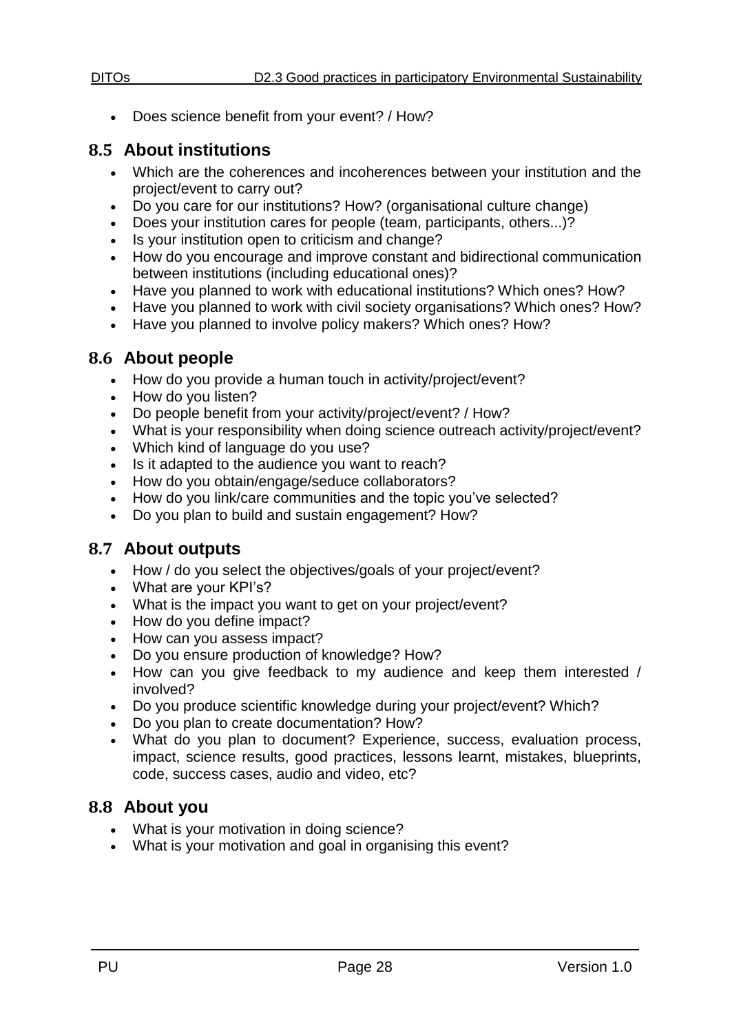- Does science benefit from your event? / How?

## 8.5 About institutions

- Which are the coherences and incoherences between your institution and the project/event to carry out?
- Do you care for our institutions? How? (organisational culture change)
- Does your institution cares for people (team, participants, others...)?
- Is your institution open to criticism and change?
- How do you encourage and improve constant and bidirectional communication between institutions (including educational ones)?
- Have you planned to work with educational institutions? Which ones? How?
- Have you planned to work with civil society organisations? Which ones? How?
- Have you planned to involve policy makers? Which ones? How?

## 8.6 About people

- How do you provide a human touch in activity/project/event?
- How do you listen?
- Do people benefit from your activity/project/event? / How?
- What is your responsibility when doing science outreach activity/project/event?
- Which kind of language do you use?
- Is it adapted to the audience you want to reach?
- How do you obtain/engage/seduce collaborators?
- How do you link/care communities and the topic you've selected?
- Do you plan to build and sustain engagement? How?

## 8.7 About outputs

- How / do you select the objectives/goals of your project/event?
- What are your KPI's?
- What is the impact you want to get on your project/event?
- How do you define impact?
- How can you assess impact?
- Do you ensure production of knowledge? How?
- How can you give feedback to my audience and keep them interested / involved?
- Do you produce scientific knowledge during your project/event? Which?
- Do you plan to create documentation? How?
- What do you plan to document? Experience, success, evaluation process, impact, science results, good practices, lessons learnt, mistakes, blueprints, code, success cases, audio and video, etc?

## 8.8 About you

- What is your motivation in doing science?
- What is your motivation and goal in organising this event?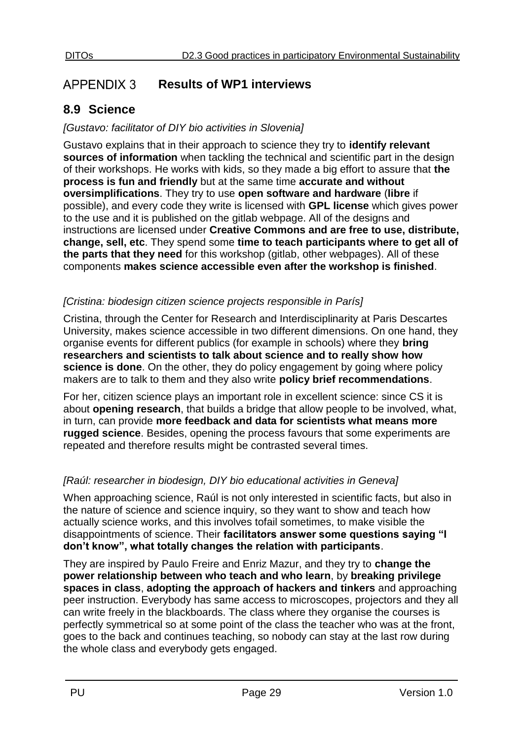# APPENDIX 3 Results of WP1 interviews

## 8.9 Science

*[Gustavo: facilitator of DIY bio activities in Slovenia]*

Gustavo explains that in their approach to science they try to **identify relevant sources of information** when tackling the technical and scientific part in the design of their workshops. He works with kids, so they made a big effort to assure that **the process is fun and friendly** but at the same time **accurate and without oversimplifications**. They try to use **open software and hardware** (**libre** if possible), and every code they write is licensed with **GPL license** which gives power to the use and it is published on the gitlab webpage. All of the designs and instructions are licensed under **Creative Commons and are free to use, distribute, change, sell, etc**. They spend some **time to teach participants where to get all of the parts that they need** for this workshop (gitlab, other webpages). All of these components **makes science accessible even after the workshop is finished**.

*[Cristina: biodesign citizen science projects responsible in París]*

Cristina, through the Center for Research and Interdisciplinarity at Paris Descartes University, makes science accessible in two different dimensions. On one hand, they organise events for different publics (for example in schools) where they **bring researchers and scientists to talk about science and to really show how science is done**. On the other, they do policy engagement by going where policy makers are to talk to them and they also write **policy brief recommendations**.

For her, citizen science plays an important role in excellent science: since CS it is about **opening research**, that builds a bridge that allow people to be involved, what, in turn, can provide **more feedback and data for scientists what means more rugged science**. Besides, opening the process favours that some experiments are repeated and therefore results might be contrasted several times.

*[Raúl: researcher in biodesign, DIY bio educational activities in Geneva]*

When approaching science, Raúl is not only interested in scientific facts, but also in the nature of science and science inquiry, so they want to show and teach how actually science works, and this involves tofail sometimes, to make visible the disappointments of science. Their **facilitators answer some questions saying "I don't know", what totally changes the relation with participants**.

They are inspired by Paulo Freire and Enriz Mazur, and they try to **change the power relationship between who teach and who learn**, by **breaking privilege spaces in class**, **adopting the approach of hackers and tinkers** and approaching peer instruction. Everybody has same access to microscopes, projectors and they all can write freely in the blackboards. The class where they organise the courses is perfectly symmetrical so at some point of the class the teacher who was at the front, goes to the back and continues teaching, so nobody can stay at the last row during the whole class and everybody gets engaged.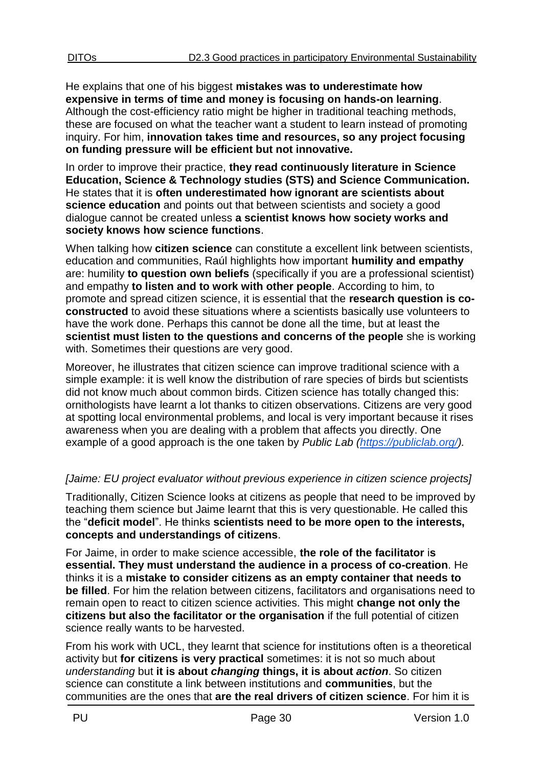He explains that one of his biggest **mistakes was to underestimate how expensive in terms of time and money is focusing on hands-on learning**. Although the cost-efficiency ratio might be higher in traditional teaching methods, these are focused on what the teacher want a student to learn instead of promoting inquiry. For him, **innovation takes time and resources, so any project focusing on funding pressure will be efficient but not innovative.**

In order to improve their practice, **they read continuously literature in Science Education, Science & Technology studies (STS) and Science Communication.** He states that it is **often underestimated how ignorant are scientists about science education** and points out that between scientists and society a good dialogue cannot be created unless **a scientist knows how society works and society knows how science functions**.

When talking how **citizen science** can constitute a excellent link between scientists, education and communities, Raúl highlights how important **humility and empathy** are: humility **to question own beliefs** (specifically if you are a professional scientist) and empathy **to listen and to work with other people**. According to him, to promote and spread citizen science, it is essential that the **research question is co-constructed** to avoid these situations where a scientists basically use volunteers to have the work done. Perhaps this cannot be done all the time, but at least the **scientist must listen to the questions and concerns of the people** she is working with. Sometimes their questions are very good.

Moreover, he illustrates that citizen science can improve traditional science with a simple example: it is well know the distribution of rare species of birds but scientists did not know much about common birds. Citizen science has totally changed this: ornithologists have learnt a lot thanks to citizen observations. Citizens are very good at spotting local environmental problems, and local is very important because it rises awareness when you are dealing with a problem that affects you directly. One example of a good approach is the one taken by *Public Lab (https://publiclab.org/).*

*[Jaime: EU project evaluator without previous experience in citizen science projects]*

Traditionally, Citizen Science looks at citizens as people that need to be improved by teaching them science but Jaime learnt that this is very questionable. He called this the "**deficit model**". He thinks **scientists need to be more open to the interests, concepts and understandings of citizens**.

For Jaime, in order to make science accessible, **the role of the facilitator is essential. They must understand the audience in a process of co-creation**. He thinks it is a **mistake to consider citizens as an empty container that needs to be filled**. For him the relation between citizens, facilitators and organisations need to remain open to react to citizen science activities. This might **change not only the citizens but also the facilitator or the organisation** if the full potential of citizen science really wants to be harvested.

From his work with UCL, they learnt that science for institutions often is a theoretical activity but **for citizens is very practical** sometimes: it is not so much about *understanding* but **it is about *changing* things, it is about *action***. So citizen science can constitute a link between institutions and **communities**, but the communities are the ones that **are the real drivers of citizen science**. For him it is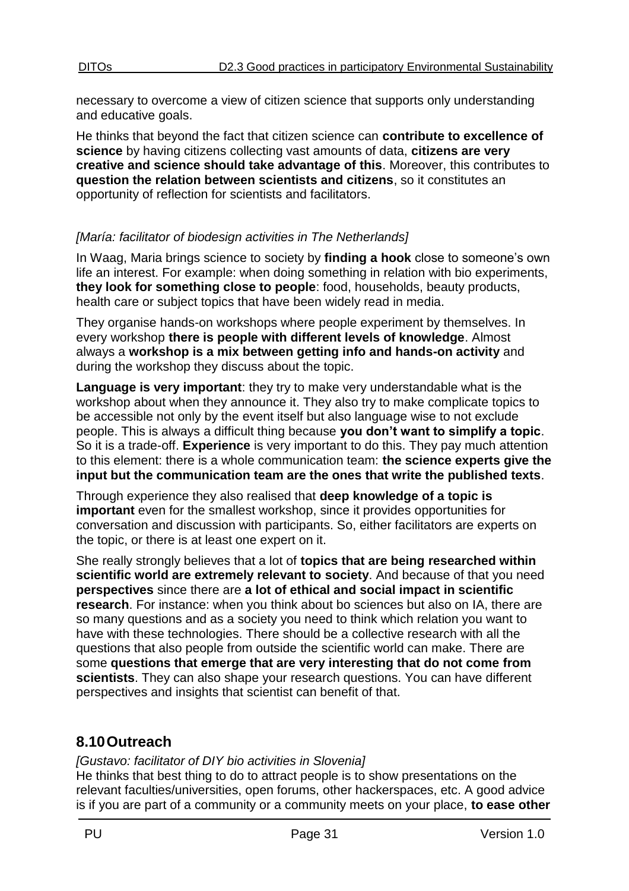necessary to overcome a view of citizen science that supports only understanding and educative goals.

He thinks that beyond the fact that citizen science can **contribute to excellence of science** by having citizens collecting vast amounts of data, **citizens are very creative and science should take advantage of this**. Moreover, this contributes to **question the relation between scientists and citizens**, so it constitutes an opportunity of reflection for scientists and facilitators.

*[María: facilitator of biodesign activities in The Netherlands]*

In Waag, Maria brings science to society by **finding a hook** close to someone's own life an interest. For example: when doing something in relation with bio experiments, **they look for something close to people**: food, households, beauty products, health care or subject topics that have been widely read in media.

They organise hands-on workshops where people experiment by themselves. In every workshop **there is people with different levels of knowledge**. Almost always a **workshop is a mix between getting info and hands-on activity** and during the workshop they discuss about the topic.

**Language is very important**: they try to make very understandable what is the workshop about when they announce it. They also try to make complicate topics to be accessible not only by the event itself but also language wise to not exclude people. This is always a difficult thing because **you don't want to simplify a topic**. So it is a trade-off. **Experience** is very important to do this. They pay much attention to this element: there is a whole communication team: **the science experts give the input but the communication team are the ones that write the published texts**.

Through experience they also realised that **deep knowledge of a topic is important** even for the smallest workshop, since it provides opportunities for conversation and discussion with participants. So, either facilitators are experts on the topic, or there is at least one expert on it.

She really strongly believes that a lot of **topics that are being researched within scientific world are extremely relevant to society**. And because of that you need **perspectives** since there are **a lot of ethical and social impact in scientific research**. For instance: when you think about bo sciences but also on IA, there are so many questions and as a society you need to think which relation you want to have with these technologies. There should be a collective research with all the questions that also people from outside the scientific world can make. There are some **questions that emerge that are very interesting that do not come from scientists**. They can also shape your research questions. You can have different perspectives and insights that scientist can benefit of that.

## 8.10 Outreach

*[Gustavo: facilitator of DIY bio activities in Slovenia]*

He thinks that best thing to do to attract people is to show presentations on the relevant faculties/universities, open forums, other hackerspaces, etc. A good advice is if you are part of a community or a community meets on your place, **to ease other**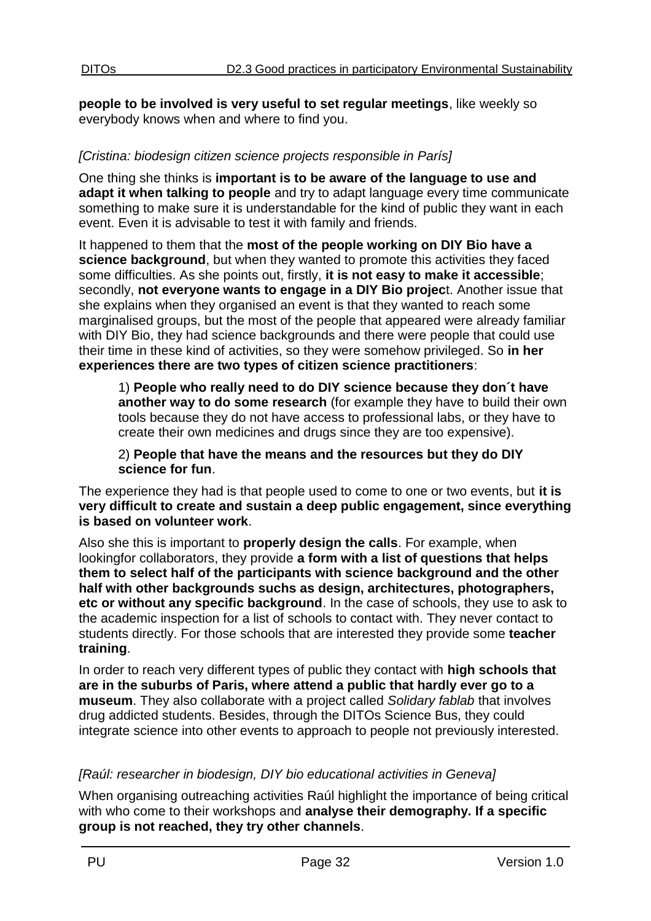**people to be involved is very useful to set regular meetings**, like weekly so everybody knows when and where to find you.

*[Cristina: biodesign citizen science projects responsible in París]*

One thing she thinks is **important is to be aware of the language to use and adapt it when talking to people** and try to adapt language every time communicate something to make sure it is understandable for the kind of public they want in each event. Even it is advisable to test it with family and friends.

It happened to them that the **most of the people working on DIY Bio have a science background**, but when they wanted to promote this activities they faced some difficulties. As she points out, firstly, **it is not easy to make it accessible**; secondly, **not everyone wants to engage in a DIY Bio projec**t. Another issue that she explains when they organised an event is that they wanted to reach some marginalised groups, but the most of the people that appeared were already familiar with DIY Bio, they had science backgrounds and there were people that could use their time in these kind of activities, so they were somehow privileged. So **in her experiences there are two types of citizen science practitioners**:

> 1) **People who really need to do DIY science because they don´t have another way to do some research** (for example they have to build their own tools because they do not have access to professional labs, or they have to create their own medicines and drugs since they are too expensive).
>
> 2) **People that have the means and the resources but they do DIY science for fun**.

The experience they had is that people used to come to one or two events, but **it is very difficult to create and sustain a deep public engagement, since everything is based on volunteer work**.

Also she this is important to **properly design the calls**. For example, when lookingfor collaborators, they provide **a form with a list of questions that helps them to select half of the participants with science background and the other half with other backgrounds suchs as design, architectures, photographers, etc or without any specific background**. In the case of schools, they use to ask to the academic inspection for a list of schools to contact with. They never contact to students directly. For those schools that are interested they provide some **teacher training**.

In order to reach very different types of public they contact with **high schools that are in the suburbs of Paris, where attend a public that hardly ever go to a museum**. They also collaborate with a project called *Solidary fablab* that involves drug addicted students. Besides, through the DITOs Science Bus, they could integrate science into other events to approach to people not previously interested.

*[Raúl: researcher in biodesign, DIY bio educational activities in Geneva]*

When organising outreaching activities Raúl highlight the importance of being critical with who come to their workshops and **analyse their demography. If a specific group is not reached, they try other channels**.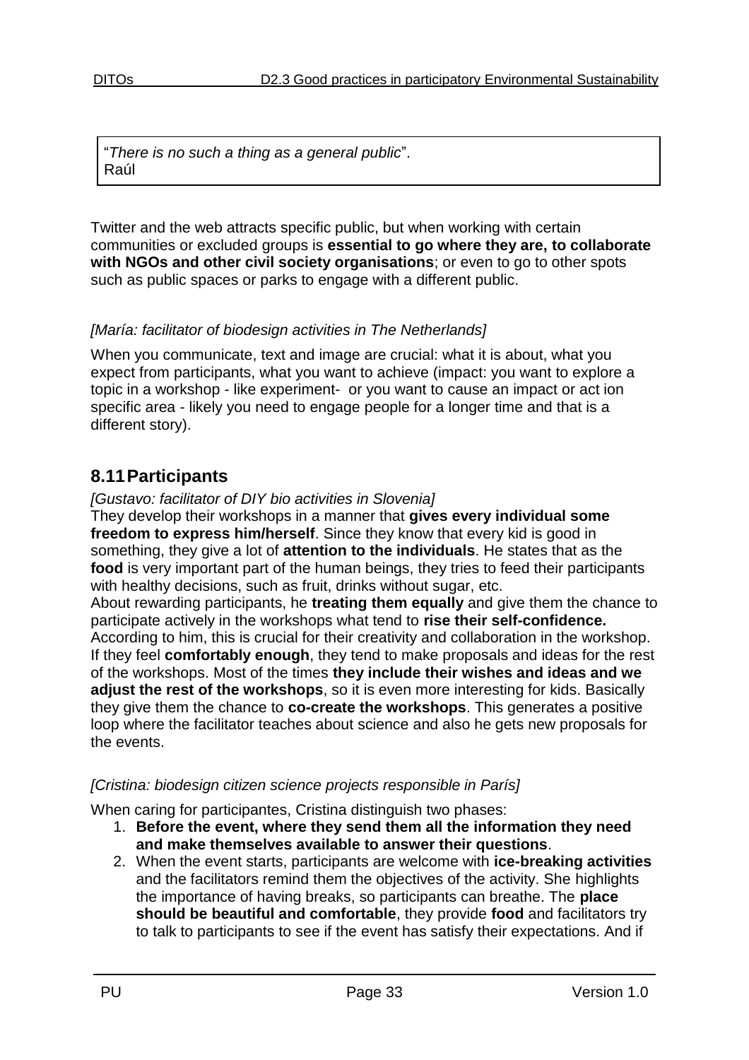> "*There is no such a thing as a general public*".
> Raúl

Twitter and the web attracts specific public, but when working with certain communities or excluded groups is **essential to go where they are, to collaborate with NGOs and other civil society organisations**; or even to go to other spots such as public spaces or parks to engage with a different public.

*[María: facilitator of biodesign activities in The Netherlands]*

When you communicate, text and image are crucial: what it is about, what you expect from participants, what you want to achieve (impact: you want to explore a topic in a workshop - like experiment- or you want to cause an impact or act ion specific area - likely you need to engage people for a longer time and that is a different story).

## 8.11 Participants

*[Gustavo: facilitator of DIY bio activities in Slovenia]*

They develop their workshops in a manner that **gives every individual some freedom to express him/herself**. Since they know that every kid is good in something, they give a lot of **attention to the individuals**. He states that as the **food** is very important part of the human beings, they tries to feed their participants with healthy decisions, such as fruit, drinks without sugar, etc.
About rewarding participants, he **treating them equally** and give them the chance to participate actively in the workshops what tend to **rise their self-confidence.** According to him, this is crucial for their creativity and collaboration in the workshop. If they feel **comfortably enough**, they tend to make proposals and ideas for the rest of the workshops. Most of the times **they include their wishes and ideas and we adjust the rest of the workshops**, so it is even more interesting for kids. Basically they give them the chance to **co-create the workshops**. This generates a positive loop where the facilitator teaches about science and also he gets new proposals for the events.

*[Cristina: biodesign citizen science projects responsible in París]*

When caring for participantes, Cristina distinguish two phases:

1. **Before the event, where they send them all the information they need and make themselves available to answer their questions**.
2. When the event starts, participants are welcome with **ice-breaking activities** and the facilitators remind them the objectives of the activity. She highlights the importance of having breaks, so participants can breathe. The **place should be beautiful and comfortable**, they provide **food** and facilitators try to talk to participants to see if the event has satisfy their expectations. And if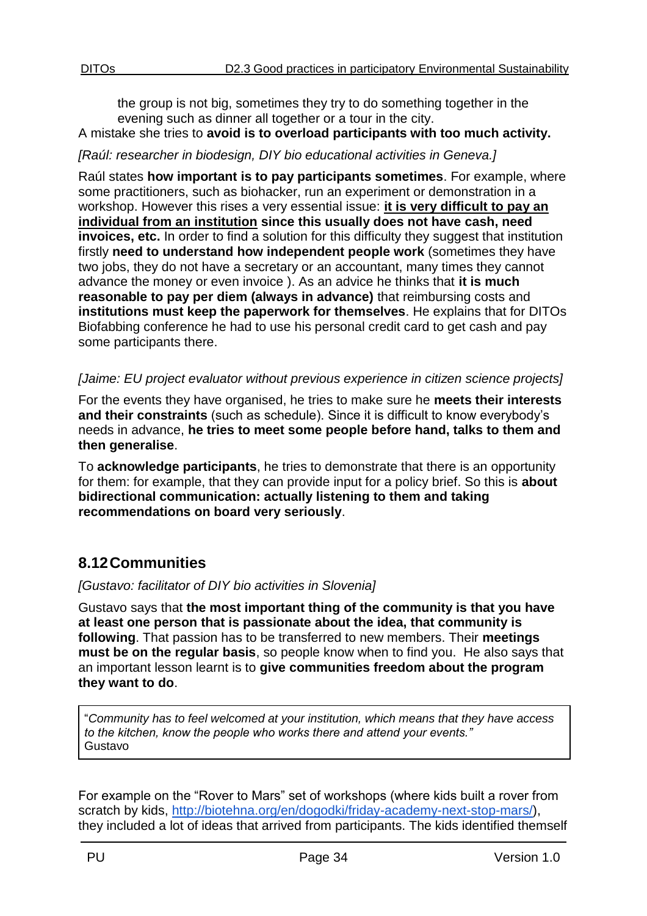the group is not big, sometimes they try to do something together in the evening such as dinner all together or a tour in the city.

A mistake she tries to **avoid is to overload participants with too much activity.**

*[Raúl: researcher in biodesign, DIY bio educational activities in Geneva.]*

Raúl states **how important is to pay participants sometimes**. For example, where some practitioners, such as biohacker, run an experiment or demonstration in a workshop. However this rises a very essential issue: **<u>it is very difficult to pay an individual from an institution</u> since this usually does not have cash, need invoices, etc.** In order to find a solution for this difficulty they suggest that institution firstly **need to understand how independent people work** (sometimes they have two jobs, they do not have a secretary or an accountant, many times they cannot advance the money or even invoice ). As an advice he thinks that **it is much reasonable to pay per diem (always in advance)** that reimbursing costs and **institutions must keep the paperwork for themselves**. He explains that for DITOs Biofabbing conference he had to use his personal credit card to get cash and pay some participants there.

*[Jaime: EU project evaluator without previous experience in citizen science projects]*

For the events they have organised, he tries to make sure he **meets their interests and their constraints** (such as schedule). Since it is difficult to know everybody's needs in advance, **he tries to meet some people before hand, talks to them and then generalise**.

To **acknowledge participants**, he tries to demonstrate that there is an opportunity for them: for example, that they can provide input for a policy brief. So this is **about bidirectional communication: actually listening to them and taking recommendations on board very seriously**.

## 8.12 Communities

*[Gustavo: facilitator of DIY bio activities in Slovenia]*

Gustavo says that **the most important thing of the community is that you have at least one person that is passionate about the idea, that community is following**. That passion has to be transferred to new members. Their **meetings must be on the regular basis**, so people know when to find you. He also says that an important lesson learnt is to **give communities freedom about the program they want to do**.

> "*Community has to feel welcomed at your institution, which means that they have access to the kitchen, know the people who works there and attend your events."*
> Gustavo

For example on the "Rover to Mars" set of workshops (where kids built a rover from scratch by kids, http://biotehna.org/en/dogodki/friday-academy-next-stop-mars/), they included a lot of ideas that arrived from participants. The kids identified themself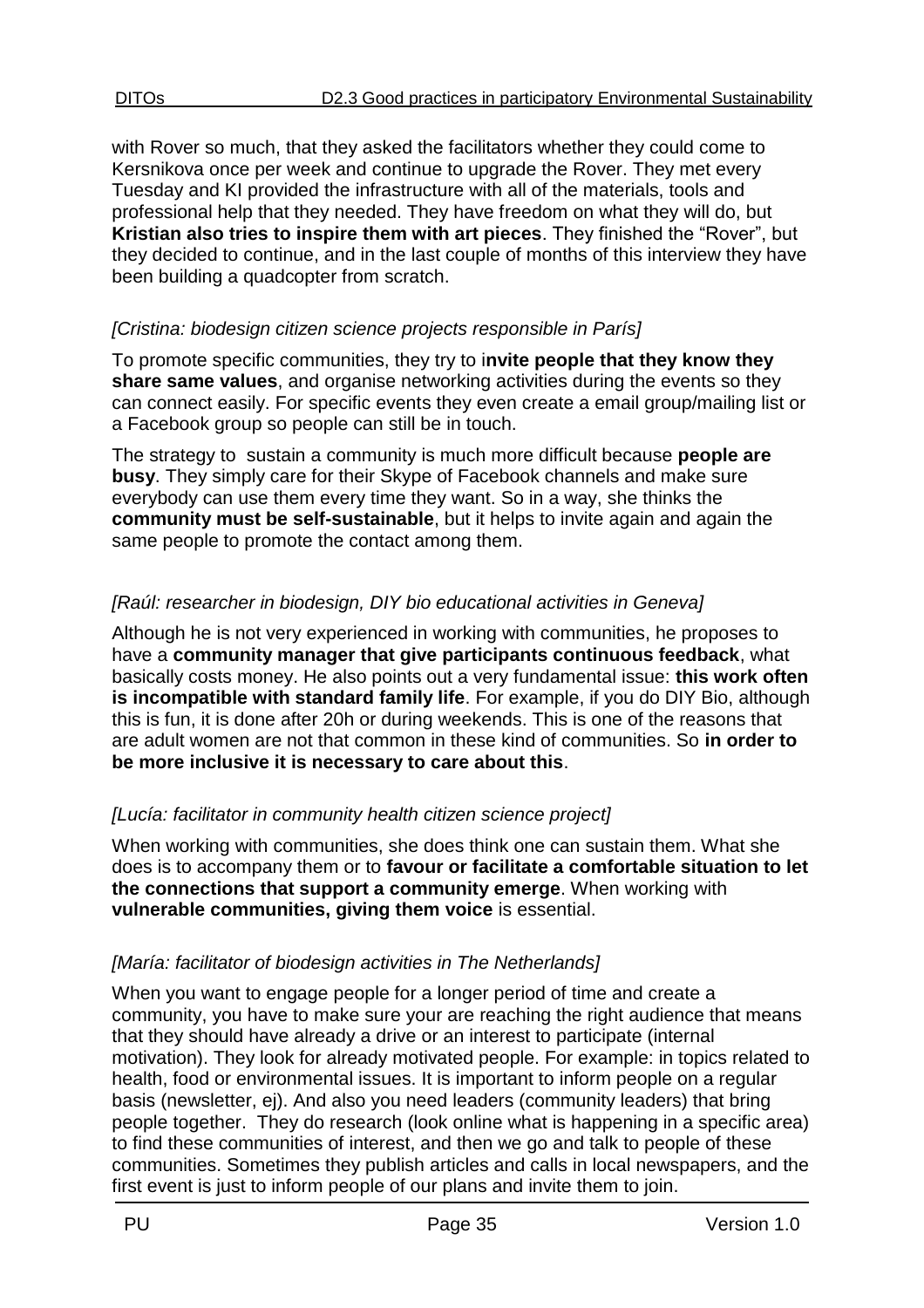with Rover so much, that they asked the facilitators whether they could come to Kersnikova once per week and continue to upgrade the Rover. They met every Tuesday and KI provided the infrastructure with all of the materials, tools and professional help that they needed. They have freedom on what they will do, but **Kristian also tries to inspire them with art pieces**. They finished the "Rover", but they decided to continue, and in the last couple of months of this interview they have been building a quadcopter from scratch.

*[Cristina: biodesign citizen science projects responsible in París]*

To promote specific communities, they try to i**nvite people that they know they share same values**, and organise networking activities during the events so they can connect easily. For specific events they even create a email group/mailing list or a Facebook group so people can still be in touch.

The strategy to sustain a community is much more difficult because **people are busy**. They simply care for their Skype of Facebook channels and make sure everybody can use them every time they want. So in a way, she thinks the **community must be self-sustainable**, but it helps to invite again and again the same people to promote the contact among them.

*[Raúl: researcher in biodesign, DIY bio educational activities in Geneva]*

Although he is not very experienced in working with communities, he proposes to have a **community manager that give participants continuous feedback**, what basically costs money. He also points out a very fundamental issue: **this work often is incompatible with standard family life**. For example, if you do DIY Bio, although this is fun, it is done after 20h or during weekends. This is one of the reasons that are adult women are not that common in these kind of communities. So **in order to be more inclusive it is necessary to care about this**.

*[Lucía: facilitator in community health citizen science project]*

When working with communities, she does think one can sustain them. What she does is to accompany them or to **favour or facilitate a comfortable situation to let the connections that support a community emerge**. When working with **vulnerable communities, giving them voice** is essential.

*[María: facilitator of biodesign activities in The Netherlands]*

When you want to engage people for a longer period of time and create a community, you have to make sure your are reaching the right audience that means that they should have already a drive or an interest to participate (internal motivation). They look for already motivated people. For example: in topics related to health, food or environmental issues. It is important to inform people on a regular basis (newsletter, ej). And also you need leaders (community leaders) that bring people together. They do research (look online what is happening in a specific area) to find these communities of interest, and then we go and talk to people of these communities. Sometimes they publish articles and calls in local newspapers, and the first event is just to inform people of our plans and invite them to join.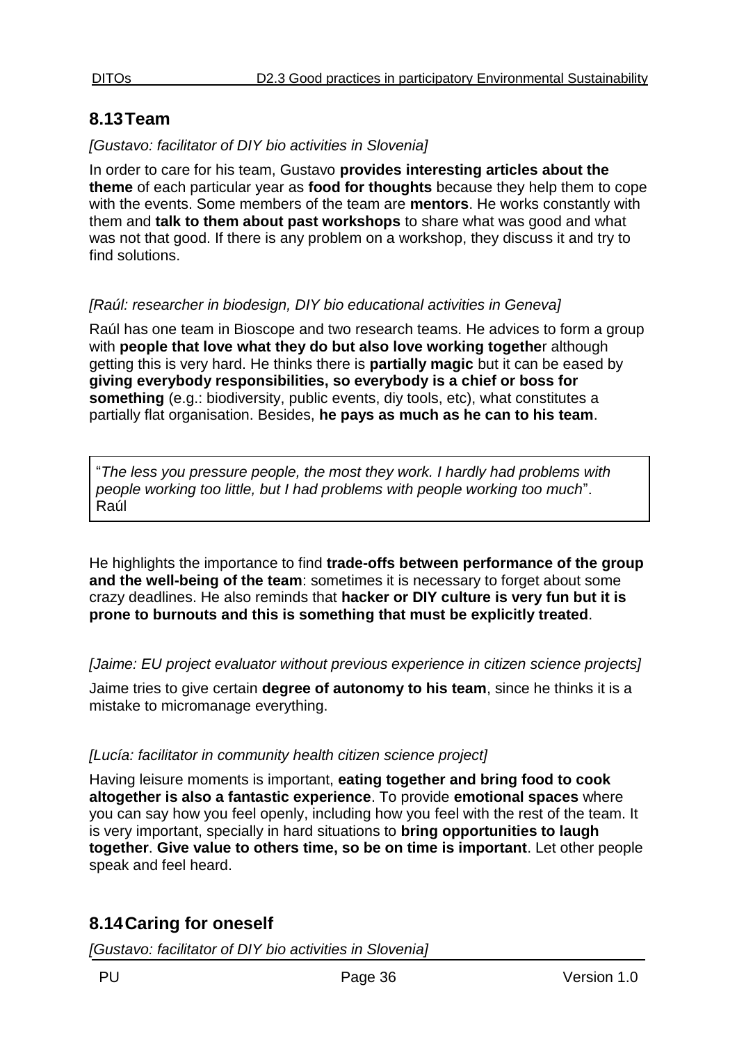## 8.13 Team

*[Gustavo: facilitator of DIY bio activities in Slovenia]*

In order to care for his team, Gustavo **provides interesting articles about the theme** of each particular year as **food for thoughts** because they help them to cope with the events. Some members of the team are **mentors**. He works constantly with them and **talk to them about past workshops** to share what was good and what was not that good. If there is any problem on a workshop, they discuss it and try to find solutions.

*[Raúl: researcher in biodesign, DIY bio educational activities in Geneva]*

Raúl has one team in Bioscope and two research teams. He advices to form a group with **people that love what they do but also love working togethe**r although getting this is very hard. He thinks there is **partially magic** but it can be eased by **giving everybody responsibilities, so everybody is a chief or boss for something** (e.g.: biodiversity, public events, diy tools, etc), what constitutes a partially flat organisation. Besides, **he pays as much as he can to his team**.

> "*The less you pressure people, the most they work. I hardly had problems with people working too little, but I had problems with people working too much*". Raúl

He highlights the importance to find **trade-offs between performance of the group and the well-being of the team**: sometimes it is necessary to forget about some crazy deadlines. He also reminds that **hacker or DIY culture is very fun but it is prone to burnouts and this is something that must be explicitly treated**.

*[Jaime: EU project evaluator without previous experience in citizen science projects]*

Jaime tries to give certain **degree of autonomy to his team**, since he thinks it is a mistake to micromanage everything.

*[Lucía: facilitator in community health citizen science project]*

Having leisure moments is important, **eating together and bring food to cook altogether is also a fantastic experience**. To provide **emotional spaces** where you can say how you feel openly, including how you feel with the rest of the team. It is very important, specially in hard situations to **bring opportunities to laugh together**. **Give value to others time, so be on time is important**. Let other people speak and feel heard.

## 8.14 Caring for oneself

*[Gustavo: facilitator of DIY bio activities in Slovenia]*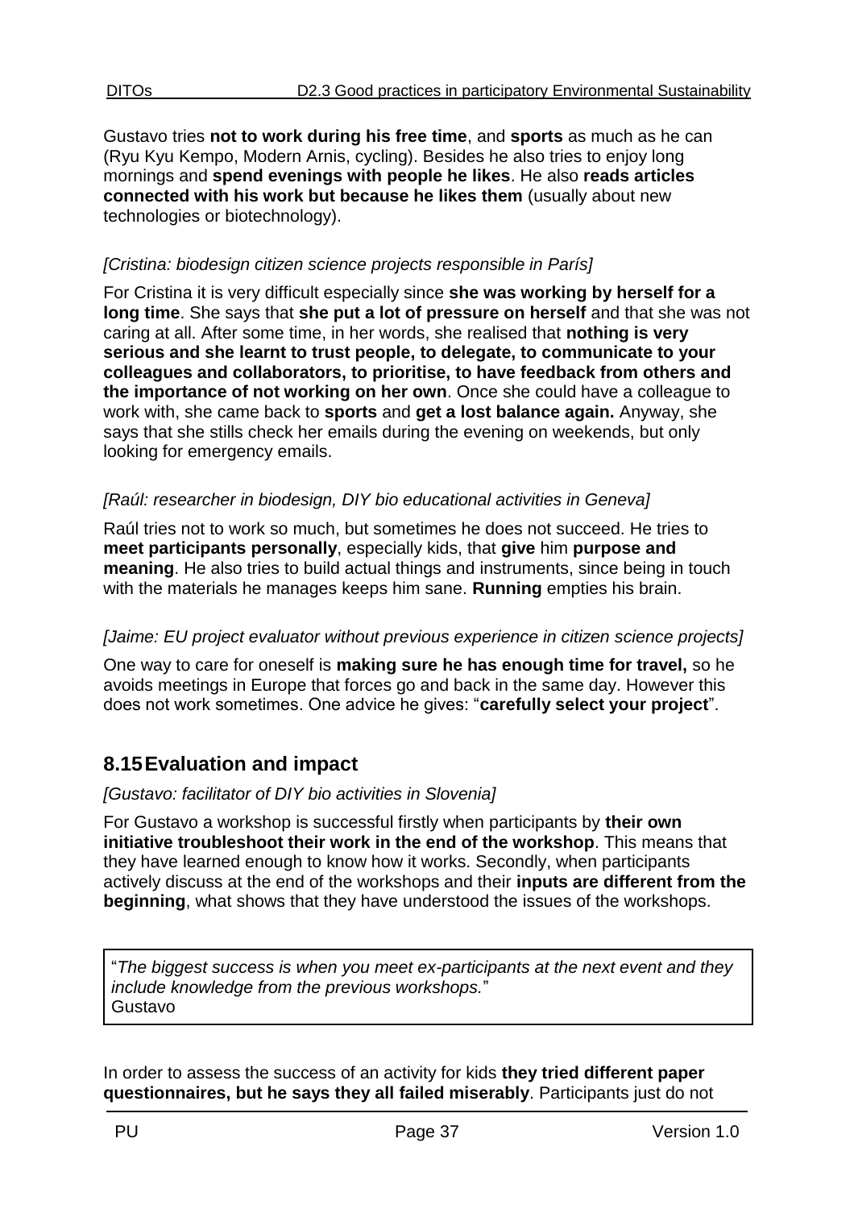Gustavo tries **not to work during his free time**, and **sports** as much as he can (Ryu Kyu Kempo, Modern Arnis, cycling). Besides he also tries to enjoy long mornings and **spend evenings with people he likes**. He also **reads articles connected with his work but because he likes them** (usually about new technologies or biotechnology).

*[Cristina: biodesign citizen science projects responsible in París]*

For Cristina it is very difficult especially since **she was working by herself for a long time**. She says that **she put a lot of pressure on herself** and that she was not caring at all. After some time, in her words, she realised that **nothing is very serious and she learnt to trust people, to delegate, to communicate to your colleagues and collaborators, to prioritise, to have feedback from others and the importance of not working on her own**. Once she could have a colleague to work with, she came back to **sports** and **get a lost balance again.** Anyway, she says that she stills check her emails during the evening on weekends, but only looking for emergency emails.

*[Raúl: researcher in biodesign, DIY bio educational activities in Geneva]*

Raúl tries not to work so much, but sometimes he does not succeed. He tries to **meet participants personally**, especially kids, that **give** him **purpose and meaning**. He also tries to build actual things and instruments, since being in touch with the materials he manages keeps him sane. **Running** empties his brain.

*[Jaime: EU project evaluator without previous experience in citizen science projects]*

One way to care for oneself is **making sure he has enough time for travel,** so he avoids meetings in Europe that forces go and back in the same day. However this does not work sometimes. One advice he gives: "**carefully select your project**".

## 8.15 Evaluation and impact

*[Gustavo: facilitator of DIY bio activities in Slovenia]*

For Gustavo a workshop is successful firstly when participants by **their own initiative troubleshoot their work in the end of the workshop**. This means that they have learned enough to know how it works. Secondly, when participants actively discuss at the end of the workshops and their **inputs are different from the beginning**, what shows that they have understood the issues of the workshops.

> "*The biggest success is when you meet ex-participants at the next event and they include knowledge from the previous workshops.*"
> Gustavo

In order to assess the success of an activity for kids **they tried different paper questionnaires, but he says they all failed miserably**. Participants just do not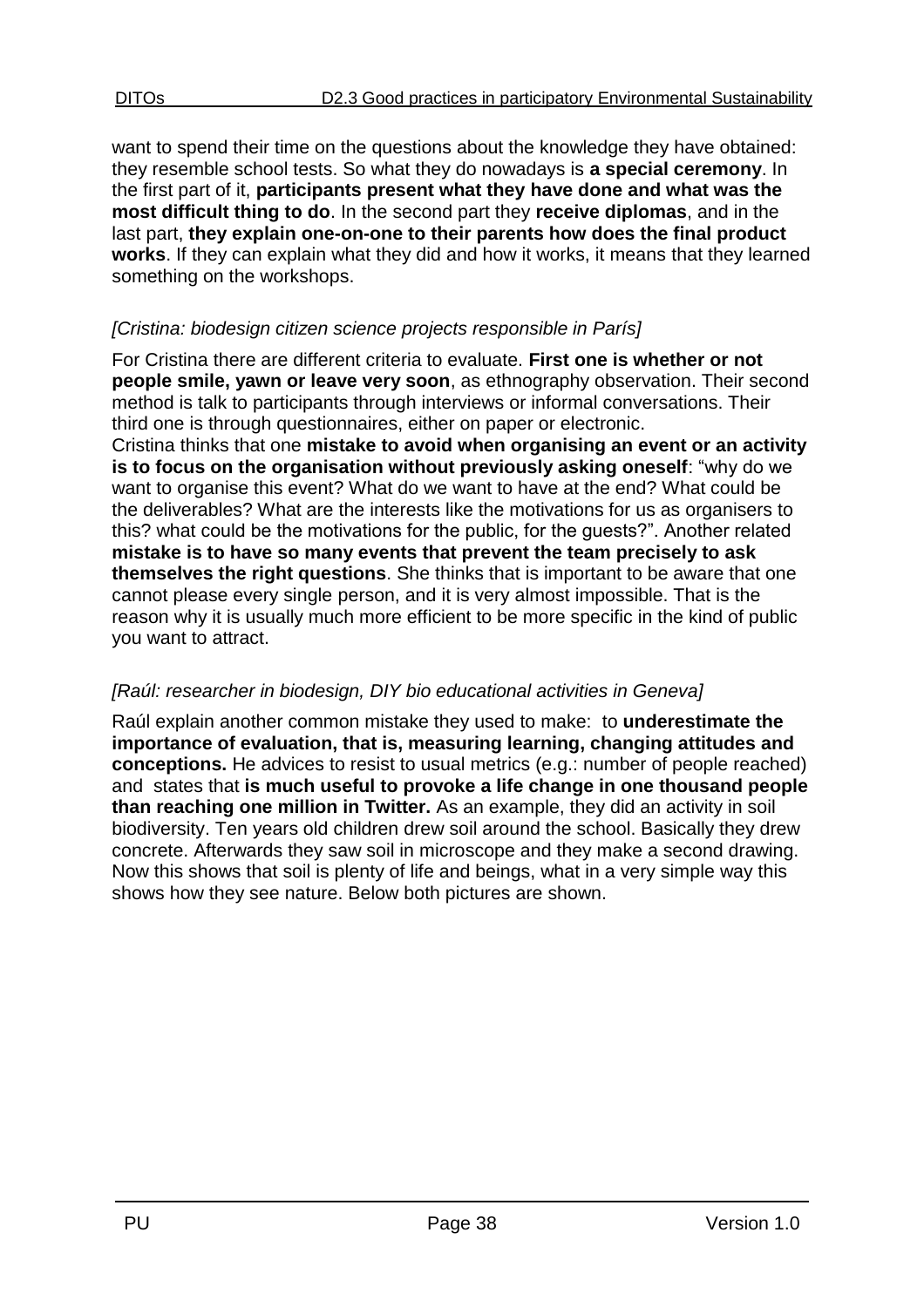want to spend their time on the questions about the knowledge they have obtained: they resemble school tests. So what they do nowadays is **a special ceremony**. In the first part of it, **participants present what they have done and what was the most difficult thing to do**. In the second part they **receive diplomas**, and in the last part, **they explain one-on-one to their parents how does the final product works**. If they can explain what they did and how it works, it means that they learned something on the workshops.

*[Cristina: biodesign citizen science projects responsible in París]*

For Cristina there are different criteria to evaluate. **First one is whether or not people smile, yawn or leave very soon**, as ethnography observation. Their second method is talk to participants through interviews or informal conversations. Their third one is through questionnaires, either on paper or electronic.
Cristina thinks that one **mistake to avoid when organising an event or an activity is to focus on the organisation without previously asking oneself**: "why do we want to organise this event? What do we want to have at the end? What could be the deliverables? What are the interests like the motivations for us as organisers to this? what could be the motivations for the public, for the guests?". Another related **mistake is to have so many events that prevent the team precisely to ask themselves the right questions**. She thinks that is important to be aware that one cannot please every single person, and it is very almost impossible. That is the reason why it is usually much more efficient to be more specific in the kind of public you want to attract.

*[Raúl: researcher in biodesign, DIY bio educational activities in Geneva]*

Raúl explain another common mistake they used to make: to **underestimate the importance of evaluation, that is, measuring learning, changing attitudes and conceptions.** He advices to resist to usual metrics (e.g.: number of people reached) and states that **is much useful to provoke a life change in one thousand people than reaching one million in Twitter.** As an example, they did an activity in soil biodiversity. Ten years old children drew soil around the school. Basically they drew concrete. Afterwards they saw soil in microscope and they make a second drawing. Now this shows that soil is plenty of life and beings, what in a very simple way this shows how they see nature. Below both pictures are shown.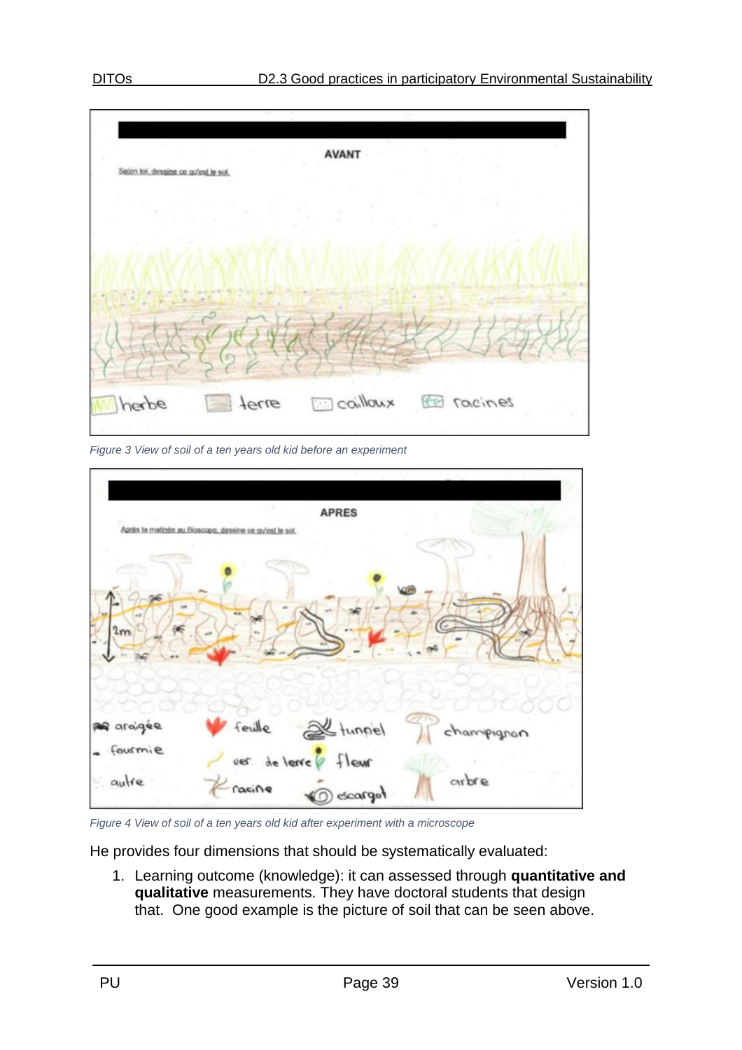Figure 3 View of soil of a ten years old kid before an experiment

Figure 4 View of soil of a ten years old kid after experiment with a microscope

He provides four dimensions that should be systematically evaluated:

1. Learning outcome (knowledge): it can assessed through **quantitative and qualitative** measurements. They have doctoral students that design that. One good example is the picture of soil that can be seen above.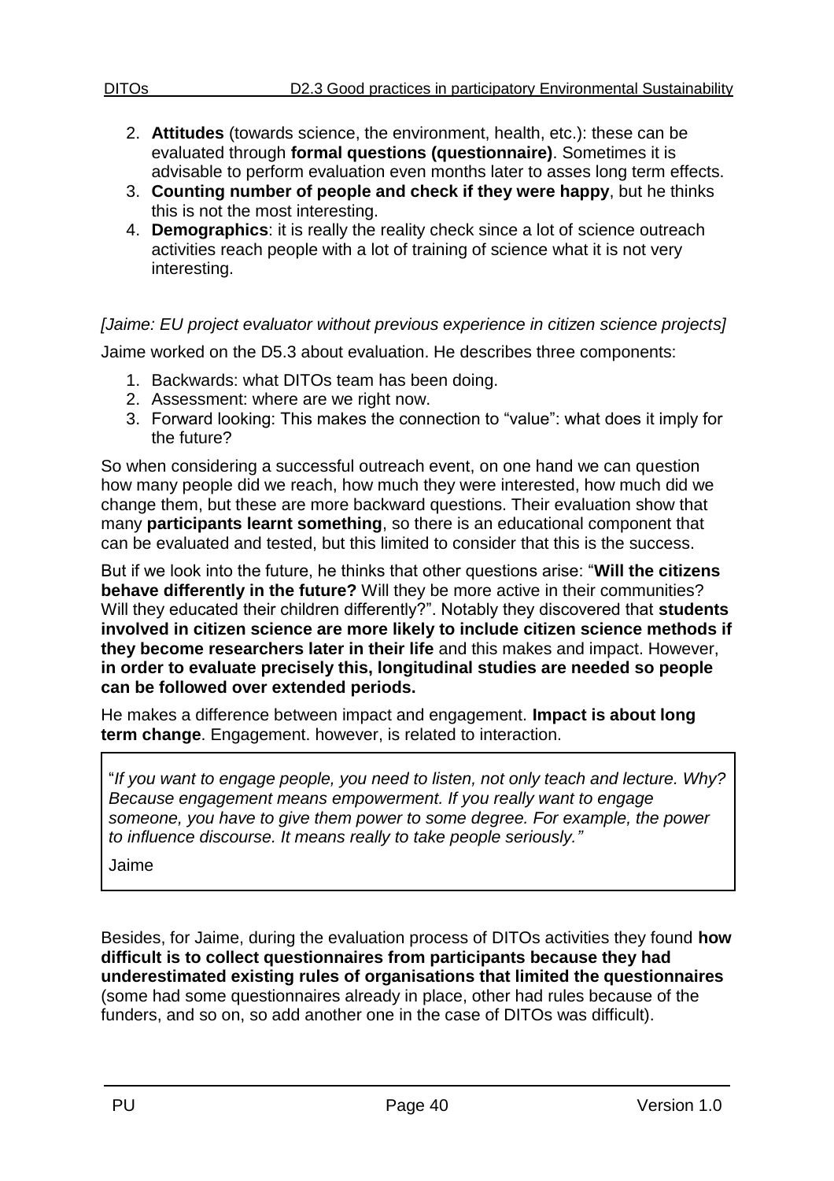2. **Attitudes** (towards science, the environment, health, etc.): these can be evaluated through **formal questions (questionnaire)**. Sometimes it is advisable to perform evaluation even months later to asses long term effects.
3. **Counting number of people and check if they were happy**, but he thinks this is not the most interesting.
4. **Demographics**: it is really the reality check since a lot of science outreach activities reach people with a lot of training of science what it is not very interesting.

*[Jaime: EU project evaluator without previous experience in citizen science projects]*

Jaime worked on the D5.3 about evaluation. He describes three components:

1. Backwards: what DITOs team has been doing.
2. Assessment: where are we right now.
3. Forward looking: This makes the connection to "value": what does it imply for the future?

So when considering a successful outreach event, on one hand we can question how many people did we reach, how much they were interested, how much did we change them, but these are more backward questions. Their evaluation show that many **participants learnt something**, so there is an educational component that can be evaluated and tested, but this limited to consider that this is the success.

But if we look into the future, he thinks that other questions arise: "**Will the citizens behave differently in the future?** Will they be more active in their communities? Will they educated their children differently?". Notably they discovered that **students involved in citizen science are more likely to include citizen science methods if they become researchers later in their life** and this makes and impact. However, **in order to evaluate precisely this, longitudinal studies are needed so people can be followed over extended periods.**

He makes a difference between impact and engagement. **Impact is about long term change**. Engagement. however, is related to interaction.

> "*If you want to engage people, you need to listen, not only teach and lecture. Why? Because engagement means empowerment. If you really want to engage someone, you have to give them power to some degree. For example, the power to influence discourse. It means really to take people seriously."*
>
> Jaime

Besides, for Jaime, during the evaluation process of DITOs activities they found **how difficult is to collect questionnaires from participants because they had underestimated existing rules of organisations that limited the questionnaires** (some had some questionnaires already in place, other had rules because of the funders, and so on, so add another one in the case of DITOs was difficult).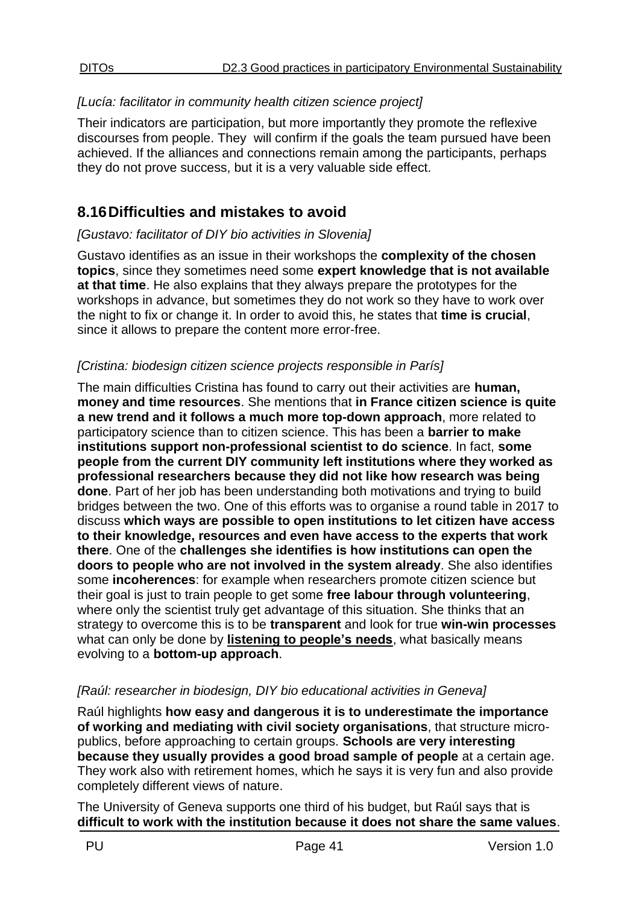*[Lucía: facilitator in community health citizen science project]*

Their indicators are participation, but more importantly they promote the reflexive discourses from people. They will confirm if the goals the team pursued have been achieved. If the alliances and connections remain among the participants, perhaps they do not prove success, but it is a very valuable side effect.

## 8.16 Difficulties and mistakes to avoid

*[Gustavo: facilitator of DIY bio activities in Slovenia]*

Gustavo identifies as an issue in their workshops the **complexity of the chosen topics**, since they sometimes need some **expert knowledge that is not available at that time**. He also explains that they always prepare the prototypes for the workshops in advance, but sometimes they do not work so they have to work over the night to fix or change it. In order to avoid this, he states that **time is crucial**, since it allows to prepare the content more error-free.

*[Cristina: biodesign citizen science projects responsible in París]*

The main difficulties Cristina has found to carry out their activities are **human, money and time resources**. She mentions that **in France citizen science is quite a new trend and it follows a much more top-down approach**, more related to participatory science than to citizen science. This has been a **barrier to make institutions support non-professional scientist to do science**. In fact, **some people from the current DIY community left institutions where they worked as professional researchers because they did not like how research was being done**. Part of her job has been understanding both motivations and trying to build bridges between the two. One of this efforts was to organise a round table in 2017 to discuss **which ways are possible to open institutions to let citizen have access to their knowledge, resources and even have access to the experts that work there**. One of the **challenges she identifies is how institutions can open the doors to people who are not involved in the system already**. She also identifies some **incoherences**: for example when researchers promote citizen science but their goal is just to train people to get some **free labour through volunteering**, where only the scientist truly get advantage of this situation. She thinks that an strategy to overcome this is to be **transparent** and look for true **win-win processes** what can only be done by **<u>listening to people's needs</u>**, what basically means evolving to a **bottom-up approach**.

*[Raúl: researcher in biodesign, DIY bio educational activities in Geneva]*

Raúl highlights **how easy and dangerous it is to underestimate the importance of working and mediating with civil society organisations**, that structure micro-publics, before approaching to certain groups. **Schools are very interesting because they usually provides a good broad sample of people** at a certain age. They work also with retirement homes, which he says it is very fun and also provide completely different views of nature.

The University of Geneva supports one third of his budget, but Raúl says that is **difficult to work with the institution because it does not share the same values**.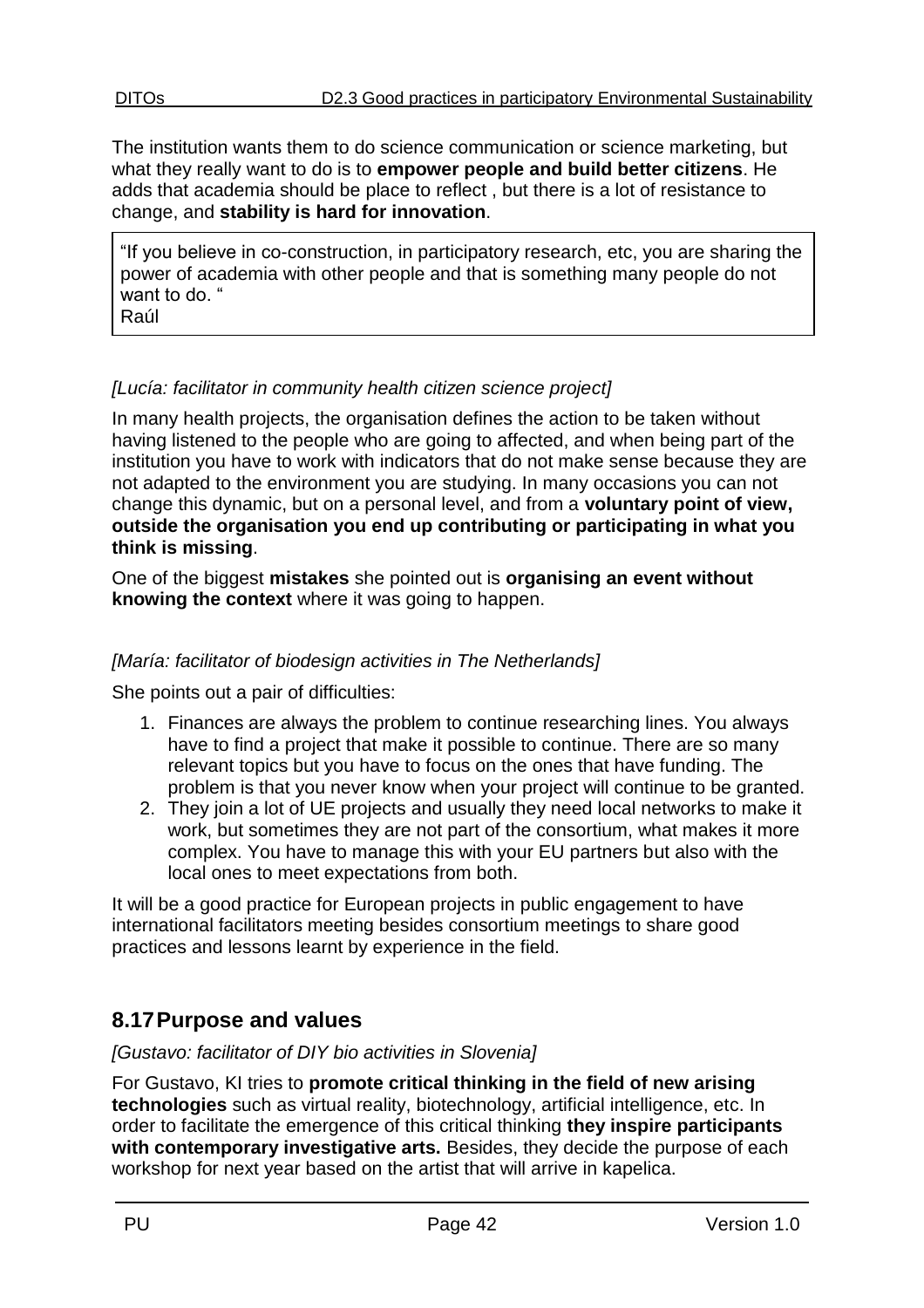The institution wants them to do science communication or science marketing, but what they really want to do is to **empower people and build better citizens**. He adds that academia should be place to reflect , but there is a lot of resistance to change, and **stability is hard for innovation**.

> "If you believe in co-construction, in participatory research, etc, you are sharing the power of academia with other people and that is something many people do not want to do. "
> Raúl

*[Lucía: facilitator in community health citizen science project]*

In many health projects, the organisation defines the action to be taken without having listened to the people who are going to affected, and when being part of the institution you have to work with indicators that do not make sense because they are not adapted to the environment you are studying. In many occasions you can not change this dynamic, but on a personal level, and from a **voluntary point of view, outside the organisation you end up contributing or participating in what you think is missing**.

One of the biggest **mistakes** she pointed out is **organising an event without knowing the context** where it was going to happen.

*[María: facilitator of biodesign activities in The Netherlands]*

She points out a pair of difficulties:

1. Finances are always the problem to continue researching lines. You always have to find a project that make it possible to continue. There are so many relevant topics but you have to focus on the ones that have funding. The problem is that you never know when your project will continue to be granted.
2. They join a lot of UE projects and usually they need local networks to make it work, but sometimes they are not part of the consortium, what makes it more complex. You have to manage this with your EU partners but also with the local ones to meet expectations from both.

It will be a good practice for European projects in public engagement to have international facilitators meeting besides consortium meetings to share good practices and lessons learnt by experience in the field.

## 8.17 Purpose and values

*[Gustavo: facilitator of DIY bio activities in Slovenia]*

For Gustavo, KI tries to **promote critical thinking in the field of new arising technologies** such as virtual reality, biotechnology, artificial intelligence, etc. In order to facilitate the emergence of this critical thinking **they inspire participants with contemporary investigative arts.** Besides, they decide the purpose of each workshop for next year based on the artist that will arrive in kapelica.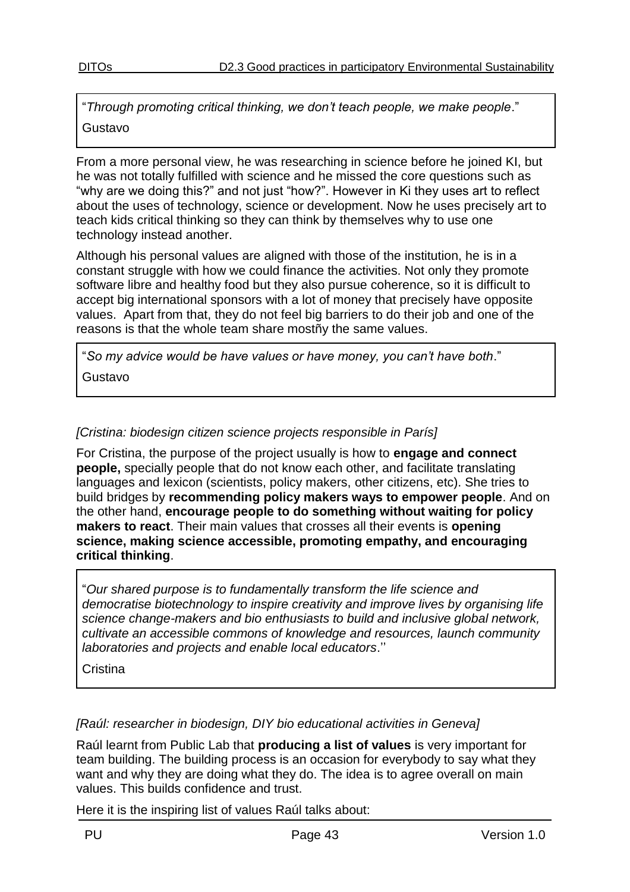> "*Through promoting critical thinking, we don't teach people, we make people*."
>
> Gustavo

From a more personal view, he was researching in science before he joined KI, but he was not totally fulfilled with science and he missed the core questions such as "why are we doing this?" and not just "how?". However in Ki they uses art to reflect about the uses of technology, science or development. Now he uses precisely art to teach kids critical thinking so they can think by themselves why to use one technology instead another.

Although his personal values are aligned with those of the institution, he is in a constant struggle with how we could finance the activities. Not only they promote software libre and healthy food but they also pursue coherence, so it is difficult to accept big international sponsors with a lot of money that precisely have opposite values. Apart from that, they do not feel big barriers to do their job and one of the reasons is that the whole team share mostñy the same values.

> "*So my advice would be have values or have money, you can't have both*."
>
> Gustavo

*[Cristina: biodesign citizen science projects responsible in París]*

For Cristina, the purpose of the project usually is how to **engage and connect people,** specially people that do not know each other, and facilitate translating languages and lexicon (scientists, policy makers, other citizens, etc). She tries to build bridges by **recommending policy makers ways to empower people**. And on the other hand, **encourage people to do something without waiting for policy makers to react**. Their main values that crosses all their events is **opening science, making science accessible, promoting empathy, and encouraging critical thinking**.

> "*Our shared purpose is to fundamentally transform the life science and democratise biotechnology to inspire creativity and improve lives by organising life science change-makers and bio enthusiasts to build and inclusive global network, cultivate an accessible commons of knowledge and resources, launch community laboratories and projects and enable local educators*.''
>
> Cristina

*[Raúl: researcher in biodesign, DIY bio educational activities in Geneva]*

Raúl learnt from Public Lab that **producing a list of values** is very important for team building. The building process is an occasion for everybody to say what they want and why they are doing what they do. The idea is to agree overall on main values. This builds confidence and trust.

Here it is the inspiring list of values Raúl talks about: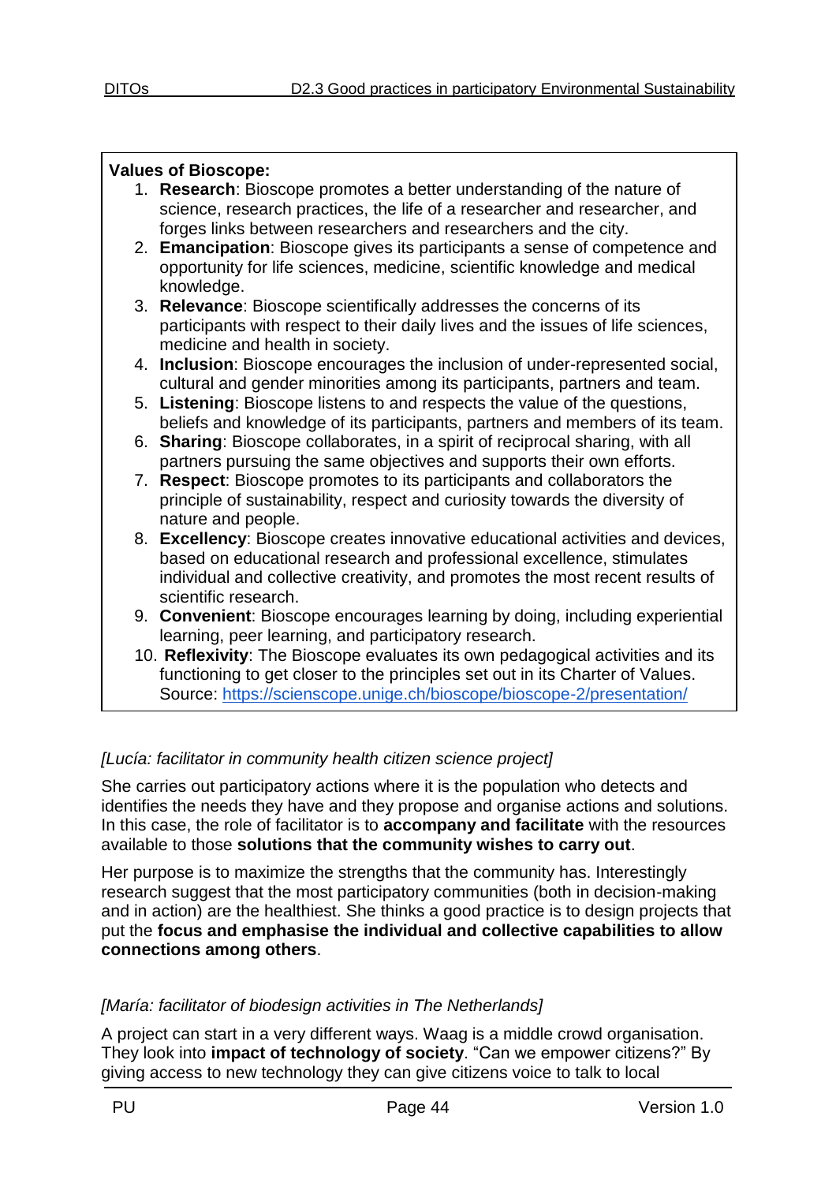**Values of Bioscope:**

1. **Research**: Bioscope promotes a better understanding of the nature of science, research practices, the life of a researcher and researcher, and forges links between researchers and researchers and the city.
2. **Emancipation**: Bioscope gives its participants a sense of competence and opportunity for life sciences, medicine, scientific knowledge and medical knowledge.
3. **Relevance**: Bioscope scientifically addresses the concerns of its participants with respect to their daily lives and the issues of life sciences, medicine and health in society.
4. **Inclusion**: Bioscope encourages the inclusion of under-represented social, cultural and gender minorities among its participants, partners and team.
5. **Listening**: Bioscope listens to and respects the value of the questions, beliefs and knowledge of its participants, partners and members of its team.
6. **Sharing**: Bioscope collaborates, in a spirit of reciprocal sharing, with all partners pursuing the same objectives and supports their own efforts.
7. **Respect**: Bioscope promotes to its participants and collaborators the principle of sustainability, respect and curiosity towards the diversity of nature and people.
8. **Excellency**: Bioscope creates innovative educational activities and devices, based on educational research and professional excellence, stimulates individual and collective creativity, and promotes the most recent results of scientific research.
9. **Convenient**: Bioscope encourages learning by doing, including experiential learning, peer learning, and participatory research.
10. **Reflexivity**: The Bioscope evaluates its own pedagogical activities and its functioning to get closer to the principles set out in its Charter of Values. Source: https://scienscope.unige.ch/bioscope/bioscope-2/presentation/

*[Lucía: facilitator in community health citizen science project]*

She carries out participatory actions where it is the population who detects and identifies the needs they have and they propose and organise actions and solutions. In this case, the role of facilitator is to **accompany and facilitate** with the resources available to those **solutions that the community wishes to carry out**.

Her purpose is to maximize the strengths that the community has. Interestingly research suggest that the most participatory communities (both in decision-making and in action) are the healthiest. She thinks a good practice is to design projects that put the **focus and emphasise the individual and collective capabilities to allow connections among others**.

*[María: facilitator of biodesign activities in The Netherlands]*

A project can start in a very different ways. Waag is a middle crowd organisation. They look into **impact of technology of society**. "Can we empower citizens?" By giving access to new technology they can give citizens voice to talk to local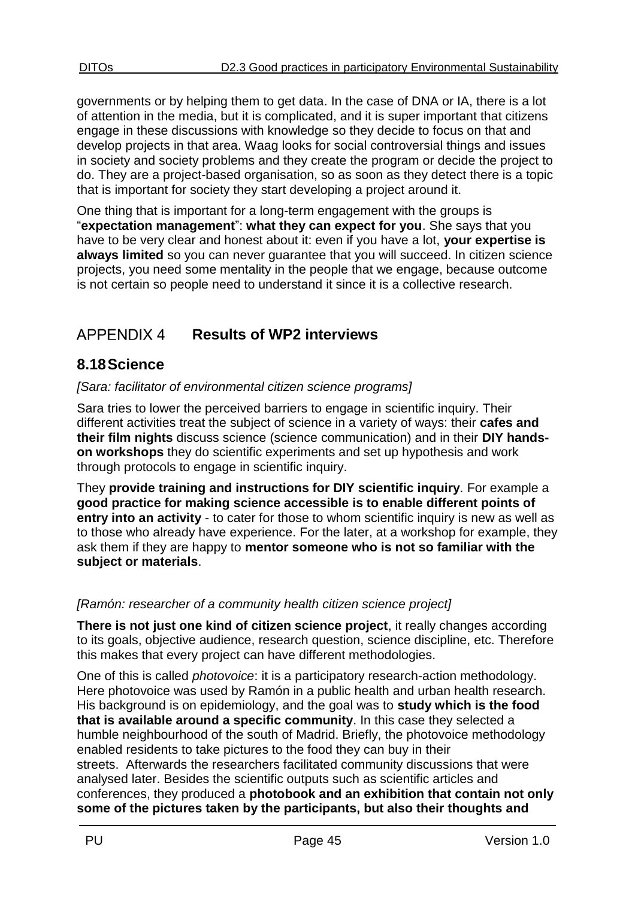governments or by helping them to get data. In the case of DNA or IA, there is a lot of attention in the media, but it is complicated, and it is super important that citizens engage in these discussions with knowledge so they decide to focus on that and develop projects in that area. Waag looks for social controversial things and issues in society and society problems and they create the program or decide the project to do. They are a project-based organisation, so as soon as they detect there is a topic that is important for society they start developing a project around it.

One thing that is important for a long-term engagement with the groups is "**expectation management**": **what they can expect for you**. She says that you have to be very clear and honest about it: even if you have a lot, **your expertise is always limited** so you can never guarantee that you will succeed. In citizen science projects, you need some mentality in the people that we engage, because outcome is not certain so people need to understand it since it is a collective research.

# APPENDIX 4 **Results of WP2 interviews**

## 8.18 Science

*[Sara: facilitator of environmental citizen science programs]*

Sara tries to lower the perceived barriers to engage in scientific inquiry. Their different activities treat the subject of science in a variety of ways: their **cafes and their film nights** discuss science (science communication) and in their **DIY hands-on workshops** they do scientific experiments and set up hypothesis and work through protocols to engage in scientific inquiry.

They **provide training and instructions for DIY scientific inquiry**. For example a **good practice for making science accessible is to enable different points of entry into an activity** - to cater for those to whom scientific inquiry is new as well as to those who already have experience. For the later, at a workshop for example, they ask them if they are happy to **mentor someone who is not so familiar with the subject or materials**.

*[Ramón: researcher of a community health citizen science project]*

**There is not just one kind of citizen science project**, it really changes according to its goals, objective audience, research question, science discipline, etc. Therefore this makes that every project can have different methodologies.

One of this is called *photovoice*: it is a participatory research-action methodology. Here photovoice was used by Ramón in a public health and urban health research. His background is on epidemiology, and the goal was to **study which is the food that is available around a specific community**. In this case they selected a humble neighbourhood of the south of Madrid. Briefly, the photovoice methodology enabled residents to take pictures to the food they can buy in their streets. Afterwards the researchers facilitated community discussions that were analysed later. Besides the scientific outputs such as scientific articles and conferences, they produced a **photobook and an exhibition that contain not only some of the pictures taken by the participants, but also their thoughts and**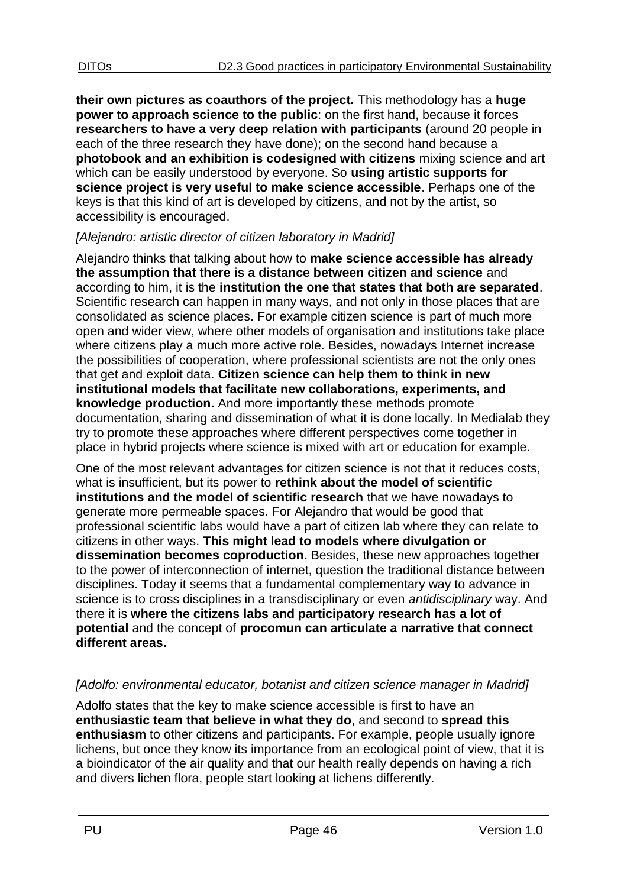**their own pictures as coauthors of the project.** This methodology has a **huge power to approach science to the public**: on the first hand, because it forces **researchers to have a very deep relation with participants** (around 20 people in each of the three research they have done); on the second hand because a **photobook and an exhibition is codesigned with citizens** mixing science and art which can be easily understood by everyone. So **using artistic supports for science project is very useful to make science accessible**. Perhaps one of the keys is that this kind of art is developed by citizens, and not by the artist, so accessibility is encouraged.

*[Alejandro: artistic director of citizen laboratory in Madrid]*

Alejandro thinks that talking about how to **make science accessible has already the assumption that there is a distance between citizen and science** and according to him, it is the **institution the one that states that both are separated**. Scientific research can happen in many ways, and not only in those places that are consolidated as science places. For example citizen science is part of much more open and wider view, where other models of organisation and institutions take place where citizens play a much more active role. Besides, nowadays Internet increase the possibilities of cooperation, where professional scientists are not the only ones that get and exploit data. **Citizen science can help them to think in new institutional models that facilitate new collaborations, experiments, and knowledge production.** And more importantly these methods promote documentation, sharing and dissemination of what it is done locally. In Medialab they try to promote these approaches where different perspectives come together in place in hybrid projects where science is mixed with art or education for example.

One of the most relevant advantages for citizen science is not that it reduces costs, what is insufficient, but its power to **rethink about the model of scientific institutions and the model of scientific research** that we have nowadays to generate more permeable spaces. For Alejandro that would be good that professional scientific labs would have a part of citizen lab where they can relate to citizens in other ways. **This might lead to models where divulgation or dissemination becomes coproduction.** Besides, these new approaches together to the power of interconnection of internet, question the traditional distance between disciplines. Today it seems that a fundamental complementary way to advance in science is to cross disciplines in a transdisciplinary or even *antidisciplinary* way. And there it is **where the citizens labs and participatory research has a lot of potential** and the concept of **procomun can articulate a narrative that connect different areas.**

*[Adolfo: environmental educator, botanist and citizen science manager in Madrid]*

Adolfo states that the key to make science accessible is first to have an **enthusiastic team that believe in what they do**, and second to **spread this enthusiasm** to other citizens and participants. For example, people usually ignore lichens, but once they know its importance from an ecological point of view, that it is a bioindicator of the air quality and that our health really depends on having a rich and divers lichen flora, people start looking at lichens differently.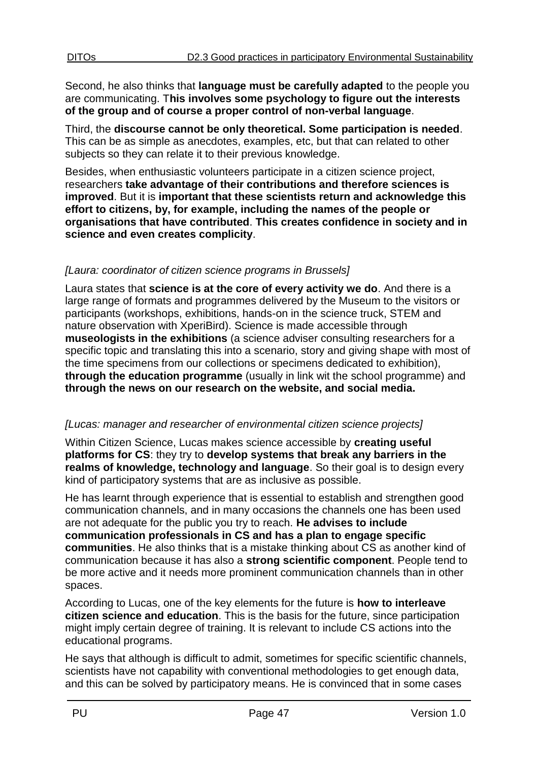Second, he also thinks that **language must be carefully adapted** to the people you are communicating. T**his involves some psychology to figure out the interests of the group and of course a proper control of non-verbal language**.

Third, the **discourse cannot be only theoretical. Some participation is needed**. This can be as simple as anecdotes, examples, etc, but that can related to other subjects so they can relate it to their previous knowledge.

Besides, when enthusiastic volunteers participate in a citizen science project, researchers **take advantage of their contributions and therefore sciences is improved**. But it is **important that these scientists return and acknowledge this effort to citizens, by, for example, including the names of the people or organisations that have contributed**. **This creates confidence in society and in science and even creates complicity**.

*[Laura: coordinator of citizen science programs in Brussels]*

Laura states that **science is at the core of every activity we do**. And there is a large range of formats and programmes delivered by the Museum to the visitors or participants (workshops, exhibitions, hands-on in the science truck, STEM and nature observation with XperiBird). Science is made accessible through **museologists in the exhibitions** (a science adviser consulting researchers for a specific topic and translating this into a scenario, story and giving shape with most of the time specimens from our collections or specimens dedicated to exhibition), **through the education programme** (usually in link wit the school programme) and **through the news on our research on the website, and social media.**

*[Lucas: manager and researcher of environmental citizen science projects]*

Within Citizen Science, Lucas makes science accessible by **creating useful platforms for CS**: they try to **develop systems that break any barriers in the realms of knowledge, technology and language**. So their goal is to design every kind of participatory systems that are as inclusive as possible.

He has learnt through experience that is essential to establish and strengthen good communication channels, and in many occasions the channels one has been used are not adequate for the public you try to reach. **He advises to include communication professionals in CS and has a plan to engage specific communities**. He also thinks that is a mistake thinking about CS as another kind of communication because it has also a **strong scientific component**. People tend to be more active and it needs more prominent communication channels than in other spaces.

According to Lucas, one of the key elements for the future is **how to interleave citizen science and education**. This is the basis for the future, since participation might imply certain degree of training. It is relevant to include CS actions into the educational programs.

He says that although is difficult to admit, sometimes for specific scientific channels, scientists have not capability with conventional methodologies to get enough data, and this can be solved by participatory means. He is convinced that in some cases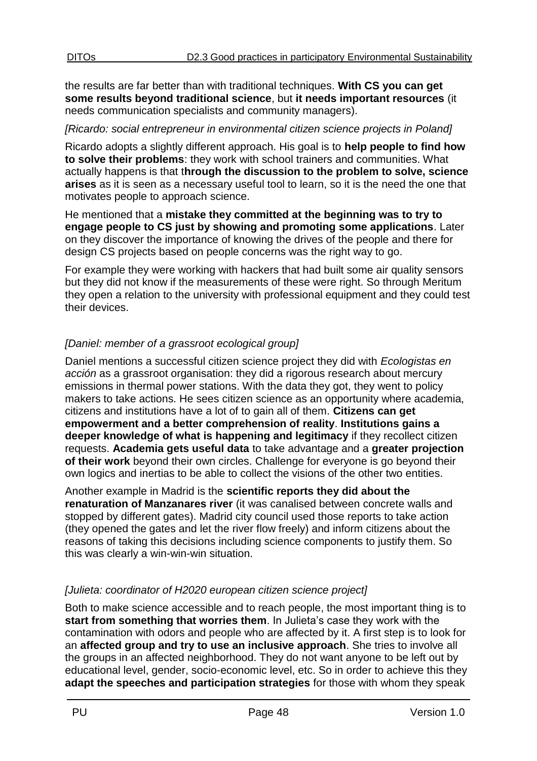the results are far better than with traditional techniques. **With CS you can get some results beyond traditional science**, but **it needs important resources** (it needs communication specialists and community managers).

*[Ricardo: social entrepreneur in environmental citizen science projects in Poland]*

Ricardo adopts a slightly different approach. His goal is to **help people to find how to solve their problems**: they work with school trainers and communities. What actually happens is that t**hrough the discussion to the problem to solve, science arises** as it is seen as a necessary useful tool to learn, so it is the need the one that motivates people to approach science.

He mentioned that a **mistake they committed at the beginning was to try to engage people to CS just by showing and promoting some applications**. Later on they discover the importance of knowing the drives of the people and there for design CS projects based on people concerns was the right way to go.

For example they were working with hackers that had built some air quality sensors but they did not know if the measurements of these were right. So through Meritum they open a relation to the university with professional equipment and they could test their devices.

*[Daniel: member of a grassroot ecological group]*

Daniel mentions a successful citizen science project they did with *Ecologistas en acción* as a grassroot organisation: they did a rigorous research about mercury emissions in thermal power stations. With the data they got, they went to policy makers to take actions. He sees citizen science as an opportunity where academia, citizens and institutions have a lot of to gain all of them. **Citizens can get empowerment and a better comprehension of reality**. **Institutions gains a deeper knowledge of what is happening and legitimacy** if they recollect citizen requests. **Academia gets useful data** to take advantage and a **greater projection of their work** beyond their own circles. Challenge for everyone is go beyond their own logics and inertias to be able to collect the visions of the other two entities.

Another example in Madrid is the **scientific reports they did about the renaturation of Manzanares river** (it was canalised between concrete walls and stopped by different gates). Madrid city council used those reports to take action (they opened the gates and let the river flow freely) and inform citizens about the reasons of taking this decisions including science components to justify them. So this was clearly a win-win-win situation.

*[Julieta: coordinator of H2020 european citizen science project]*

Both to make science accessible and to reach people, the most important thing is to **start from something that worries them**. In Julieta's case they work with the contamination with odors and people who are affected by it. A first step is to look for an **affected group and try to use an inclusive approach**. She tries to involve all the groups in an affected neighborhood. They do not want anyone to be left out by educational level, gender, socio-economic level, etc. So in order to achieve this they **adapt the speeches and participation strategies** for those with whom they speak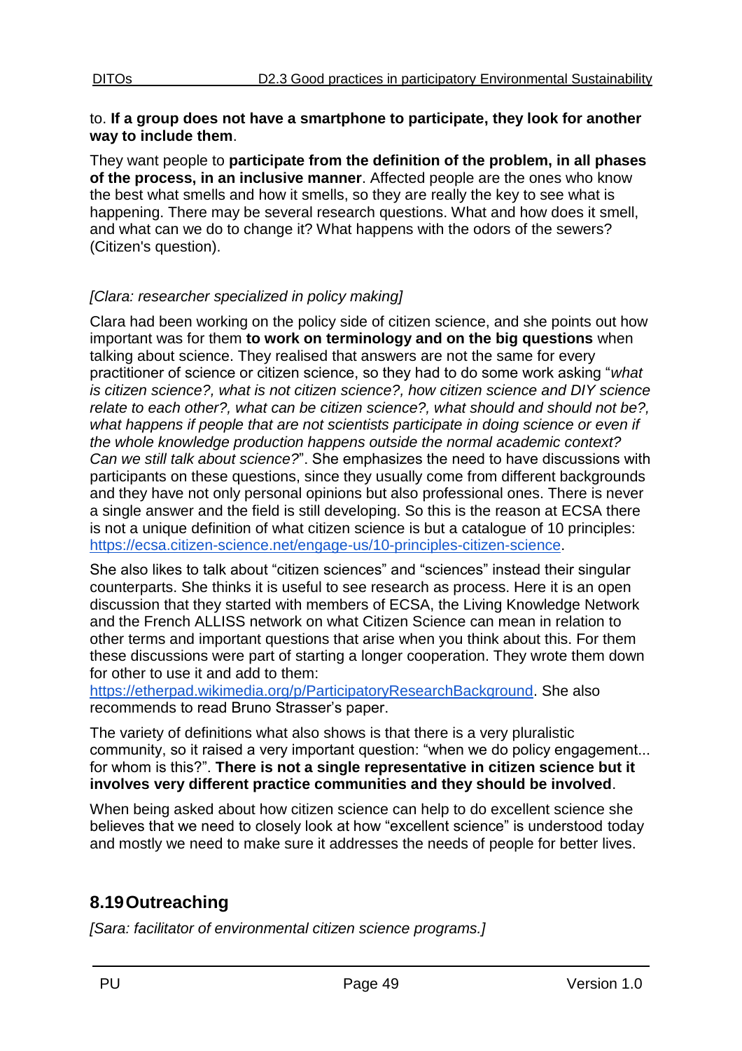to. **If a group does not have a smartphone to participate, they look for another way to include them**.

They want people to **participate from the definition of the problem, in all phases of the process, in an inclusive manner**. Affected people are the ones who know the best what smells and how it smells, so they are really the key to see what is happening. There may be several research questions. What and how does it smell, and what can we do to change it? What happens with the odors of the sewers? (Citizen's question).

*[Clara: researcher specialized in policy making]*

Clara had been working on the policy side of citizen science, and she points out how important was for them **to work on terminology and on the big questions** when talking about science. They realised that answers are not the same for every practitioner of science or citizen science, so they had to do some work asking "*what is citizen science?, what is not citizen science?, how citizen science and DIY science relate to each other?, what can be citizen science?, what should and should not be?, what happens if people that are not scientists participate in doing science or even if the whole knowledge production happens outside the normal academic context? Can we still talk about science?*". She emphasizes the need to have discussions with participants on these questions, since they usually come from different backgrounds and they have not only personal opinions but also professional ones. There is never a single answer and the field is still developing. So this is the reason at ECSA there is not a unique definition of what citizen science is but a catalogue of 10 principles: https://ecsa.citizen-science.net/engage-us/10-principles-citizen-science.

She also likes to talk about "citizen sciences" and "sciences" instead their singular counterparts. She thinks it is useful to see research as process. Here it is an open discussion that they started with members of ECSA, the Living Knowledge Network and the French ALLISS network on what Citizen Science can mean in relation to other terms and important questions that arise when you think about this. For them these discussions were part of starting a longer cooperation. They wrote them down for other to use it and add to them: https://etherpad.wikimedia.org/p/ParticipatoryResearchBackground. She also recommends to read Bruno Strasser's paper.

The variety of definitions what also shows is that there is a very pluralistic community, so it raised a very important question: "when we do policy engagement... for whom is this?". **There is not a single representative in citizen science but it involves very different practice communities and they should be involved**.

When being asked about how citizen science can help to do excellent science she believes that we need to closely look at how "excellent science" is understood today and mostly we need to make sure it addresses the needs of people for better lives.

## 8.19 Outreaching

*[Sara: facilitator of environmental citizen science programs.]*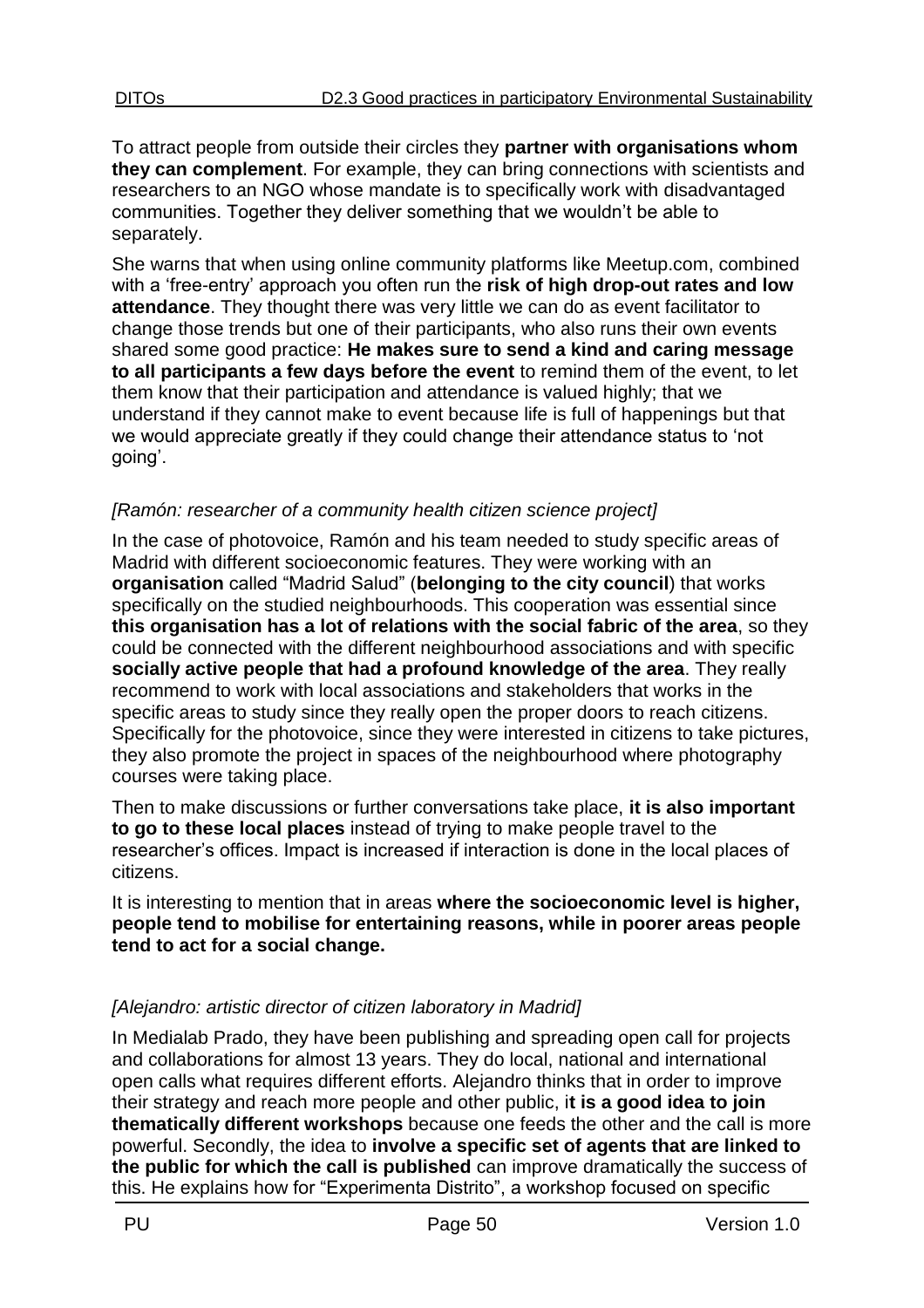To attract people from outside their circles they **partner with organisations whom they can complement**. For example, they can bring connections with scientists and researchers to an NGO whose mandate is to specifically work with disadvantaged communities. Together they deliver something that we wouldn't be able to separately.

She warns that when using online community platforms like Meetup.com, combined with a 'free-entry' approach you often run the **risk of high drop-out rates and low attendance**. They thought there was very little we can do as event facilitator to change those trends but one of their participants, who also runs their own events shared some good practice: **He makes sure to send a kind and caring message to all participants a few days before the event** to remind them of the event, to let them know that their participation and attendance is valued highly; that we understand if they cannot make to event because life is full of happenings but that we would appreciate greatly if they could change their attendance status to 'not going'.

*[Ramón: researcher of a community health citizen science project]*

In the case of photovoice, Ramón and his team needed to study specific areas of Madrid with different socioeconomic features. They were working with an **organisation** called "Madrid Salud" (**belonging to the city council**) that works specifically on the studied neighbourhoods. This cooperation was essential since **this organisation has a lot of relations with the social fabric of the area**, so they could be connected with the different neighbourhood associations and with specific **socially active people that had a profound knowledge of the area**. They really recommend to work with local associations and stakeholders that works in the specific areas to study since they really open the proper doors to reach citizens. Specifically for the photovoice, since they were interested in citizens to take pictures, they also promote the project in spaces of the neighbourhood where photography courses were taking place.

Then to make discussions or further conversations take place, **it is also important to go to these local places** instead of trying to make people travel to the researcher's offices. Impact is increased if interaction is done in the local places of citizens.

It is interesting to mention that in areas **where the socioeconomic level is higher, people tend to mobilise for entertaining reasons, while in poorer areas people tend to act for a social change.**

*[Alejandro: artistic director of citizen laboratory in Madrid]*

In Medialab Prado, they have been publishing and spreading open call for projects and collaborations for almost 13 years. They do local, national and international open calls what requires different efforts. Alejandro thinks that in order to improve their strategy and reach more people and other public, i**t is a good idea to join thematically different workshops** because one feeds the other and the call is more powerful. Secondly, the idea to **involve a specific set of agents that are linked to the public for which the call is published** can improve dramatically the success of this. He explains how for "Experimenta Distrito", a workshop focused on specific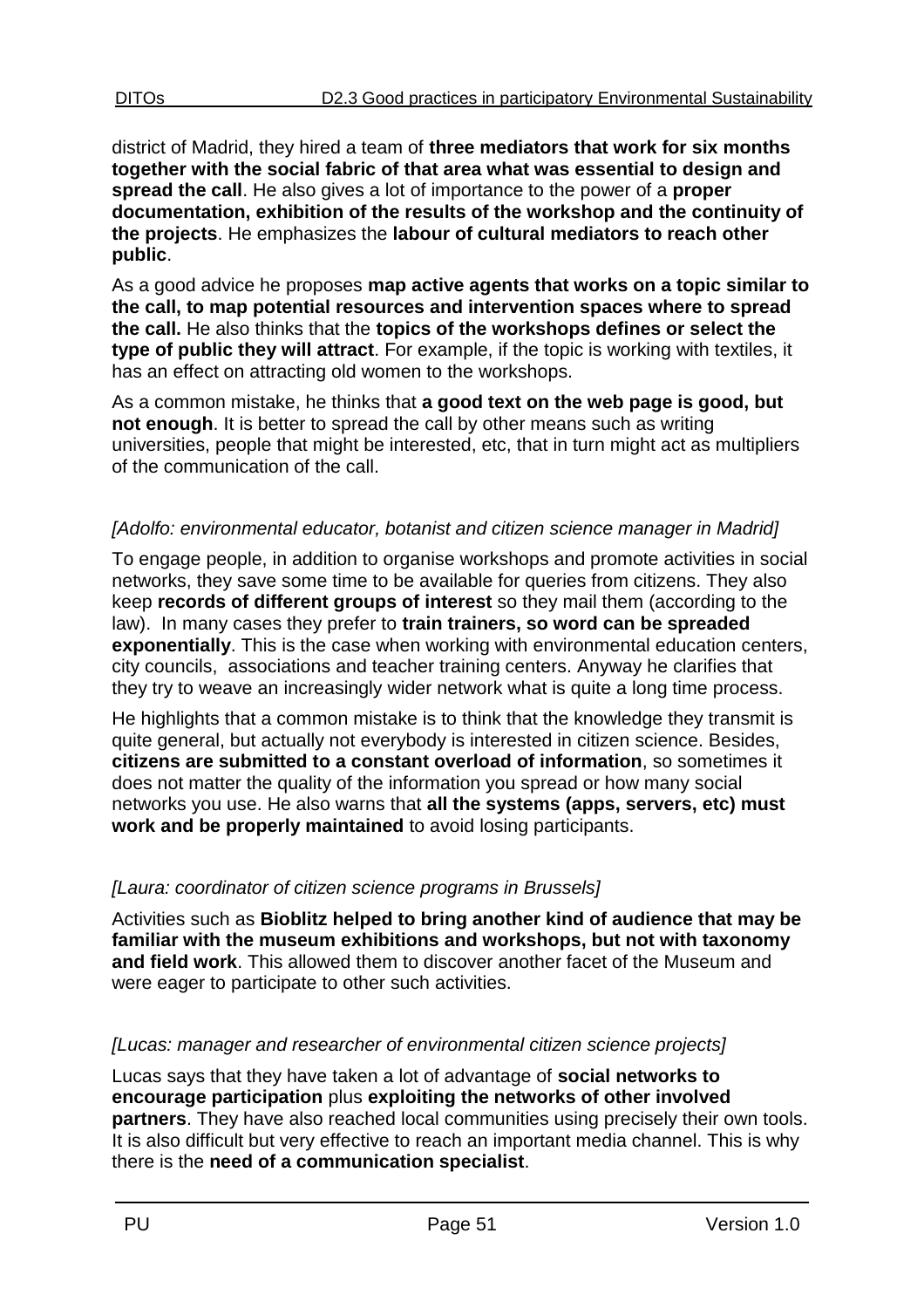district of Madrid, they hired a team of **three mediators that work for six months together with the social fabric of that area what was essential to design and spread the call**. He also gives a lot of importance to the power of a **proper documentation, exhibition of the results of the workshop and the continuity of the projects**. He emphasizes the **labour of cultural mediators to reach other public**.

As a good advice he proposes **map active agents that works on a topic similar to the call, to map potential resources and intervention spaces where to spread the call.** He also thinks that the **topics of the workshops defines or select the type of public they will attract**. For example, if the topic is working with textiles, it has an effect on attracting old women to the workshops.

As a common mistake, he thinks that **a good text on the web page is good, but not enough**. It is better to spread the call by other means such as writing universities, people that might be interested, etc, that in turn might act as multipliers of the communication of the call.

*[Adolfo: environmental educator, botanist and citizen science manager in Madrid]*

To engage people, in addition to organise workshops and promote activities in social networks, they save some time to be available for queries from citizens. They also keep **records of different groups of interest** so they mail them (according to the law). In many cases they prefer to **train trainers, so word can be spreaded exponentially**. This is the case when working with environmental education centers, city councils, associations and teacher training centers. Anyway he clarifies that they try to weave an increasingly wider network what is quite a long time process.

He highlights that a common mistake is to think that the knowledge they transmit is quite general, but actually not everybody is interested in citizen science. Besides, **citizens are submitted to a constant overload of information**, so sometimes it does not matter the quality of the information you spread or how many social networks you use. He also warns that **all the systems (apps, servers, etc) must work and be properly maintained** to avoid losing participants.

*[Laura: coordinator of citizen science programs in Brussels]*

Activities such as **Bioblitz helped to bring another kind of audience that may be familiar with the museum exhibitions and workshops, but not with taxonomy and field work**. This allowed them to discover another facet of the Museum and were eager to participate to other such activities.

*[Lucas: manager and researcher of environmental citizen science projects]*

Lucas says that they have taken a lot of advantage of **social networks to encourage participation** plus **exploiting the networks of other involved partners**. They have also reached local communities using precisely their own tools. It is also difficult but very effective to reach an important media channel. This is why there is the **need of a communication specialist**.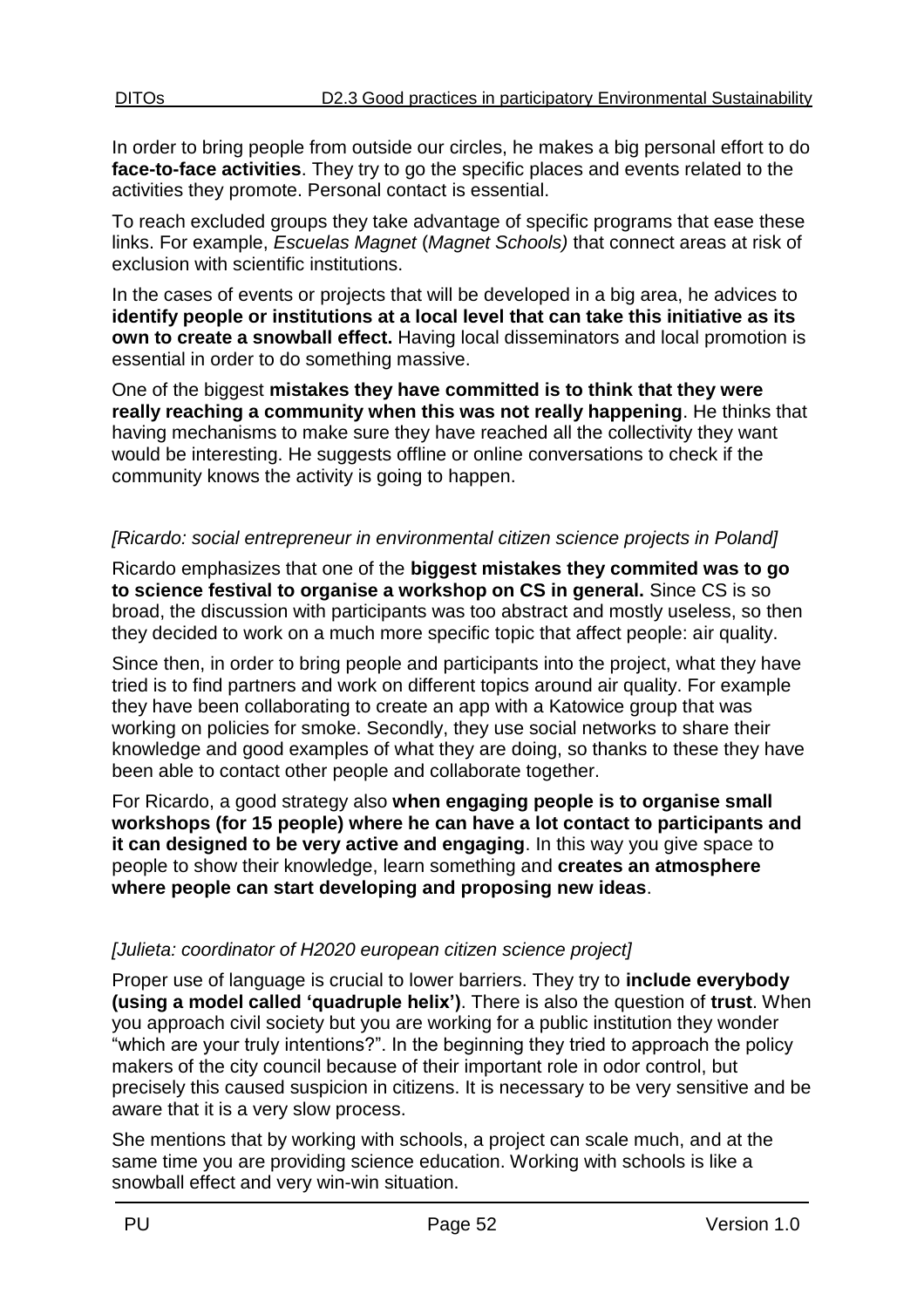In order to bring people from outside our circles, he makes a big personal effort to do **face-to-face activities**. They try to go the specific places and events related to the activities they promote. Personal contact is essential.

To reach excluded groups they take advantage of specific programs that ease these links. For example, *Escuelas Magnet* (*Magnet Schools)* that connect areas at risk of exclusion with scientific institutions.

In the cases of events or projects that will be developed in a big area, he advices to **identify people or institutions at a local level that can take this initiative as its own to create a snowball effect.** Having local disseminators and local promotion is essential in order to do something massive.

One of the biggest **mistakes they have committed is to think that they were really reaching a community when this was not really happening**. He thinks that having mechanisms to make sure they have reached all the collectivity they want would be interesting. He suggests offline or online conversations to check if the community knows the activity is going to happen.

*[Ricardo: social entrepreneur in environmental citizen science projects in Poland]*

Ricardo emphasizes that one of the **biggest mistakes they commited was to go to science festival to organise a workshop on CS in general.** Since CS is so broad, the discussion with participants was too abstract and mostly useless, so then they decided to work on a much more specific topic that affect people: air quality.

Since then, in order to bring people and participants into the project, what they have tried is to find partners and work on different topics around air quality. For example they have been collaborating to create an app with a Katowice group that was working on policies for smoke. Secondly, they use social networks to share their knowledge and good examples of what they are doing, so thanks to these they have been able to contact other people and collaborate together.

For Ricardo, a good strategy also **when engaging people is to organise small workshops (for 15 people) where he can have a lot contact to participants and it can designed to be very active and engaging**. In this way you give space to people to show their knowledge, learn something and **creates an atmosphere where people can start developing and proposing new ideas**.

*[Julieta: coordinator of H2020 european citizen science project]*

Proper use of language is crucial to lower barriers. They try to **include everybody (using a model called 'quadruple helix')**. There is also the question of **trust**. When you approach civil society but you are working for a public institution they wonder "which are your truly intentions?". In the beginning they tried to approach the policy makers of the city council because of their important role in odor control, but precisely this caused suspicion in citizens. It is necessary to be very sensitive and be aware that it is a very slow process.

She mentions that by working with schools, a project can scale much, and at the same time you are providing science education. Working with schools is like a snowball effect and very win-win situation.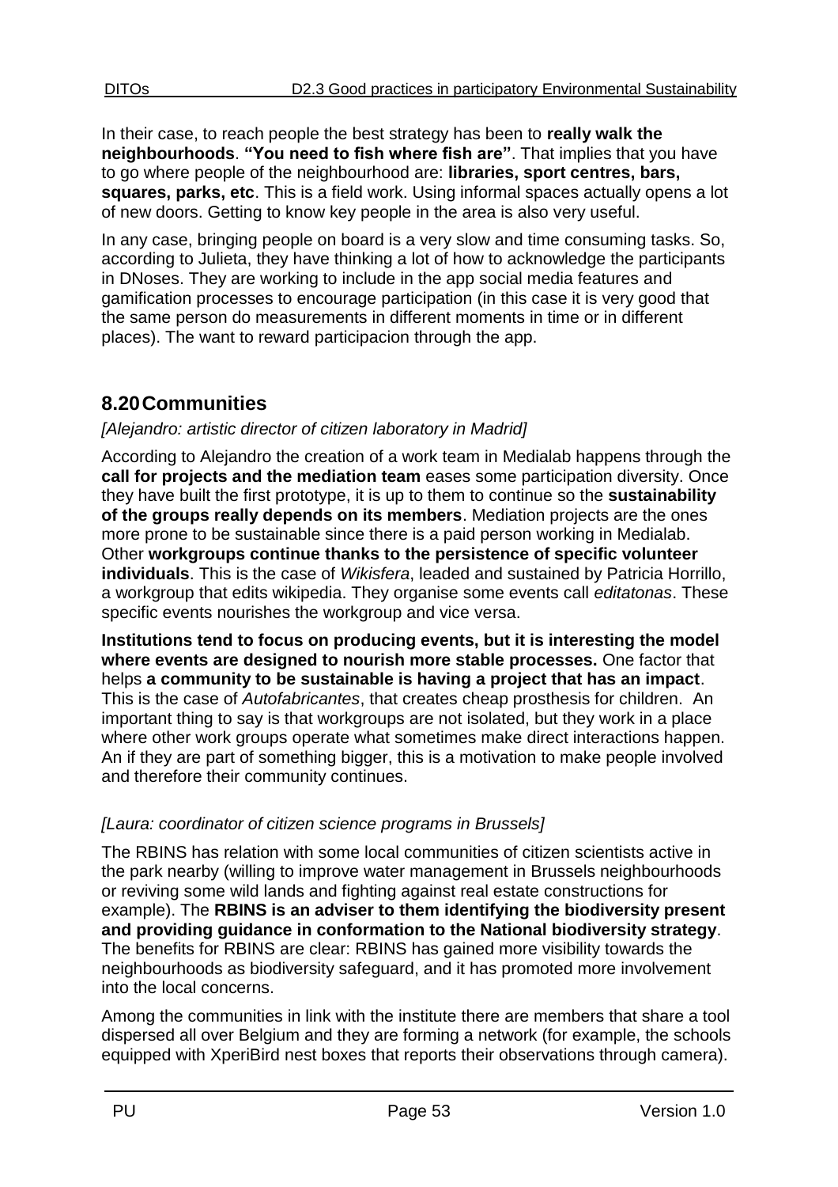In their case, to reach people the best strategy has been to **really walk the neighbourhoods**. **"You need to fish where fish are"**. That implies that you have to go where people of the neighbourhood are: **libraries, sport centres, bars, squares, parks, etc**. This is a field work. Using informal spaces actually opens a lot of new doors. Getting to know key people in the area is also very useful.

In any case, bringing people on board is a very slow and time consuming tasks. So, according to Julieta, they have thinking a lot of how to acknowledge the participants in DNoses. They are working to include in the app social media features and gamification processes to encourage participation (in this case it is very good that the same person do measurements in different moments in time or in different places). The want to reward participacion through the app.

## 8.20 Communities

*[Alejandro: artistic director of citizen laboratory in Madrid]*

According to Alejandro the creation of a work team in Medialab happens through the **call for projects and the mediation team** eases some participation diversity. Once they have built the first prototype, it is up to them to continue so the **sustainability of the groups really depends on its members**. Mediation projects are the ones more prone to be sustainable since there is a paid person working in Medialab. Other **workgroups continue thanks to the persistence of specific volunteer individuals**. This is the case of *Wikisfera*, leaded and sustained by Patricia Horrillo, a workgroup that edits wikipedia. They organise some events call *editatonas*. These specific events nourishes the workgroup and vice versa.

**Institutions tend to focus on producing events, but it is interesting the model where events are designed to nourish more stable processes.** One factor that helps **a community to be sustainable is having a project that has an impact**. This is the case of *Autofabricantes*, that creates cheap prosthesis for children. An important thing to say is that workgroups are not isolated, but they work in a place where other work groups operate what sometimes make direct interactions happen. An if they are part of something bigger, this is a motivation to make people involved and therefore their community continues.

*[Laura: coordinator of citizen science programs in Brussels]*

The RBINS has relation with some local communities of citizen scientists active in the park nearby (willing to improve water management in Brussels neighbourhoods or reviving some wild lands and fighting against real estate constructions for example). The **RBINS is an adviser to them identifying the biodiversity present and providing guidance in conformation to the National biodiversity strategy**. The benefits for RBINS are clear: RBINS has gained more visibility towards the neighbourhoods as biodiversity safeguard, and it has promoted more involvement into the local concerns.

Among the communities in link with the institute there are members that share a tool dispersed all over Belgium and they are forming a network (for example, the schools equipped with XperiBird nest boxes that reports their observations through camera).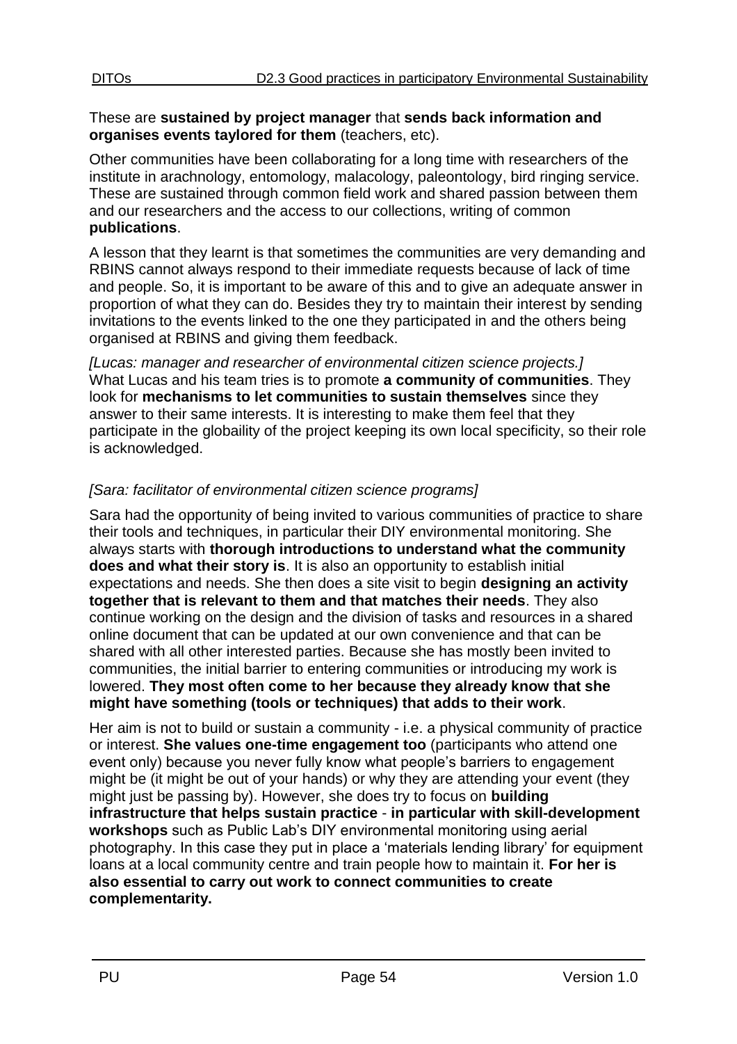These are **sustained by project manager** that **sends back information and organises events taylored for them** (teachers, etc).

Other communities have been collaborating for a long time with researchers of the institute in arachnology, entomology, malacology, paleontology, bird ringing service. These are sustained through common field work and shared passion between them and our researchers and the access to our collections, writing of common **publications**.

A lesson that they learnt is that sometimes the communities are very demanding and RBINS cannot always respond to their immediate requests because of lack of time and people. So, it is important to be aware of this and to give an adequate answer in proportion of what they can do. Besides they try to maintain their interest by sending invitations to the events linked to the one they participated in and the others being organised at RBINS and giving them feedback.

*[Lucas: manager and researcher of environmental citizen science projects.]*
What Lucas and his team tries is to promote **a community of communities**. They look for **mechanisms to let communities to sustain themselves** since they answer to their same interests. It is interesting to make them feel that they participate in the globaility of the project keeping its own local specificity, so their role is acknowledged.

*[Sara: facilitator of environmental citizen science programs]*

Sara had the opportunity of being invited to various communities of practice to share their tools and techniques, in particular their DIY environmental monitoring. She always starts with **thorough introductions to understand what the community does and what their story is**. It is also an opportunity to establish initial expectations and needs. She then does a site visit to begin **designing an activity together that is relevant to them and that matches their needs**. They also continue working on the design and the division of tasks and resources in a shared online document that can be updated at our own convenience and that can be shared with all other interested parties. Because she has mostly been invited to communities, the initial barrier to entering communities or introducing my work is lowered. **They most often come to her because they already know that she might have something (tools or techniques) that adds to their work**.

Her aim is not to build or sustain a community - i.e. a physical community of practice or interest. **She values one-time engagement too** (participants who attend one event only) because you never fully know what people's barriers to engagement might be (it might be out of your hands) or why they are attending your event (they might just be passing by). However, she does try to focus on **building infrastructure that helps sustain practice** - **in particular with skill-development workshops** such as Public Lab's DIY environmental monitoring using aerial photography. In this case they put in place a 'materials lending library' for equipment loans at a local community centre and train people how to maintain it. **For her is also essential to carry out work to connect communities to create complementarity.**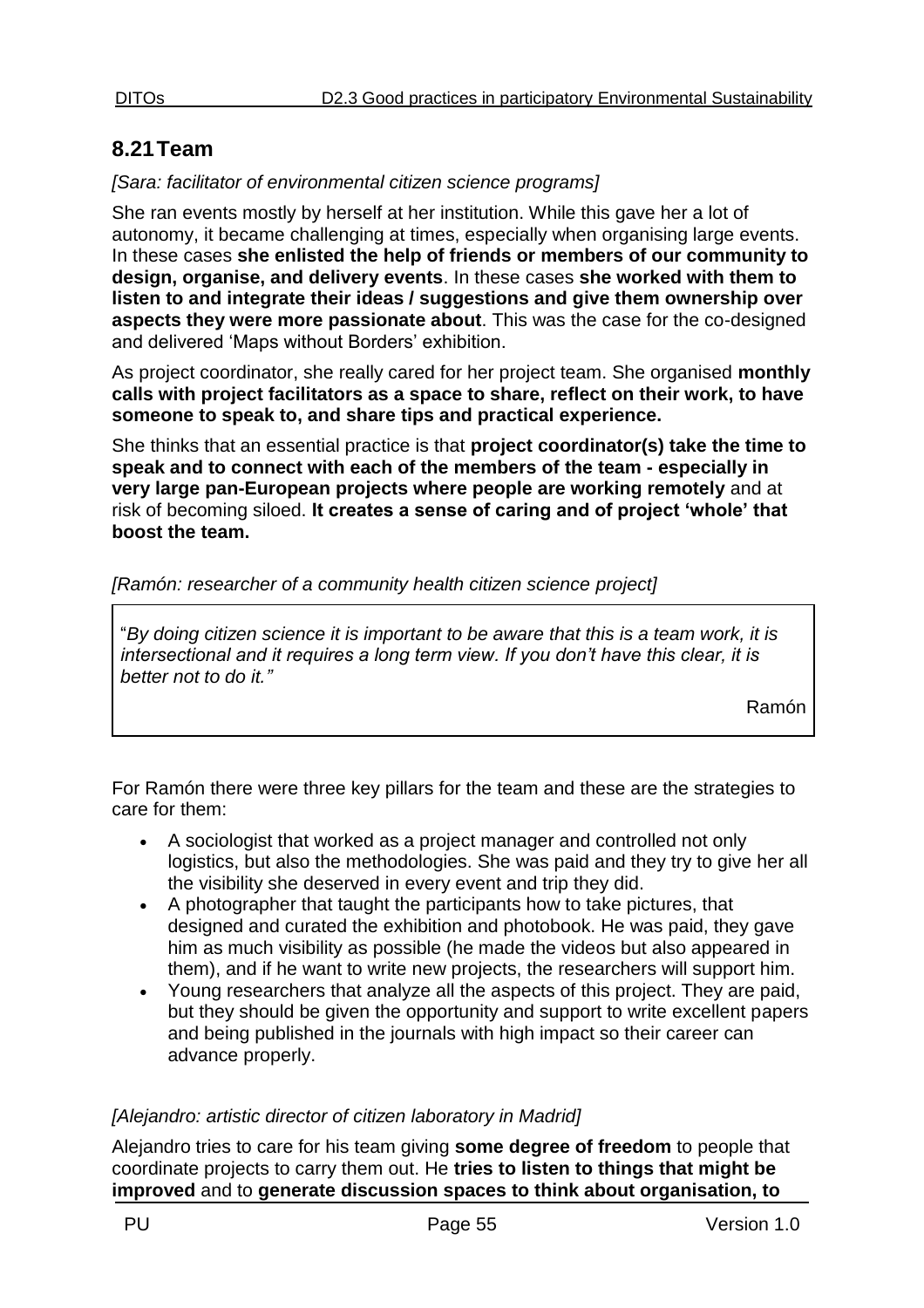## 8.21 Team

*[Sara: facilitator of environmental citizen science programs]*

She ran events mostly by herself at her institution. While this gave her a lot of autonomy, it became challenging at times, especially when organising large events. In these cases **she enlisted the help of friends or members of our community to design, organise, and delivery events**. In these cases **she worked with them to listen to and integrate their ideas / suggestions and give them ownership over aspects they were more passionate about**. This was the case for the co-designed and delivered 'Maps without Borders' exhibition.

As project coordinator, she really cared for her project team. She organised **monthly calls with project facilitators as a space to share, reflect on their work, to have someone to speak to, and share tips and practical experience.**

She thinks that an essential practice is that **project coordinator(s) take the time to speak and to connect with each of the members of the team - especially in very large pan-European projects where people are working remotely** and at risk of becoming siloed. **It creates a sense of caring and of project 'whole' that boost the team.**

*[Ramón: researcher of a community health citizen science project]*

> "*By doing citizen science it is important to be aware that this is a team work, it is intersectional and it requires a long term view. If you don't have this clear, it is better not to do it."*
>
> Ramón

For Ramón there were three key pillars for the team and these are the strategies to care for them:

- A sociologist that worked as a project manager and controlled not only logistics, but also the methodologies. She was paid and they try to give her all the visibility she deserved in every event and trip they did.
- A photographer that taught the participants how to take pictures, that designed and curated the exhibition and photobook. He was paid, they gave him as much visibility as possible (he made the videos but also appeared in them), and if he want to write new projects, the researchers will support him.
- Young researchers that analyze all the aspects of this project. They are paid, but they should be given the opportunity and support to write excellent papers and being published in the journals with high impact so their career can advance properly.

*[Alejandro: artistic director of citizen laboratory in Madrid]*

Alejandro tries to care for his team giving **some degree of freedom** to people that coordinate projects to carry them out. He **tries to listen to things that might be improved** and to **generate discussion spaces to think about organisation, to**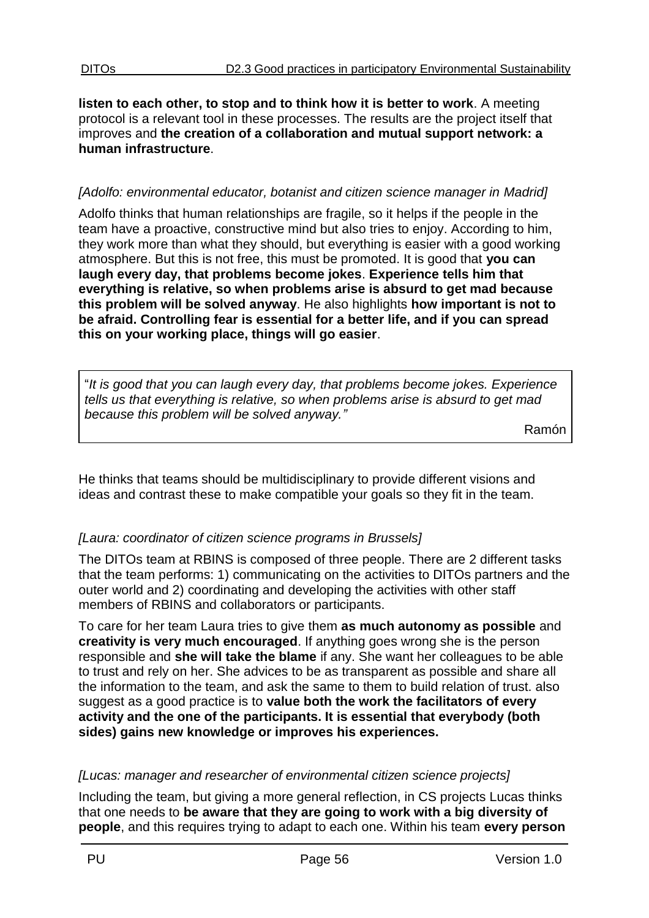**listen to each other, to stop and to think how it is better to work**. A meeting protocol is a relevant tool in these processes. The results are the project itself that improves and **the creation of a collaboration and mutual support network: a human infrastructure**.

*[Adolfo: environmental educator, botanist and citizen science manager in Madrid]*

Adolfo thinks that human relationships are fragile, so it helps if the people in the team have a proactive, constructive mind but also tries to enjoy. According to him, they work more than what they should, but everything is easier with a good working atmosphere. But this is not free, this must be promoted. It is good that **you can laugh every day, that problems become jokes**. **Experience tells him that everything is relative, so when problems arise is absurd to get mad because this problem will be solved anyway**. He also highlights **how important is not to be afraid. Controlling fear is essential for a better life, and if you can spread this on your working place, things will go easier**.

> "*It is good that you can laugh every day, that problems become jokes. Experience tells us that everything is relative, so when problems arise is absurd to get mad because this problem will be solved anyway."*
>
> Ramón

He thinks that teams should be multidisciplinary to provide different visions and ideas and contrast these to make compatible your goals so they fit in the team.

*[Laura: coordinator of citizen science programs in Brussels]*

The DITOs team at RBINS is composed of three people. There are 2 different tasks that the team performs: 1) communicating on the activities to DITOs partners and the outer world and 2) coordinating and developing the activities with other staff members of RBINS and collaborators or participants.

To care for her team Laura tries to give them **as much autonomy as possible** and **creativity is very much encouraged**. If anything goes wrong she is the person responsible and **she will take the blame** if any. She want her colleagues to be able to trust and rely on her. She advices to be as transparent as possible and share all the information to the team, and ask the same to them to build relation of trust. also suggest as a good practice is to **value both the work the facilitators of every activity and the one of the participants. It is essential that everybody (both sides) gains new knowledge or improves his experiences.**

*[Lucas: manager and researcher of environmental citizen science projects]*

Including the team, but giving a more general reflection, in CS projects Lucas thinks that one needs to **be aware that they are going to work with a big diversity of people**, and this requires trying to adapt to each one. Within his team **every person**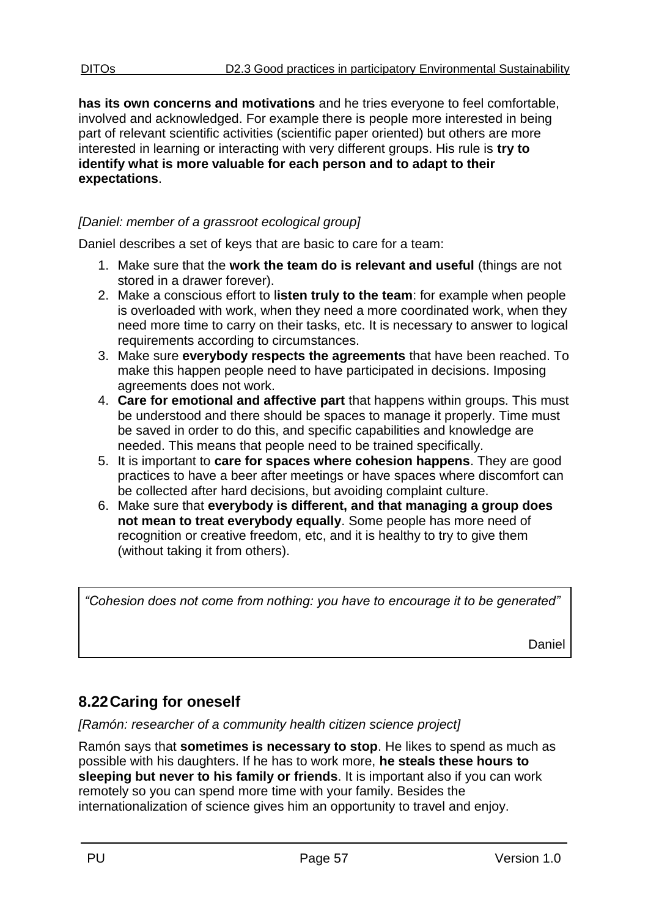**has its own concerns and motivations** and he tries everyone to feel comfortable, involved and acknowledged. For example there is people more interested in being part of relevant scientific activities (scientific paper oriented) but others are more interested in learning or interacting with very different groups. His rule is **try to identify what is more valuable for each person and to adapt to their expectations**.

*[Daniel: member of a grassroot ecological group]*

Daniel describes a set of keys that are basic to care for a team:

1. Make sure that the **work the team do is relevant and useful** (things are not stored in a drawer forever).
2. Make a conscious effort to l**isten truly to the team**: for example when people is overloaded with work, when they need a more coordinated work, when they need more time to carry on their tasks, etc. It is necessary to answer to logical requirements according to circumstances.
3. Make sure **everybody respects the agreements** that have been reached. To make this happen people need to have participated in decisions. Imposing agreements does not work.
4. **Care for emotional and affective part** that happens within groups. This must be understood and there should be spaces to manage it properly. Time must be saved in order to do this, and specific capabilities and knowledge are needed. This means that people need to be trained specifically.
5. It is important to **care for spaces where cohesion happens**. They are good practices to have a beer after meetings or have spaces where discomfort can be collected after hard decisions, but avoiding complaint culture.
6. Make sure that **everybody is different, and that managing a group does not mean to treat everybody equally**. Some people has more need of recognition or creative freedom, etc, and it is healthy to try to give them (without taking it from others).

> *"Cohesion does not come from nothing: you have to encourage it to be generated"*
>
> Daniel

## 8.22 Caring for oneself

*[Ramón: researcher of a community health citizen science project]*

Ramón says that **sometimes is necessary to stop**. He likes to spend as much as possible with his daughters. If he has to work more, **he steals these hours to sleeping but never to his family or friends**. It is important also if you can work remotely so you can spend more time with your family. Besides the internationalization of science gives him an opportunity to travel and enjoy.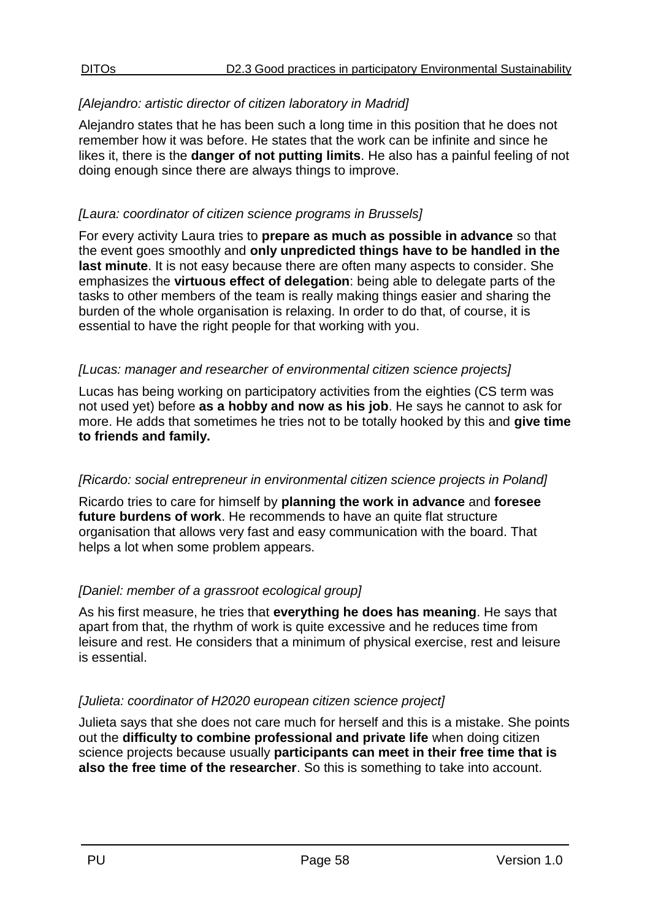*[Alejandro: artistic director of citizen laboratory in Madrid]*

Alejandro states that he has been such a long time in this position that he does not remember how it was before. He states that the work can be infinite and since he likes it, there is the **danger of not putting limits**. He also has a painful feeling of not doing enough since there are always things to improve.

*[Laura: coordinator of citizen science programs in Brussels]*

For every activity Laura tries to **prepare as much as possible in advance** so that the event goes smoothly and **only unpredicted things have to be handled in the last minute**. It is not easy because there are often many aspects to consider. She emphasizes the **virtuous effect of delegation**: being able to delegate parts of the tasks to other members of the team is really making things easier and sharing the burden of the whole organisation is relaxing. In order to do that, of course, it is essential to have the right people for that working with you.

*[Lucas: manager and researcher of environmental citizen science projects]*

Lucas has being working on participatory activities from the eighties (CS term was not used yet) before **as a hobby and now as his job**. He says he cannot to ask for more. He adds that sometimes he tries not to be totally hooked by this and **give time to friends and family.**

*[Ricardo: social entrepreneur in environmental citizen science projects in Poland]*

Ricardo tries to care for himself by **planning the work in advance** and **foresee future burdens of work**. He recommends to have an quite flat structure organisation that allows very fast and easy communication with the board. That helps a lot when some problem appears.

*[Daniel: member of a grassroot ecological group]*

As his first measure, he tries that **everything he does has meaning**. He says that apart from that, the rhythm of work is quite excessive and he reduces time from leisure and rest. He considers that a minimum of physical exercise, rest and leisure is essential.

*[Julieta: coordinator of H2020 european citizen science project]*

Julieta says that she does not care much for herself and this is a mistake. She points out the **difficulty to combine professional and private life** when doing citizen science projects because usually **participants can meet in their free time that is also the free time of the researcher**. So this is something to take into account.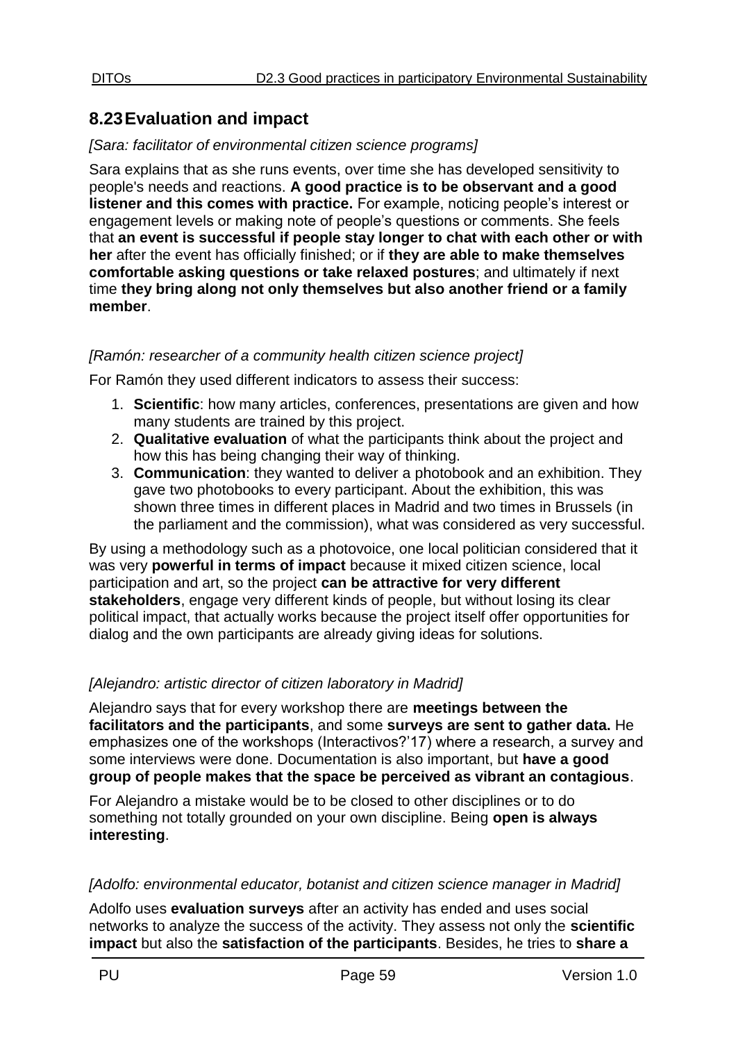## 8.23 Evaluation and impact

*[Sara: facilitator of environmental citizen science programs]*

Sara explains that as she runs events, over time she has developed sensitivity to people's needs and reactions. **A good practice is to be observant and a good listener and this comes with practice.** For example, noticing people's interest or engagement levels or making note of people's questions or comments. She feels that **an event is successful if people stay longer to chat with each other or with her** after the event has officially finished; or if **they are able to make themselves comfortable asking questions or take relaxed postures**; and ultimately if next time **they bring along not only themselves but also another friend or a family member**.

*[Ramón: researcher of a community health citizen science project]*

For Ramón they used different indicators to assess their success:

1. **Scientific**: how many articles, conferences, presentations are given and how many students are trained by this project.
2. **Qualitative evaluation** of what the participants think about the project and how this has being changing their way of thinking.
3. **Communication**: they wanted to deliver a photobook and an exhibition. They gave two photobooks to every participant. About the exhibition, this was shown three times in different places in Madrid and two times in Brussels (in the parliament and the commission), what was considered as very successful.

By using a methodology such as a photovoice, one local politician considered that it was very **powerful in terms of impact** because it mixed citizen science, local participation and art, so the project **can be attractive for very different stakeholders**, engage very different kinds of people, but without losing its clear political impact, that actually works because the project itself offer opportunities for dialog and the own participants are already giving ideas for solutions.

*[Alejandro: artistic director of citizen laboratory in Madrid]*

Alejandro says that for every workshop there are **meetings between the facilitators and the participants**, and some **surveys are sent to gather data.** He emphasizes one of the workshops (Interactivos?'17) where a research, a survey and some interviews were done. Documentation is also important, but **have a good group of people makes that the space be perceived as vibrant an contagious**.

For Alejandro a mistake would be to be closed to other disciplines or to do something not totally grounded on your own discipline. Being **open is always interesting**.

*[Adolfo: environmental educator, botanist and citizen science manager in Madrid]*

Adolfo uses **evaluation surveys** after an activity has ended and uses social networks to analyze the success of the activity. They assess not only the **scientific impact** but also the **satisfaction of the participants**. Besides, he tries to **share a**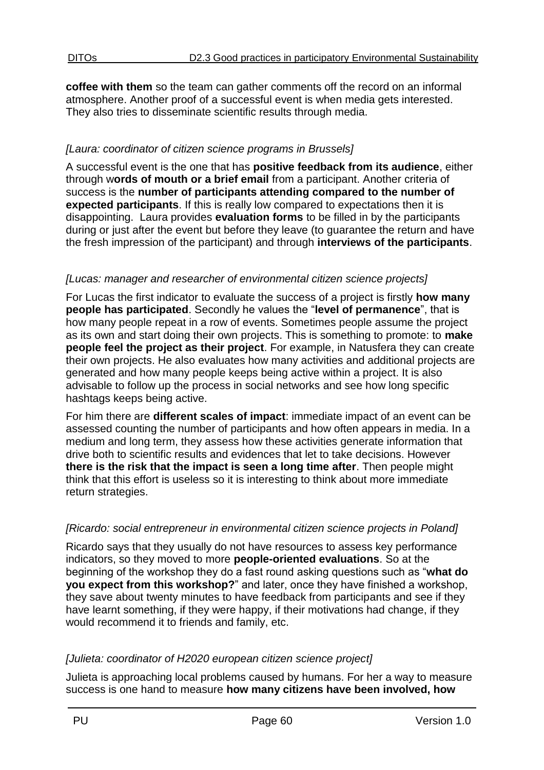**coffee with them** so the team can gather comments off the record on an informal atmosphere. Another proof of a successful event is when media gets interested. They also tries to disseminate scientific results through media.

*[Laura: coordinator of citizen science programs in Brussels]*

A successful event is the one that has **positive feedback from its audience**, either through w**ords of mouth or a brief email** from a participant. Another criteria of success is the **number of participants attending compared to the number of expected participants**. If this is really low compared to expectations then it is disappointing. Laura provides **evaluation forms** to be filled in by the participants during or just after the event but before they leave (to guarantee the return and have the fresh impression of the participant) and through **interviews of the participants**.

*[Lucas: manager and researcher of environmental citizen science projects]*

For Lucas the first indicator to evaluate the success of a project is firstly **how many people has participated**. Secondly he values the "**level of permanence**", that is how many people repeat in a row of events. Sometimes people assume the project as its own and start doing their own projects. This is something to promote: to **make people feel the project as their project**. For example, in Natusfera they can create their own projects. He also evaluates how many activities and additional projects are generated and how many people keeps being active within a project. It is also advisable to follow up the process in social networks and see how long specific hashtags keeps being active.

For him there are **different scales of impact**: immediate impact of an event can be assessed counting the number of participants and how often appears in media. In a medium and long term, they assess how these activities generate information that drive both to scientific results and evidences that let to take decisions. However **there is the risk that the impact is seen a long time after**. Then people might think that this effort is useless so it is interesting to think about more immediate return strategies.

*[Ricardo: social entrepreneur in environmental citizen science projects in Poland]*

Ricardo says that they usually do not have resources to assess key performance indicators, so they moved to more **people-oriented evaluations**. So at the beginning of the workshop they do a fast round asking questions such as "**what do you expect from this workshop?**" and later, once they have finished a workshop, they save about twenty minutes to have feedback from participants and see if they have learnt something, if they were happy, if their motivations had change, if they would recommend it to friends and family, etc.

*[Julieta: coordinator of H2020 european citizen science project]*

Julieta is approaching local problems caused by humans. For her a way to measure success is one hand to measure **how many citizens have been involved, how**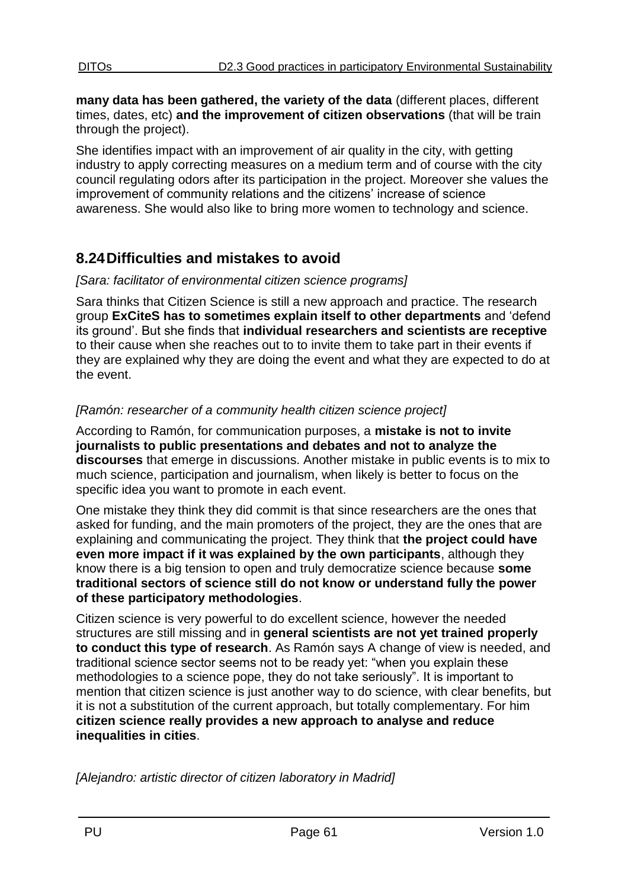**many data has been gathered, the variety of the data** (different places, different times, dates, etc) **and the improvement of citizen observations** (that will be train through the project).

She identifies impact with an improvement of air quality in the city, with getting industry to apply correcting measures on a medium term and of course with the city council regulating odors after its participation in the project. Moreover she values the improvement of community relations and the citizens' increase of science awareness. She would also like to bring more women to technology and science.

## 8.24 Difficulties and mistakes to avoid

*[Sara: facilitator of environmental citizen science programs]*

Sara thinks that Citizen Science is still a new approach and practice. The research group **ExCiteS has to sometimes explain itself to other departments** and 'defend its ground'. But she finds that **individual researchers and scientists are receptive** to their cause when she reaches out to to invite them to take part in their events if they are explained why they are doing the event and what they are expected to do at the event.

*[Ramón: researcher of a community health citizen science project]*

According to Ramón, for communication purposes, a **mistake is not to invite journalists to public presentations and debates and not to analyze the discourses** that emerge in discussions. Another mistake in public events is to mix to much science, participation and journalism, when likely is better to focus on the specific idea you want to promote in each event.

One mistake they think they did commit is that since researchers are the ones that asked for funding, and the main promoters of the project, they are the ones that are explaining and communicating the project. They think that **the project could have even more impact if it was explained by the own participants**, although they know there is a big tension to open and truly democratize science because **some traditional sectors of science still do not know or understand fully the power of these participatory methodologies**.

Citizen science is very powerful to do excellent science, however the needed structures are still missing and in **general scientists are not yet trained properly to conduct this type of research**. As Ramón says A change of view is needed, and traditional science sector seems not to be ready yet: "when you explain these methodologies to a science pope, they do not take seriously". It is important to mention that citizen science is just another way to do science, with clear benefits, but it is not a substitution of the current approach, but totally complementary. For him **citizen science really provides a new approach to analyse and reduce inequalities in cities**.

*[Alejandro: artistic director of citizen laboratory in Madrid]*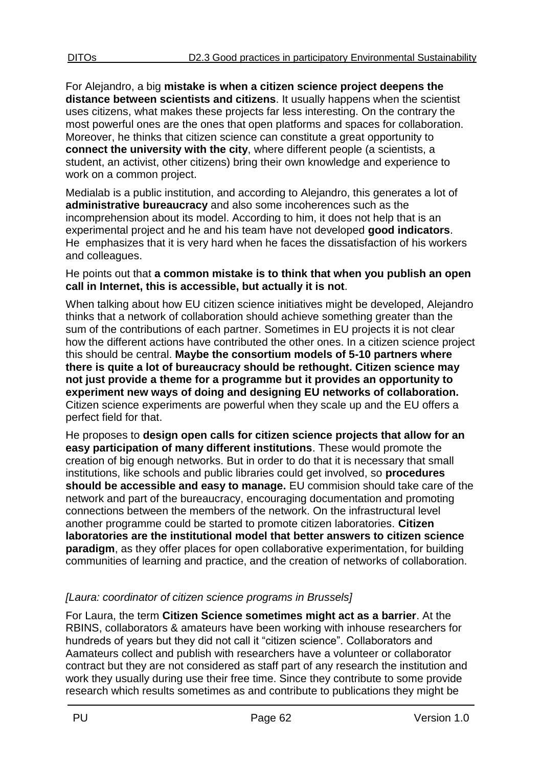For Alejandro, a big **mistake is when a citizen science project deepens the distance between scientists and citizens**. It usually happens when the scientist uses citizens, what makes these projects far less interesting. On the contrary the most powerful ones are the ones that open platforms and spaces for collaboration. Moreover, he thinks that citizen science can constitute a great opportunity to **connect the university with the city**, where different people (a scientists, a student, an activist, other citizens) bring their own knowledge and experience to work on a common project.

Medialab is a public institution, and according to Alejandro, this generates a lot of **administrative bureaucracy** and also some incoherences such as the incomprehension about its model. According to him, it does not help that is an experimental project and he and his team have not developed **good indicators**. He emphasizes that it is very hard when he faces the dissatisfaction of his workers and colleagues.

He points out that **a common mistake is to think that when you publish an open call in Internet, this is accessible, but actually it is not**.

When talking about how EU citizen science initiatives might be developed, Alejandro thinks that a network of collaboration should achieve something greater than the sum of the contributions of each partner. Sometimes in EU projects it is not clear how the different actions have contributed the other ones. In a citizen science project this should be central. **Maybe the consortium models of 5-10 partners where there is quite a lot of bureaucracy should be rethought. Citizen science may not just provide a theme for a programme but it provides an opportunity to experiment new ways of doing and designing EU networks of collaboration.** Citizen science experiments are powerful when they scale up and the EU offers a perfect field for that.

He proposes to **design open calls for citizen science projects that allow for an easy participation of many different institutions**. These would promote the creation of big enough networks. But in order to do that it is necessary that small institutions, like schools and public libraries could get involved, so **procedures should be accessible and easy to manage.** EU commision should take care of the network and part of the bureaucracy, encouraging documentation and promoting connections between the members of the network. On the infrastructural level another programme could be started to promote citizen laboratories. **Citizen laboratories are the institutional model that better answers to citizen science paradigm**, as they offer places for open collaborative experimentation, for building communities of learning and practice, and the creation of networks of collaboration.

*[Laura: coordinator of citizen science programs in Brussels]*

For Laura, the term **Citizen Science sometimes might act as a barrier**. At the RBINS, collaborators & amateurs have been working with inhouse researchers for hundreds of years but they did not call it "citizen science". Collaborators and Aamateurs collect and publish with researchers have a volunteer or collaborator contract but they are not considered as staff part of any research the institution and work they usually during use their free time. Since they contribute to some provide research which results sometimes as and contribute to publications they might be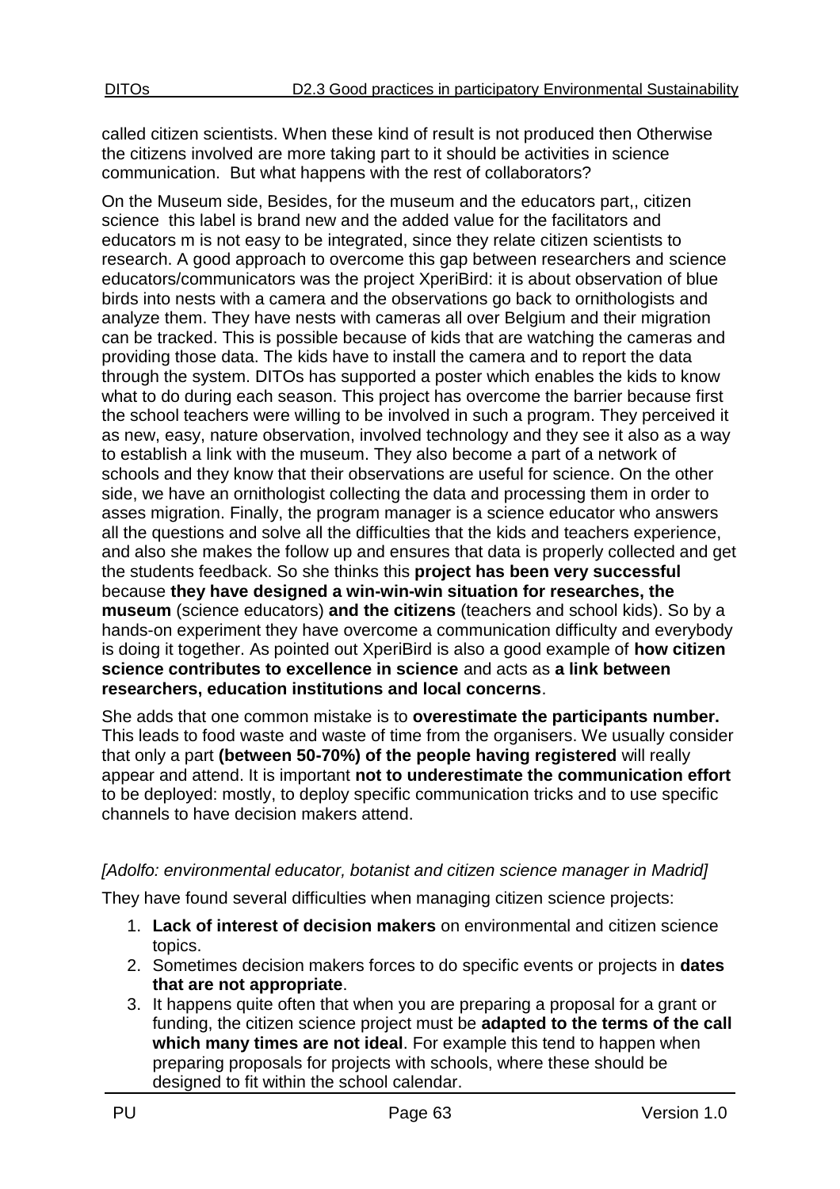called citizen scientists. When these kind of result is not produced then Otherwise the citizens involved are more taking part to it should be activities in science communication. But what happens with the rest of collaborators?

On the Museum side, Besides, for the museum and the educators part,, citizen science this label is brand new and the added value for the facilitators and educators m is not easy to be integrated, since they relate citizen scientists to research. A good approach to overcome this gap between researchers and science educators/communicators was the project XperiBird: it is about observation of blue birds into nests with a camera and the observations go back to ornithologists and analyze them. They have nests with cameras all over Belgium and their migration can be tracked. This is possible because of kids that are watching the cameras and providing those data. The kids have to install the camera and to report the data through the system. DITOs has supported a poster which enables the kids to know what to do during each season. This project has overcome the barrier because first the school teachers were willing to be involved in such a program. They perceived it as new, easy, nature observation, involved technology and they see it also as a way to establish a link with the museum. They also become a part of a network of schools and they know that their observations are useful for science. On the other side, we have an ornithologist collecting the data and processing them in order to asses migration. Finally, the program manager is a science educator who answers all the questions and solve all the difficulties that the kids and teachers experience, and also she makes the follow up and ensures that data is properly collected and get the students feedback. So she thinks this **project has been very successful** because **they have designed a win-win-win situation for researches, the museum** (science educators) **and the citizens** (teachers and school kids). So by a hands-on experiment they have overcome a communication difficulty and everybody is doing it together. As pointed out XperiBird is also a good example of **how citizen science contributes to excellence in science** and acts as **a link between researchers, education institutions and local concerns**.

She adds that one common mistake is to **overestimate the participants number.** This leads to food waste and waste of time from the organisers. We usually consider that only a part **(between 50-70%) of the people having registered** will really appear and attend. It is important **not to underestimate the communication effort** to be deployed: mostly, to deploy specific communication tricks and to use specific channels to have decision makers attend.

*[Adolfo: environmental educator, botanist and citizen science manager in Madrid]*

They have found several difficulties when managing citizen science projects:

1. **Lack of interest of decision makers** on environmental and citizen science topics.
2. Sometimes decision makers forces to do specific events or projects in **dates that are not appropriate**.
3. It happens quite often that when you are preparing a proposal for a grant or funding, the citizen science project must be **adapted to the terms of the call which many times are not ideal**. For example this tend to happen when preparing proposals for projects with schools, where these should be designed to fit within the school calendar.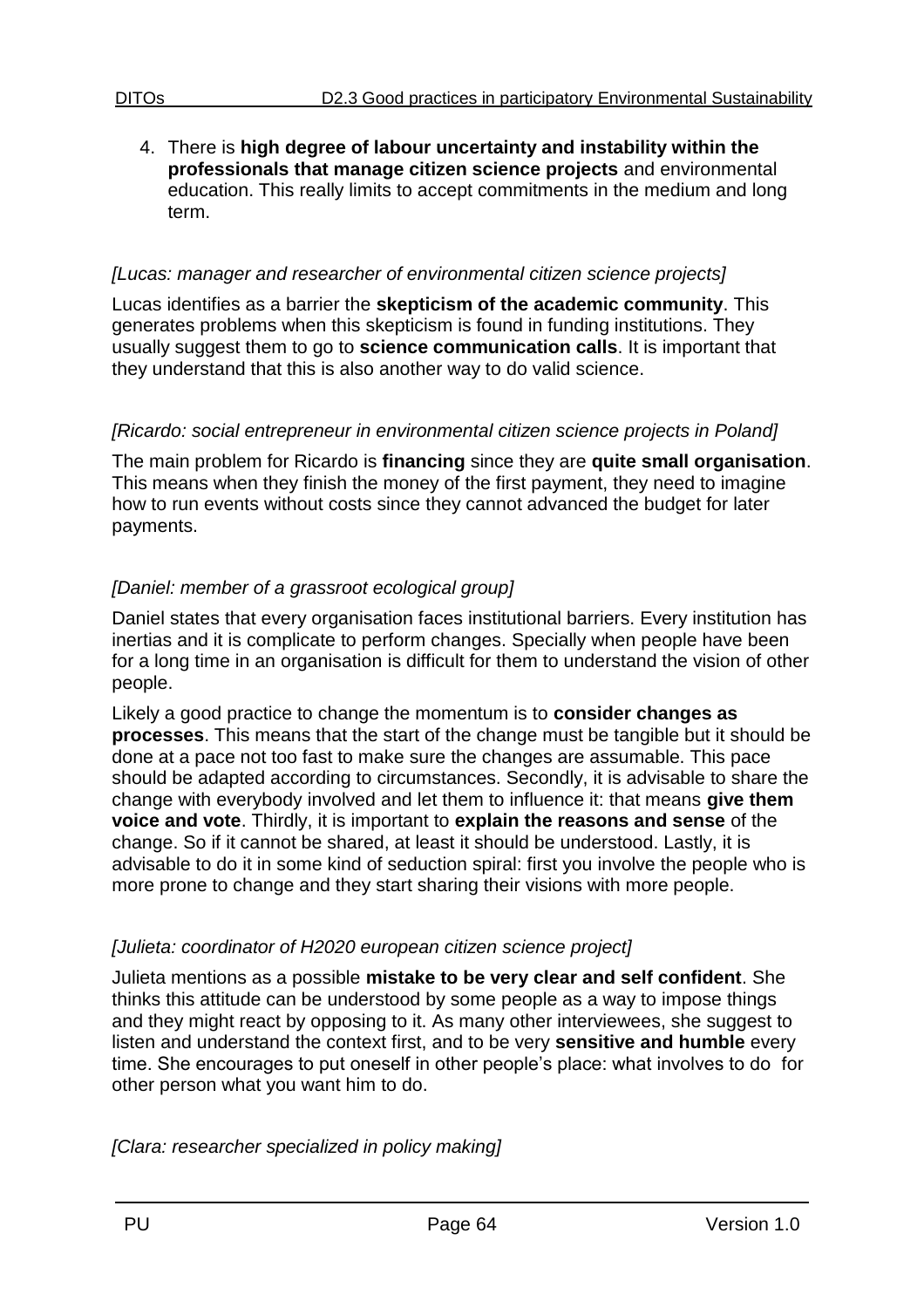4. There is **high degree of labour uncertainty and instability within the professionals that manage citizen science projects** and environmental education. This really limits to accept commitments in the medium and long term.

*[Lucas: manager and researcher of environmental citizen science projects]*

Lucas identifies as a barrier the **skepticism of the academic community**. This generates problems when this skepticism is found in funding institutions. They usually suggest them to go to **science communication calls**. It is important that they understand that this is also another way to do valid science.

*[Ricardo: social entrepreneur in environmental citizen science projects in Poland]*

The main problem for Ricardo is **financing** since they are **quite small organisation**. This means when they finish the money of the first payment, they need to imagine how to run events without costs since they cannot advanced the budget for later payments.

*[Daniel: member of a grassroot ecological group]*

Daniel states that every organisation faces institutional barriers. Every institution has inertias and it is complicate to perform changes. Specially when people have been for a long time in an organisation is difficult for them to understand the vision of other people.

Likely a good practice to change the momentum is to **consider changes as processes**. This means that the start of the change must be tangible but it should be done at a pace not too fast to make sure the changes are assumable. This pace should be adapted according to circumstances. Secondly, it is advisable to share the change with everybody involved and let them to influence it: that means **give them voice and vote**. Thirdly, it is important to **explain the reasons and sense** of the change. So if it cannot be shared, at least it should be understood. Lastly, it is advisable to do it in some kind of seduction spiral: first you involve the people who is more prone to change and they start sharing their visions with more people.

*[Julieta: coordinator of H2020 european citizen science project]*

Julieta mentions as a possible **mistake to be very clear and self confident**. She thinks this attitude can be understood by some people as a way to impose things and they might react by opposing to it. As many other interviewees, she suggest to listen and understand the context first, and to be very **sensitive and humble** every time. She encourages to put oneself in other people's place: what involves to do for other person what you want him to do.

*[Clara: researcher specialized in policy making]*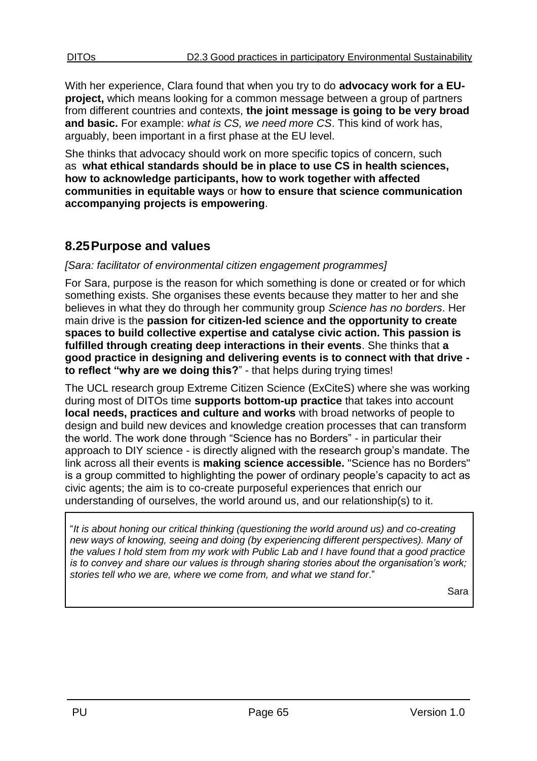With her experience, Clara found that when you try to do **advocacy work for a EU-project,** which means looking for a common message between a group of partners from different countries and contexts, **the joint message is going to be very broad and basic.** For example: *what is CS, we need more CS*. This kind of work has, arguably, been important in a first phase at the EU level.

She thinks that advocacy should work on more specific topics of concern, such as **what ethical standards should be in place to use CS in health sciences, how to acknowledge participants, how to work together with affected communities in equitable ways** or **how to ensure that science communication accompanying projects is empowering**.

## 8.25 Purpose and values

*[Sara: facilitator of environmental citizen engagement programmes]*

For Sara, purpose is the reason for which something is done or created or for which something exists. She organises these events because they matter to her and she believes in what they do through her community group *Science has no borders*. Her main drive is the **passion for citizen-led science and the opportunity to create spaces to build collective expertise and catalyse civic action. This passion is fulfilled through creating deep interactions in their events**. She thinks that **a good practice in designing and delivering events is to connect with that drive - to reflect "why are we doing this?**" - that helps during trying times!

The UCL research group Extreme Citizen Science (ExCiteS) where she was working during most of DITOs time **supports bottom-up practice** that takes into account **local needs, practices and culture and works** with broad networks of people to design and build new devices and knowledge creation processes that can transform the world. The work done through "Science has no Borders" - in particular their approach to DIY science - is directly aligned with the research group's mandate. The link across all their events is **making science accessible.** "Science has no Borders" is a group committed to highlighting the power of ordinary people's capacity to act as civic agents; the aim is to co-create purposeful experiences that enrich our understanding of ourselves, the world around us, and our relationship(s) to it.

> "*It is about honing our critical thinking (questioning the world around us) and co-creating new ways of knowing, seeing and doing (by experiencing different perspectives). Many of the values I hold stem from my work with Public Lab and I have found that a good practice is to convey and share our values is through sharing stories about the organisation's work; stories tell who we are, where we come from, and what we stand for*."
>
> Sara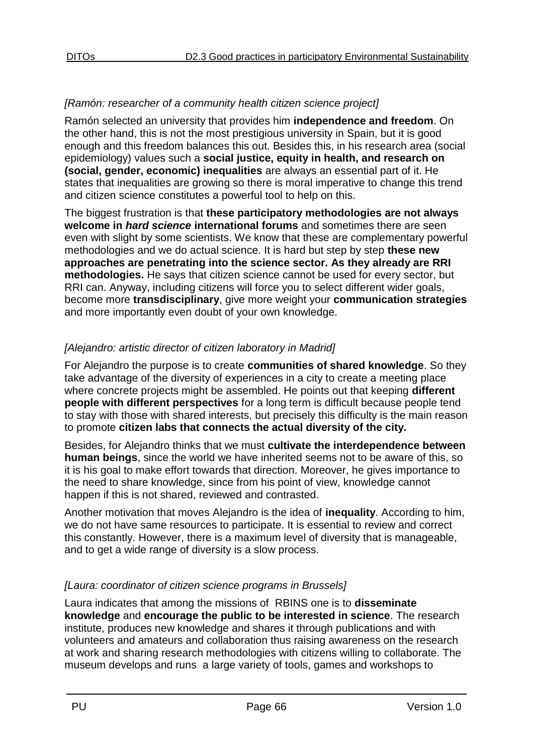*[Ramón: researcher of a community health citizen science project]*

Ramón selected an university that provides him **independence and freedom**. On the other hand, this is not the most prestigious university in Spain, but it is good enough and this freedom balances this out. Besides this, in his research area (social epidemiology) values such a **social justice, equity in health, and research on (social, gender, economic) inequalities** are always an essential part of it. He states that inequalities are growing so there is moral imperative to change this trend and citizen science constitutes a powerful tool to help on this.

The biggest frustration is that **these participatory methodologies are not always welcome in *hard science* international forums** and sometimes there are seen even with slight by some scientists. We know that these are complementary powerful methodologies and we do actual science. It is hard but step by step **these new approaches are penetrating into the science sector. As they already are RRI methodologies.** He says that citizen science cannot be used for every sector, but RRI can. Anyway, including citizens will force you to select different wider goals, become more **transdisciplinary**, give more weight your **communication strategies** and more importantly even doubt of your own knowledge.

*[Alejandro: artistic director of citizen laboratory in Madrid]*

For Alejandro the purpose is to create **communities of shared knowledge**. So they take advantage of the diversity of experiences in a city to create a meeting place where concrete projects might be assembled. He points out that keeping **different people with different perspectives** for a long term is difficult because people tend to stay with those with shared interests, but precisely this difficulty is the main reason to promote **citizen labs that connects the actual diversity of the city.**

Besides, for Alejandro thinks that we must **cultivate the interdependence between human beings**, since the world we have inherited seems not to be aware of this, so it is his goal to make effort towards that direction. Moreover, he gives importance to the need to share knowledge, since from his point of view, knowledge cannot happen if this is not shared, reviewed and contrasted.

Another motivation that moves Alejandro is the idea of **inequality**. According to him, we do not have same resources to participate. It is essential to review and correct this constantly. However, there is a maximum level of diversity that is manageable, and to get a wide range of diversity is a slow process.

*[Laura: coordinator of citizen science programs in Brussels]*

Laura indicates that among the missions of RBINS one is to **disseminate knowledge** and **encourage the public to be interested in science**. The research institute, produces new knowledge and shares it through publications and with volunteers and amateurs and collaboration thus raising awareness on the research at work and sharing research methodologies with citizens willing to collaborate. The museum develops and runs a large variety of tools, games and workshops to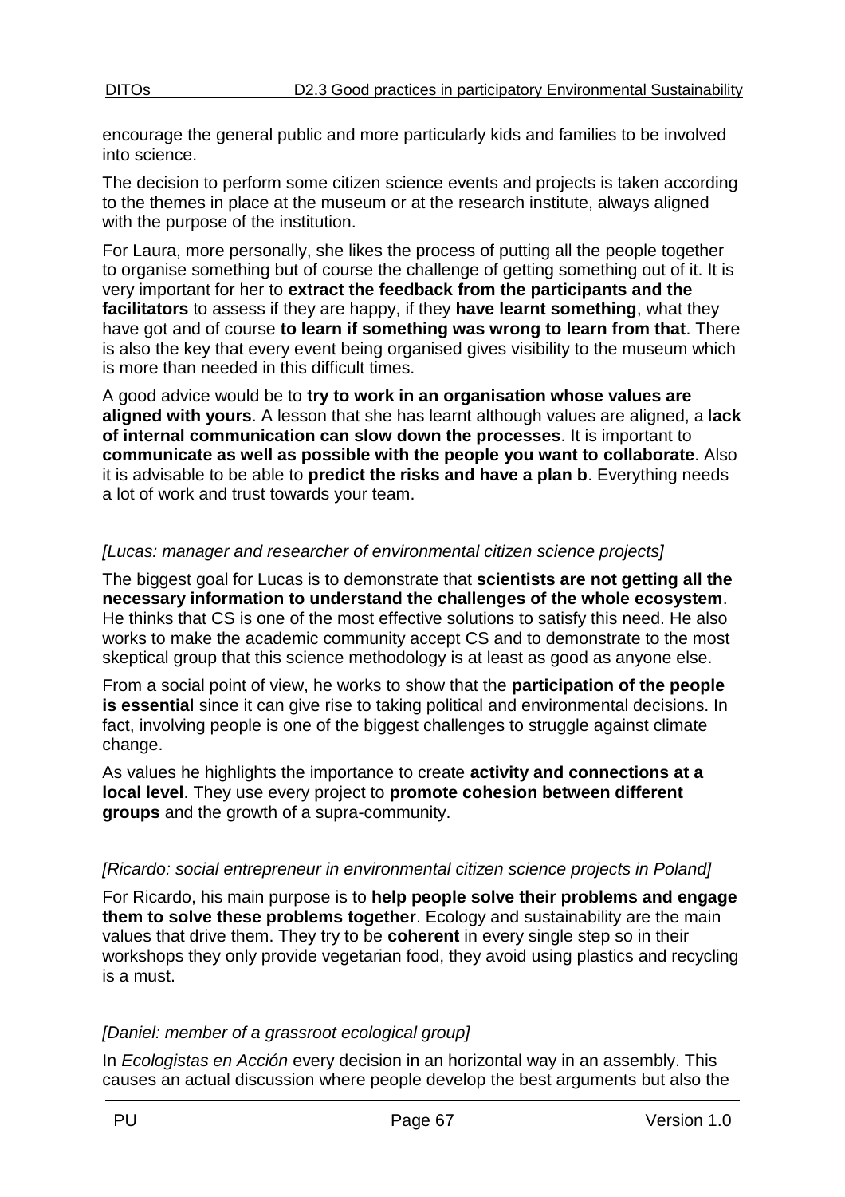encourage the general public and more particularly kids and families to be involved into science.

The decision to perform some citizen science events and projects is taken according to the themes in place at the museum or at the research institute, always aligned with the purpose of the institution.

For Laura, more personally, she likes the process of putting all the people together to organise something but of course the challenge of getting something out of it. It is very important for her to **extract the feedback from the participants and the facilitators** to assess if they are happy, if they **have learnt something**, what they have got and of course **to learn if something was wrong to learn from that**. There is also the key that every event being organised gives visibility to the museum which is more than needed in this difficult times.

A good advice would be to **try to work in an organisation whose values are aligned with yours**. A lesson that she has learnt although values are aligned, a l**ack of internal communication can slow down the processes**. It is important to **communicate as well as possible with the people you want to collaborate**. Also it is advisable to be able to **predict the risks and have a plan b**. Everything needs a lot of work and trust towards your team.

*[Lucas: manager and researcher of environmental citizen science projects]*

The biggest goal for Lucas is to demonstrate that **scientists are not getting all the necessary information to understand the challenges of the whole ecosystem**. He thinks that CS is one of the most effective solutions to satisfy this need. He also works to make the academic community accept CS and to demonstrate to the most skeptical group that this science methodology is at least as good as anyone else.

From a social point of view, he works to show that the **participation of the people is essential** since it can give rise to taking political and environmental decisions. In fact, involving people is one of the biggest challenges to struggle against climate change.

As values he highlights the importance to create **activity and connections at a local level**. They use every project to **promote cohesion between different groups** and the growth of a supra-community.

*[Ricardo: social entrepreneur in environmental citizen science projects in Poland]*

For Ricardo, his main purpose is to **help people solve their problems and engage them to solve these problems together**. Ecology and sustainability are the main values that drive them. They try to be **coherent** in every single step so in their workshops they only provide vegetarian food, they avoid using plastics and recycling is a must.

*[Daniel: member of a grassroot ecological group]*

In *Ecologistas en Acción* every decision in an horizontal way in an assembly. This causes an actual discussion where people develop the best arguments but also the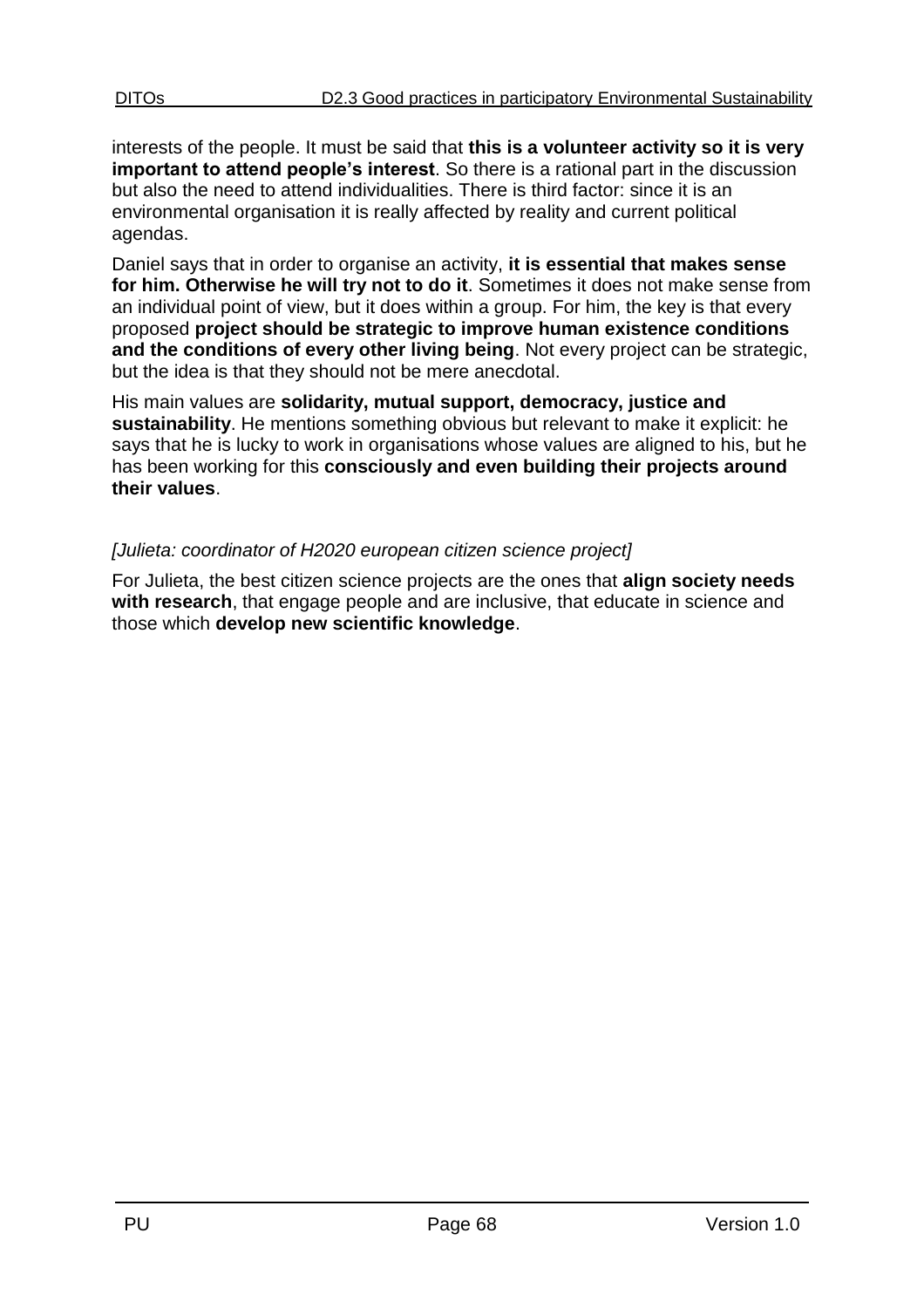interests of the people. It must be said that **this is a volunteer activity so it is very important to attend people's interest**. So there is a rational part in the discussion but also the need to attend individualities. There is third factor: since it is an environmental organisation it is really affected by reality and current political agendas.

Daniel says that in order to organise an activity, **it is essential that makes sense for him. Otherwise he will try not to do it**. Sometimes it does not make sense from an individual point of view, but it does within a group. For him, the key is that every proposed **project should be strategic to improve human existence conditions and the conditions of every other living being**. Not every project can be strategic, but the idea is that they should not be mere anecdotal.

His main values are **solidarity, mutual support, democracy, justice and sustainability**. He mentions something obvious but relevant to make it explicit: he says that he is lucky to work in organisations whose values are aligned to his, but he has been working for this **consciously and even building their projects around their values**.

*[Julieta: coordinator of H2020 european citizen science project]*

For Julieta, the best citizen science projects are the ones that **align society needs with research**, that engage people and are inclusive, that educate in science and those which **develop new scientific knowledge**.